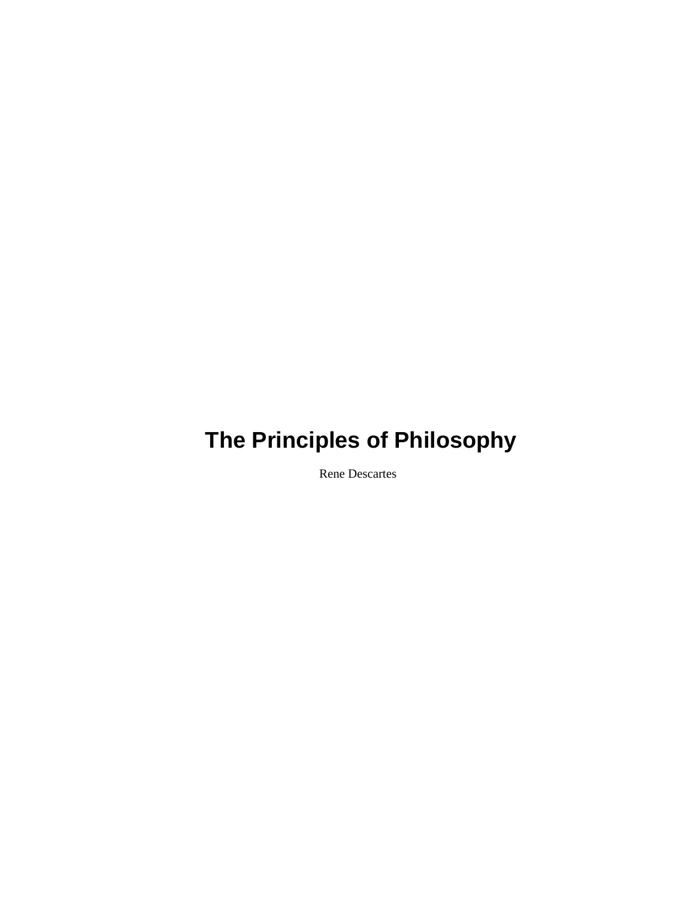# The Principles of Philosophy

Rene Descartes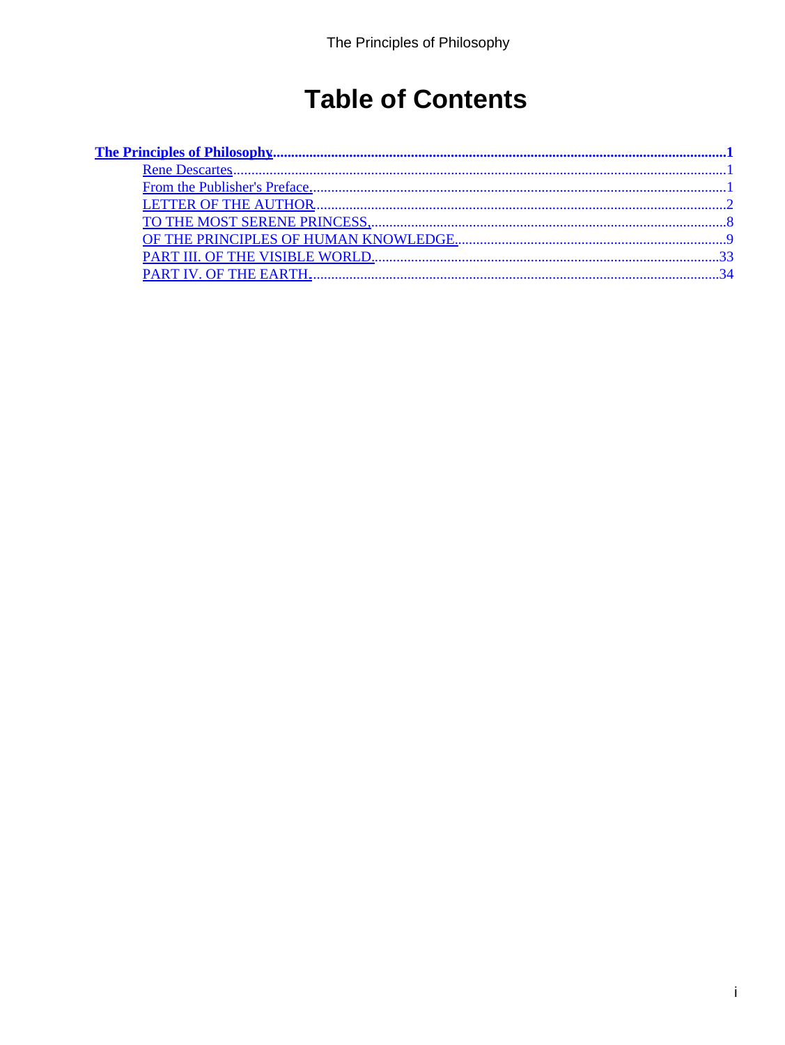# Table of Contents

**The Principles of Philosophy** ..... **1**

- Rene Descartes ..... 1
- From the Publisher's Preface. ..... 1
- LETTER OF THE AUTHOR ..... 2
- TO THE MOST SERENE PRINCESS, ..... 8
- OF THE PRINCIPLES OF HUMAN KNOWLEDGE. ..... 9
- PART III. OF THE VISIBLE WORLD. ..... 33
- PART IV. OF THE EARTH. ..... 34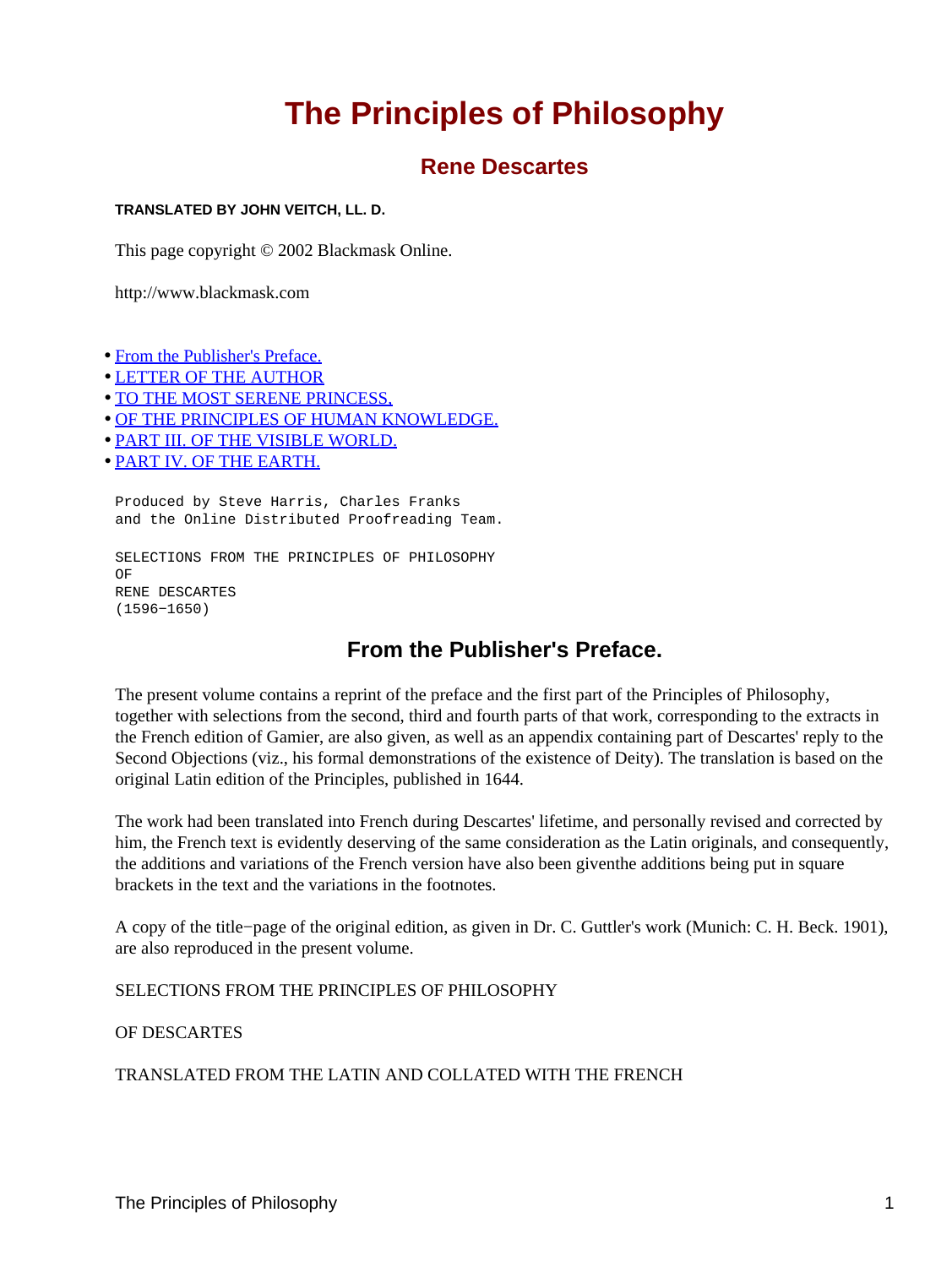# The Principles of Philosophy

## Rene Descartes

**TRANSLATED BY JOHN VEITCH, LL. D.**

This page copyright © 2002 Blackmask Online.

http://www.blackmask.com

- From the Publisher's Preface.
- LETTER OF THE AUTHOR
- TO THE MOST SERENE PRINCESS,
- OF THE PRINCIPLES OF HUMAN KNOWLEDGE.
- PART III. OF THE VISIBLE WORLD.
- PART IV. OF THE EARTH.

```
Produced by Steve Harris, Charles Franks
and the Online Distributed Proofreading Team.

SELECTIONS FROM THE PRINCIPLES OF PHILOSOPHY
OF
RENE DESCARTES
(1596−1650)
```

## From the Publisher's Preface.

The present volume contains a reprint of the preface and the first part of the Principles of Philosophy, together with selections from the second, third and fourth parts of that work, corresponding to the extracts in the French edition of Gamier, are also given, as well as an appendix containing part of Descartes' reply to the Second Objections (viz., his formal demonstrations of the existence of Deity). The translation is based on the original Latin edition of the Principles, published in 1644.

The work had been translated into French during Descartes' lifetime, and personally revised and corrected by him, the French text is evidently deserving of the same consideration as the Latin originals, and consequently, the additions and variations of the French version have also been giventhe additions being put in square brackets in the text and the variations in the footnotes.

A copy of the title−page of the original edition, as given in Dr. C. Guttler's work (Munich: C. H. Beck. 1901), are also reproduced in the present volume.

SELECTIONS FROM THE PRINCIPLES OF PHILOSOPHY

OF DESCARTES

TRANSLATED FROM THE LATIN AND COLLATED WITH THE FRENCH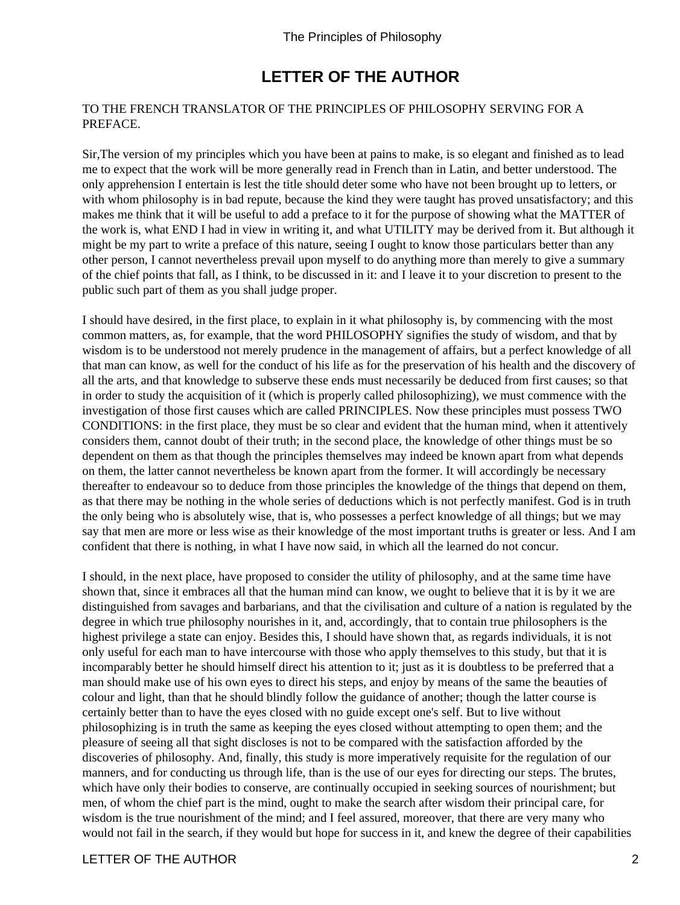# LETTER OF THE AUTHOR

TO THE FRENCH TRANSLATOR OF THE PRINCIPLES OF PHILOSOPHY SERVING FOR A PREFACE.

Sir,The version of my principles which you have been at pains to make, is so elegant and finished as to lead me to expect that the work will be more generally read in French than in Latin, and better understood. The only apprehension I entertain is lest the title should deter some who have not been brought up to letters, or with whom philosophy is in bad repute, because the kind they were taught has proved unsatisfactory; and this makes me think that it will be useful to add a preface to it for the purpose of showing what the MATTER of the work is, what END I had in view in writing it, and what UTILITY may be derived from it. But although it might be my part to write a preface of this nature, seeing I ought to know those particulars better than any other person, I cannot nevertheless prevail upon myself to do anything more than merely to give a summary of the chief points that fall, as I think, to be discussed in it: and I leave it to your discretion to present to the public such part of them as you shall judge proper.

I should have desired, in the first place, to explain in it what philosophy is, by commencing with the most common matters, as, for example, that the word PHILOSOPHY signifies the study of wisdom, and that by wisdom is to be understood not merely prudence in the management of affairs, but a perfect knowledge of all that man can know, as well for the conduct of his life as for the preservation of his health and the discovery of all the arts, and that knowledge to subserve these ends must necessarily be deduced from first causes; so that in order to study the acquisition of it (which is properly called philosophizing), we must commence with the investigation of those first causes which are called PRINCIPLES. Now these principles must possess TWO CONDITIONS: in the first place, they must be so clear and evident that the human mind, when it attentively considers them, cannot doubt of their truth; in the second place, the knowledge of other things must be so dependent on them as that though the principles themselves may indeed be known apart from what depends on them, the latter cannot nevertheless be known apart from the former. It will accordingly be necessary thereafter to endeavour so to deduce from those principles the knowledge of the things that depend on them, as that there may be nothing in the whole series of deductions which is not perfectly manifest. God is in truth the only being who is absolutely wise, that is, who possesses a perfect knowledge of all things; but we may say that men are more or less wise as their knowledge of the most important truths is greater or less. And I am confident that there is nothing, in what I have now said, in which all the learned do not concur.

I should, in the next place, have proposed to consider the utility of philosophy, and at the same time have shown that, since it embraces all that the human mind can know, we ought to believe that it is by it we are distinguished from savages and barbarians, and that the civilisation and culture of a nation is regulated by the degree in which true philosophy nourishes in it, and, accordingly, that to contain true philosophers is the highest privilege a state can enjoy. Besides this, I should have shown that, as regards individuals, it is not only useful for each man to have intercourse with those who apply themselves to this study, but that it is incomparably better he should himself direct his attention to it; just as it is doubtless to be preferred that a man should make use of his own eyes to direct his steps, and enjoy by means of the same the beauties of colour and light, than that he should blindly follow the guidance of another; though the latter course is certainly better than to have the eyes closed with no guide except one's self. But to live without philosophizing is in truth the same as keeping the eyes closed without attempting to open them; and the pleasure of seeing all that sight discloses is not to be compared with the satisfaction afforded by the discoveries of philosophy. And, finally, this study is more imperatively requisite for the regulation of our manners, and for conducting us through life, than is the use of our eyes for directing our steps. The brutes, which have only their bodies to conserve, are continually occupied in seeking sources of nourishment; but men, of whom the chief part is the mind, ought to make the search after wisdom their principal care, for wisdom is the true nourishment of the mind; and I feel assured, moreover, that there are very many who would not fail in the search, if they would but hope for success in it, and knew the degree of their capabilities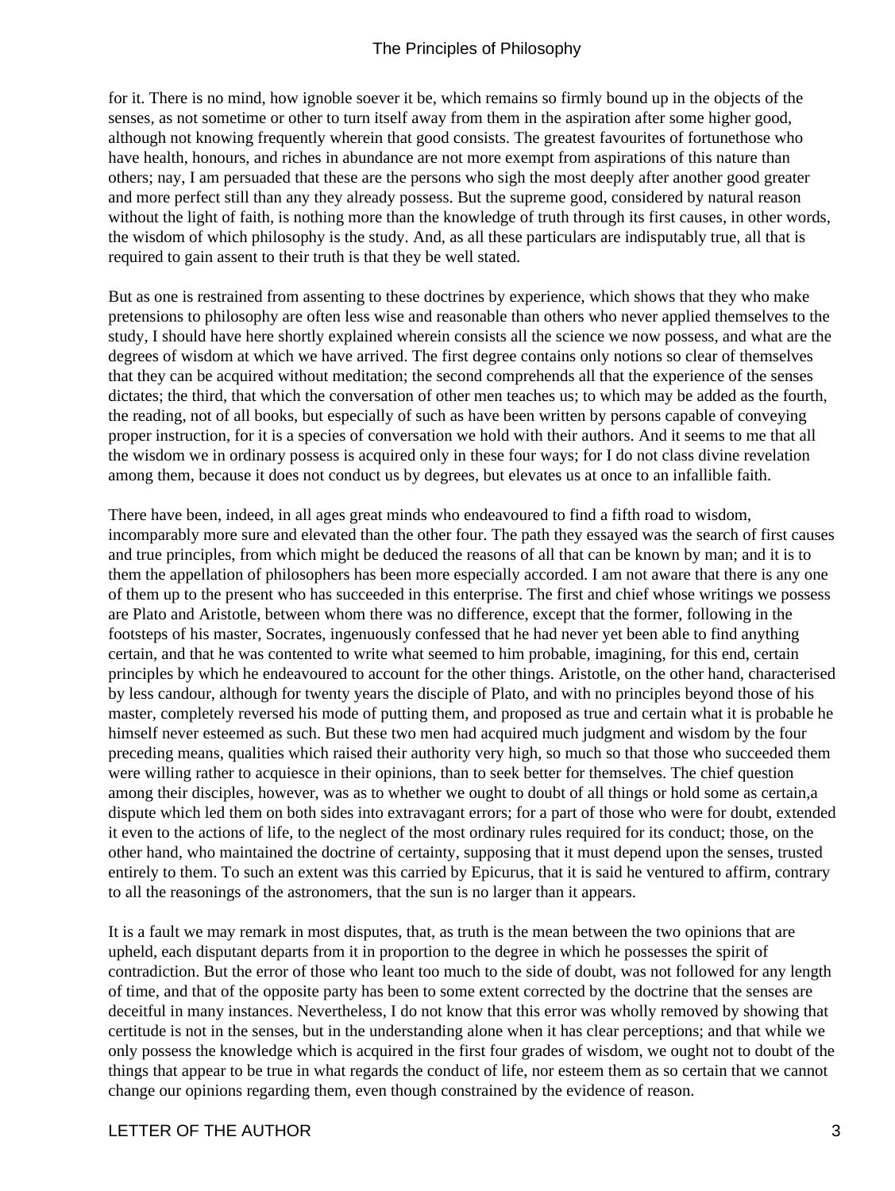for it. There is no mind, how ignoble soever it be, which remains so firmly bound up in the objects of the senses, as not sometime or other to turn itself away from them in the aspiration after some higher good, although not knowing frequently wherein that good consists. The greatest favourites of fortunethose who have health, honours, and riches in abundance are not more exempt from aspirations of this nature than others; nay, I am persuaded that these are the persons who sigh the most deeply after another good greater and more perfect still than any they already possess. But the supreme good, considered by natural reason without the light of faith, is nothing more than the knowledge of truth through its first causes, in other words, the wisdom of which philosophy is the study. And, as all these particulars are indisputably true, all that is required to gain assent to their truth is that they be well stated.

But as one is restrained from assenting to these doctrines by experience, which shows that they who make pretensions to philosophy are often less wise and reasonable than others who never applied themselves to the study, I should have here shortly explained wherein consists all the science we now possess, and what are the degrees of wisdom at which we have arrived. The first degree contains only notions so clear of themselves that they can be acquired without meditation; the second comprehends all that the experience of the senses dictates; the third, that which the conversation of other men teaches us; to which may be added as the fourth, the reading, not of all books, but especially of such as have been written by persons capable of conveying proper instruction, for it is a species of conversation we hold with their authors. And it seems to me that all the wisdom we in ordinary possess is acquired only in these four ways; for I do not class divine revelation among them, because it does not conduct us by degrees, but elevates us at once to an infallible faith.

There have been, indeed, in all ages great minds who endeavoured to find a fifth road to wisdom, incomparably more sure and elevated than the other four. The path they essayed was the search of first causes and true principles, from which might be deduced the reasons of all that can be known by man; and it is to them the appellation of philosophers has been more especially accorded. I am not aware that there is any one of them up to the present who has succeeded in this enterprise. The first and chief whose writings we possess are Plato and Aristotle, between whom there was no difference, except that the former, following in the footsteps of his master, Socrates, ingenuously confessed that he had never yet been able to find anything certain, and that he was contented to write what seemed to him probable, imagining, for this end, certain principles by which he endeavoured to account for the other things. Aristotle, on the other hand, characterised by less candour, although for twenty years the disciple of Plato, and with no principles beyond those of his master, completely reversed his mode of putting them, and proposed as true and certain what it is probable he himself never esteemed as such. But these two men had acquired much judgment and wisdom by the four preceding means, qualities which raised their authority very high, so much so that those who succeeded them were willing rather to acquiesce in their opinions, than to seek better for themselves. The chief question among their disciples, however, was as to whether we ought to doubt of all things or hold some as certain,a dispute which led them on both sides into extravagant errors; for a part of those who were for doubt, extended it even to the actions of life, to the neglect of the most ordinary rules required for its conduct; those, on the other hand, who maintained the doctrine of certainty, supposing that it must depend upon the senses, trusted entirely to them. To such an extent was this carried by Epicurus, that it is said he ventured to affirm, contrary to all the reasonings of the astronomers, that the sun is no larger than it appears.

It is a fault we may remark in most disputes, that, as truth is the mean between the two opinions that are upheld, each disputant departs from it in proportion to the degree in which he possesses the spirit of contradiction. But the error of those who leant too much to the side of doubt, was not followed for any length of time, and that of the opposite party has been to some extent corrected by the doctrine that the senses are deceitful in many instances. Nevertheless, I do not know that this error was wholly removed by showing that certitude is not in the senses, but in the understanding alone when it has clear perceptions; and that while we only possess the knowledge which is acquired in the first four grades of wisdom, we ought not to doubt of the things that appear to be true in what regards the conduct of life, nor esteem them as so certain that we cannot change our opinions regarding them, even though constrained by the evidence of reason.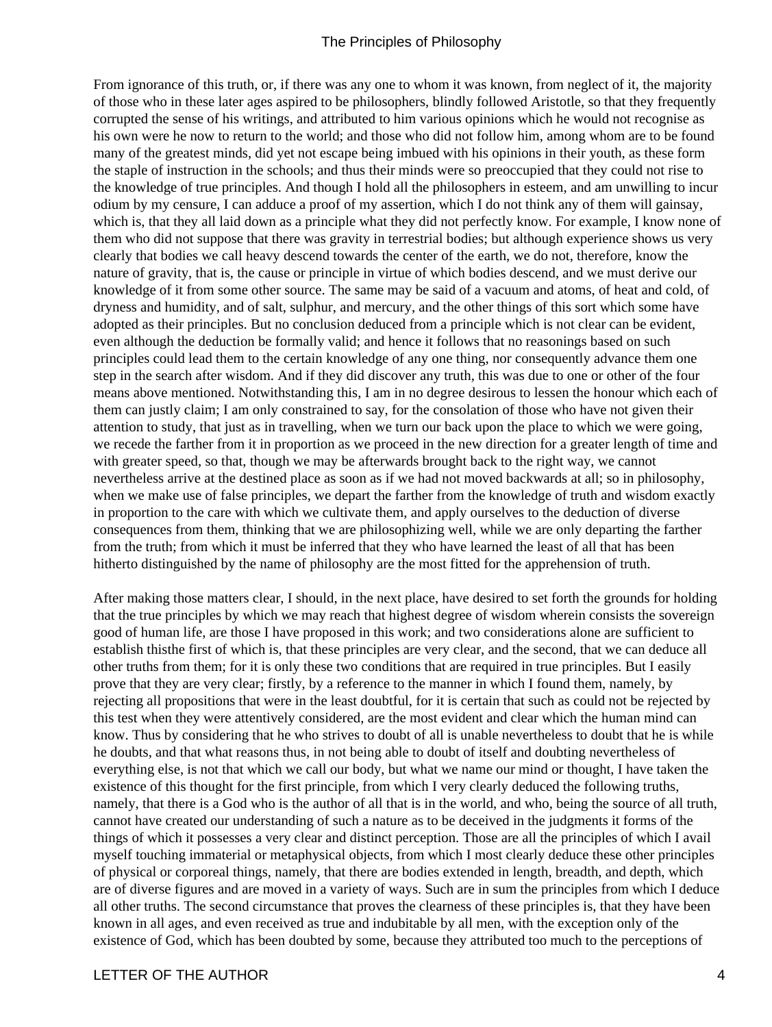From ignorance of this truth, or, if there was any one to whom it was known, from neglect of it, the majority of those who in these later ages aspired to be philosophers, blindly followed Aristotle, so that they frequently corrupted the sense of his writings, and attributed to him various opinions which he would not recognise as his own were he now to return to the world; and those who did not follow him, among whom are to be found many of the greatest minds, did yet not escape being imbued with his opinions in their youth, as these form the staple of instruction in the schools; and thus their minds were so preoccupied that they could not rise to the knowledge of true principles. And though I hold all the philosophers in esteem, and am unwilling to incur odium by my censure, I can adduce a proof of my assertion, which I do not think any of them will gainsay, which is, that they all laid down as a principle what they did not perfectly know. For example, I know none of them who did not suppose that there was gravity in terrestrial bodies; but although experience shows us very clearly that bodies we call heavy descend towards the center of the earth, we do not, therefore, know the nature of gravity, that is, the cause or principle in virtue of which bodies descend, and we must derive our knowledge of it from some other source. The same may be said of a vacuum and atoms, of heat and cold, of dryness and humidity, and of salt, sulphur, and mercury, and the other things of this sort which some have adopted as their principles. But no conclusion deduced from a principle which is not clear can be evident, even although the deduction be formally valid; and hence it follows that no reasonings based on such principles could lead them to the certain knowledge of any one thing, nor consequently advance them one step in the search after wisdom. And if they did discover any truth, this was due to one or other of the four means above mentioned. Notwithstanding this, I am in no degree desirous to lessen the honour which each of them can justly claim; I am only constrained to say, for the consolation of those who have not given their attention to study, that just as in travelling, when we turn our back upon the place to which we were going, we recede the farther from it in proportion as we proceed in the new direction for a greater length of time and with greater speed, so that, though we may be afterwards brought back to the right way, we cannot nevertheless arrive at the destined place as soon as if we had not moved backwards at all; so in philosophy, when we make use of false principles, we depart the farther from the knowledge of truth and wisdom exactly in proportion to the care with which we cultivate them, and apply ourselves to the deduction of diverse consequences from them, thinking that we are philosophizing well, while we are only departing the farther from the truth; from which it must be inferred that they who have learned the least of all that has been hitherto distinguished by the name of philosophy are the most fitted for the apprehension of truth.

After making those matters clear, I should, in the next place, have desired to set forth the grounds for holding that the true principles by which we may reach that highest degree of wisdom wherein consists the sovereign good of human life, are those I have proposed in this work; and two considerations alone are sufficient to establish thisthe first of which is, that these principles are very clear, and the second, that we can deduce all other truths from them; for it is only these two conditions that are required in true principles. But I easily prove that they are very clear; firstly, by a reference to the manner in which I found them, namely, by rejecting all propositions that were in the least doubtful, for it is certain that such as could not be rejected by this test when they were attentively considered, are the most evident and clear which the human mind can know. Thus by considering that he who strives to doubt of all is unable nevertheless to doubt that he is while he doubts, and that what reasons thus, in not being able to doubt of itself and doubting nevertheless of everything else, is not that which we call our body, but what we name our mind or thought, I have taken the existence of this thought for the first principle, from which I very clearly deduced the following truths, namely, that there is a God who is the author of all that is in the world, and who, being the source of all truth, cannot have created our understanding of such a nature as to be deceived in the judgments it forms of the things of which it possesses a very clear and distinct perception. Those are all the principles of which I avail myself touching immaterial or metaphysical objects, from which I most clearly deduce these other principles of physical or corporeal things, namely, that there are bodies extended in length, breadth, and depth, which are of diverse figures and are moved in a variety of ways. Such are in sum the principles from which I deduce all other truths. The second circumstance that proves the clearness of these principles is, that they have been known in all ages, and even received as true and indubitable by all men, with the exception only of the existence of God, which has been doubted by some, because they attributed too much to the perceptions of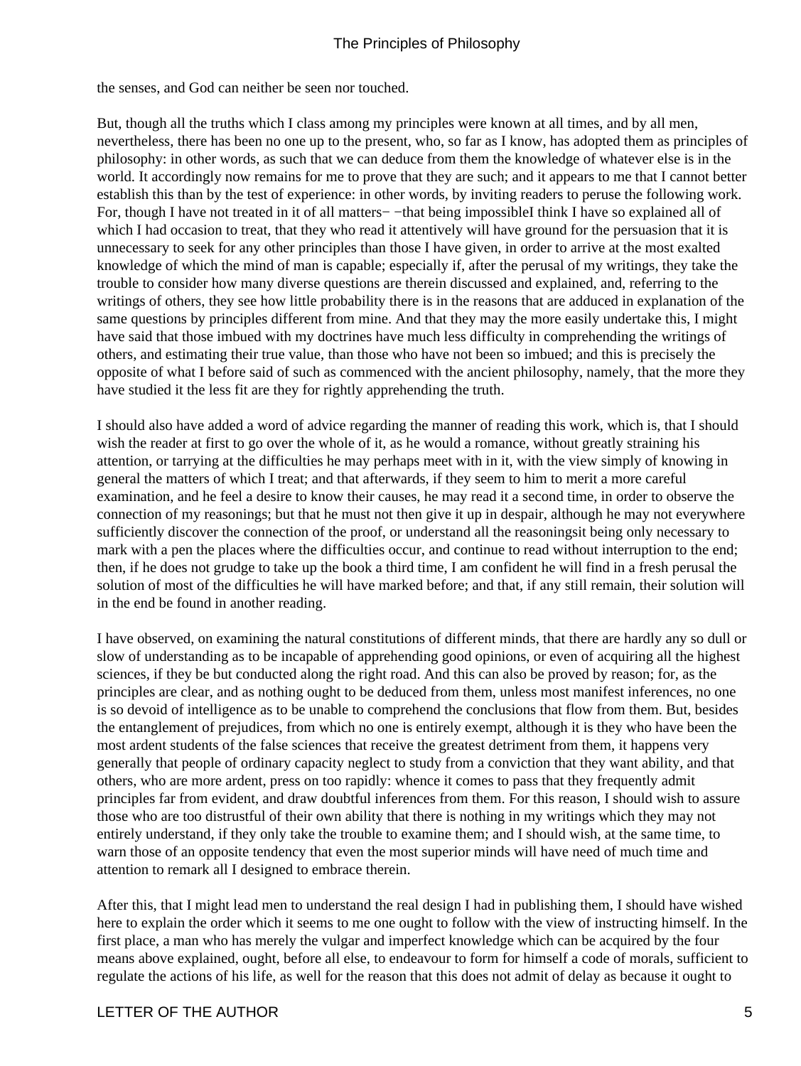the senses, and God can neither be seen nor touched.

But, though all the truths which I class among my principles were known at all times, and by all men, nevertheless, there has been no one up to the present, who, so far as I know, has adopted them as principles of philosophy: in other words, as such that we can deduce from them the knowledge of whatever else is in the world. It accordingly now remains for me to prove that they are such; and it appears to me that I cannot better establish this than by the test of experience: in other words, by inviting readers to peruse the following work. For, though I have not treated in it of all matters− −that being impossibleI think I have so explained all of which I had occasion to treat, that they who read it attentively will have ground for the persuasion that it is unnecessary to seek for any other principles than those I have given, in order to arrive at the most exalted knowledge of which the mind of man is capable; especially if, after the perusal of my writings, they take the trouble to consider how many diverse questions are therein discussed and explained, and, referring to the writings of others, they see how little probability there is in the reasons that are adduced in explanation of the same questions by principles different from mine. And that they may the more easily undertake this, I might have said that those imbued with my doctrines have much less difficulty in comprehending the writings of others, and estimating their true value, than those who have not been so imbued; and this is precisely the opposite of what I before said of such as commenced with the ancient philosophy, namely, that the more they have studied it the less fit are they for rightly apprehending the truth.

I should also have added a word of advice regarding the manner of reading this work, which is, that I should wish the reader at first to go over the whole of it, as he would a romance, without greatly straining his attention, or tarrying at the difficulties he may perhaps meet with in it, with the view simply of knowing in general the matters of which I treat; and that afterwards, if they seem to him to merit a more careful examination, and he feel a desire to know their causes, he may read it a second time, in order to observe the connection of my reasonings; but that he must not then give it up in despair, although he may not everywhere sufficiently discover the connection of the proof, or understand all the reasoningsit being only necessary to mark with a pen the places where the difficulties occur, and continue to read without interruption to the end; then, if he does not grudge to take up the book a third time, I am confident he will find in a fresh perusal the solution of most of the difficulties he will have marked before; and that, if any still remain, their solution will in the end be found in another reading.

I have observed, on examining the natural constitutions of different minds, that there are hardly any so dull or slow of understanding as to be incapable of apprehending good opinions, or even of acquiring all the highest sciences, if they be but conducted along the right road. And this can also be proved by reason; for, as the principles are clear, and as nothing ought to be deduced from them, unless most manifest inferences, no one is so devoid of intelligence as to be unable to comprehend the conclusions that flow from them. But, besides the entanglement of prejudices, from which no one is entirely exempt, although it is they who have been the most ardent students of the false sciences that receive the greatest detriment from them, it happens very generally that people of ordinary capacity neglect to study from a conviction that they want ability, and that others, who are more ardent, press on too rapidly: whence it comes to pass that they frequently admit principles far from evident, and draw doubtful inferences from them. For this reason, I should wish to assure those who are too distrustful of their own ability that there is nothing in my writings which they may not entirely understand, if they only take the trouble to examine them; and I should wish, at the same time, to warn those of an opposite tendency that even the most superior minds will have need of much time and attention to remark all I designed to embrace therein.

After this, that I might lead men to understand the real design I had in publishing them, I should have wished here to explain the order which it seems to me one ought to follow with the view of instructing himself. In the first place, a man who has merely the vulgar and imperfect knowledge which can be acquired by the four means above explained, ought, before all else, to endeavour to form for himself a code of morals, sufficient to regulate the actions of his life, as well for the reason that this does not admit of delay as because it ought to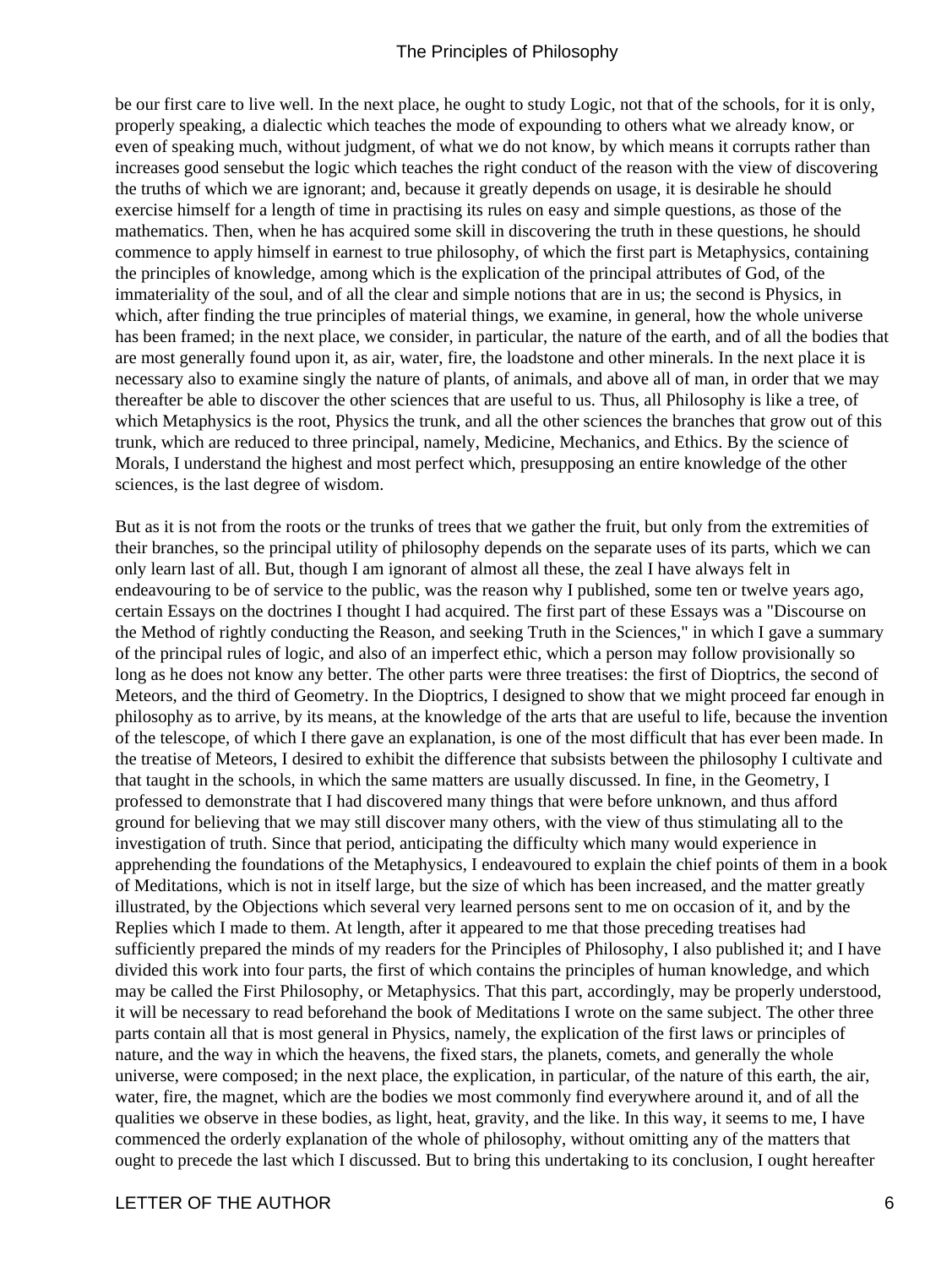be our first care to live well. In the next place, he ought to study Logic, not that of the schools, for it is only, properly speaking, a dialectic which teaches the mode of expounding to others what we already know, or even of speaking much, without judgment, of what we do not know, by which means it corrupts rather than increases good sensebut the logic which teaches the right conduct of the reason with the view of discovering the truths of which we are ignorant; and, because it greatly depends on usage, it is desirable he should exercise himself for a length of time in practising its rules on easy and simple questions, as those of the mathematics. Then, when he has acquired some skill in discovering the truth in these questions, he should commence to apply himself in earnest to true philosophy, of which the first part is Metaphysics, containing the principles of knowledge, among which is the explication of the principal attributes of God, of the immateriality of the soul, and of all the clear and simple notions that are in us; the second is Physics, in which, after finding the true principles of material things, we examine, in general, how the whole universe has been framed; in the next place, we consider, in particular, the nature of the earth, and of all the bodies that are most generally found upon it, as air, water, fire, the loadstone and other minerals. In the next place it is necessary also to examine singly the nature of plants, of animals, and above all of man, in order that we may thereafter be able to discover the other sciences that are useful to us. Thus, all Philosophy is like a tree, of which Metaphysics is the root, Physics the trunk, and all the other sciences the branches that grow out of this trunk, which are reduced to three principal, namely, Medicine, Mechanics, and Ethics. By the science of Morals, I understand the highest and most perfect which, presupposing an entire knowledge of the other sciences, is the last degree of wisdom.

But as it is not from the roots or the trunks of trees that we gather the fruit, but only from the extremities of their branches, so the principal utility of philosophy depends on the separate uses of its parts, which we can only learn last of all. But, though I am ignorant of almost all these, the zeal I have always felt in endeavouring to be of service to the public, was the reason why I published, some ten or twelve years ago, certain Essays on the doctrines I thought I had acquired. The first part of these Essays was a "Discourse on the Method of rightly conducting the Reason, and seeking Truth in the Sciences," in which I gave a summary of the principal rules of logic, and also of an imperfect ethic, which a person may follow provisionally so long as he does not know any better. The other parts were three treatises: the first of Dioptrics, the second of Meteors, and the third of Geometry. In the Dioptrics, I designed to show that we might proceed far enough in philosophy as to arrive, by its means, at the knowledge of the arts that are useful to life, because the invention of the telescope, of which I there gave an explanation, is one of the most difficult that has ever been made. In the treatise of Meteors, I desired to exhibit the difference that subsists between the philosophy I cultivate and that taught in the schools, in which the same matters are usually discussed. In fine, in the Geometry, I professed to demonstrate that I had discovered many things that were before unknown, and thus afford ground for believing that we may still discover many others, with the view of thus stimulating all to the investigation of truth. Since that period, anticipating the difficulty which many would experience in apprehending the foundations of the Metaphysics, I endeavoured to explain the chief points of them in a book of Meditations, which is not in itself large, but the size of which has been increased, and the matter greatly illustrated, by the Objections which several very learned persons sent to me on occasion of it, and by the Replies which I made to them. At length, after it appeared to me that those preceding treatises had sufficiently prepared the minds of my readers for the Principles of Philosophy, I also published it; and I have divided this work into four parts, the first of which contains the principles of human knowledge, and which may be called the First Philosophy, or Metaphysics. That this part, accordingly, may be properly understood, it will be necessary to read beforehand the book of Meditations I wrote on the same subject. The other three parts contain all that is most general in Physics, namely, the explication of the first laws or principles of nature, and the way in which the heavens, the fixed stars, the planets, comets, and generally the whole universe, were composed; in the next place, the explication, in particular, of the nature of this earth, the air, water, fire, the magnet, which are the bodies we most commonly find everywhere around it, and of all the qualities we observe in these bodies, as light, heat, gravity, and the like. In this way, it seems to me, I have commenced the orderly explanation of the whole of philosophy, without omitting any of the matters that ought to precede the last which I discussed. But to bring this undertaking to its conclusion, I ought hereafter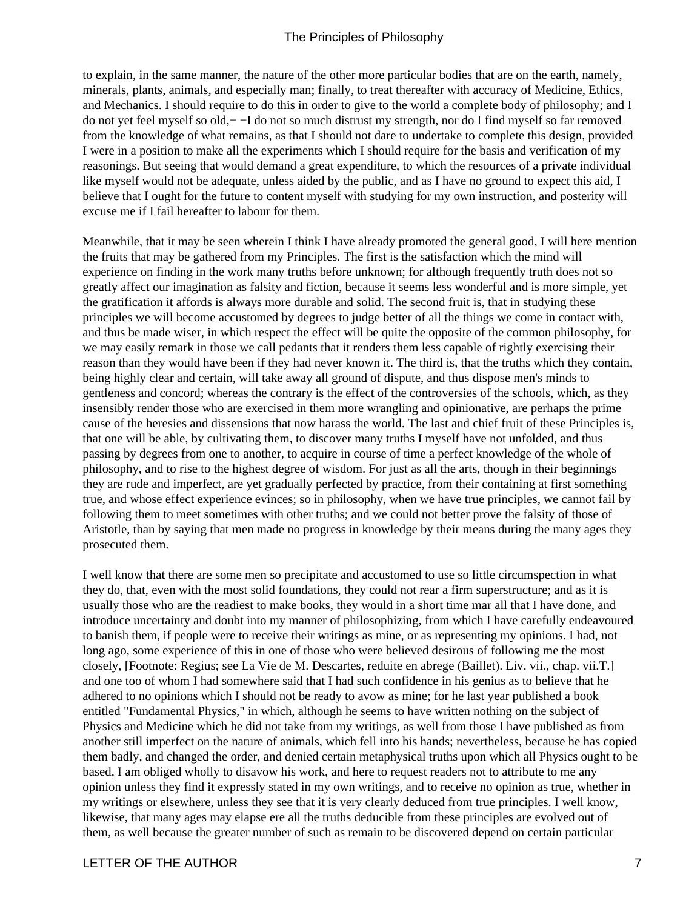to explain, in the same manner, the nature of the other more particular bodies that are on the earth, namely, minerals, plants, animals, and especially man; finally, to treat thereafter with accuracy of Medicine, Ethics, and Mechanics. I should require to do this in order to give to the world a complete body of philosophy; and I do not yet feel myself so old,− −I do not so much distrust my strength, nor do I find myself so far removed from the knowledge of what remains, as that I should not dare to undertake to complete this design, provided I were in a position to make all the experiments which I should require for the basis and verification of my reasonings. But seeing that would demand a great expenditure, to which the resources of a private individual like myself would not be adequate, unless aided by the public, and as I have no ground to expect this aid, I believe that I ought for the future to content myself with studying for my own instruction, and posterity will excuse me if I fail hereafter to labour for them.

Meanwhile, that it may be seen wherein I think I have already promoted the general good, I will here mention the fruits that may be gathered from my Principles. The first is the satisfaction which the mind will experience on finding in the work many truths before unknown; for although frequently truth does not so greatly affect our imagination as falsity and fiction, because it seems less wonderful and is more simple, yet the gratification it affords is always more durable and solid. The second fruit is, that in studying these principles we will become accustomed by degrees to judge better of all the things we come in contact with, and thus be made wiser, in which respect the effect will be quite the opposite of the common philosophy, for we may easily remark in those we call pedants that it renders them less capable of rightly exercising their reason than they would have been if they had never known it. The third is, that the truths which they contain, being highly clear and certain, will take away all ground of dispute, and thus dispose men's minds to gentleness and concord; whereas the contrary is the effect of the controversies of the schools, which, as they insensibly render those who are exercised in them more wrangling and opinionative, are perhaps the prime cause of the heresies and dissensions that now harass the world. The last and chief fruit of these Principles is, that one will be able, by cultivating them, to discover many truths I myself have not unfolded, and thus passing by degrees from one to another, to acquire in course of time a perfect knowledge of the whole of philosophy, and to rise to the highest degree of wisdom. For just as all the arts, though in their beginnings they are rude and imperfect, are yet gradually perfected by practice, from their containing at first something true, and whose effect experience evinces; so in philosophy, when we have true principles, we cannot fail by following them to meet sometimes with other truths; and we could not better prove the falsity of those of Aristotle, than by saying that men made no progress in knowledge by their means during the many ages they prosecuted them.

I well know that there are some men so precipitate and accustomed to use so little circumspection in what they do, that, even with the most solid foundations, they could not rear a firm superstructure; and as it is usually those who are the readiest to make books, they would in a short time mar all that I have done, and introduce uncertainty and doubt into my manner of philosophizing, from which I have carefully endeavoured to banish them, if people were to receive their writings as mine, or as representing my opinions. I had, not long ago, some experience of this in one of those who were believed desirous of following me the most closely, [Footnote: Regius; see La Vie de M. Descartes, reduite en abrege (Baillet). Liv. vii., chap. vii.T.] and one too of whom I had somewhere said that I had such confidence in his genius as to believe that he adhered to no opinions which I should not be ready to avow as mine; for he last year published a book entitled "Fundamental Physics," in which, although he seems to have written nothing on the subject of Physics and Medicine which he did not take from my writings, as well from those I have published as from another still imperfect on the nature of animals, which fell into his hands; nevertheless, because he has copied them badly, and changed the order, and denied certain metaphysical truths upon which all Physics ought to be based, I am obliged wholly to disavow his work, and here to request readers not to attribute to me any opinion unless they find it expressly stated in my own writings, and to receive no opinion as true, whether in my writings or elsewhere, unless they see that it is very clearly deduced from true principles. I well know, likewise, that many ages may elapse ere all the truths deducible from these principles are evolved out of them, as well because the greater number of such as remain to be discovered depend on certain particular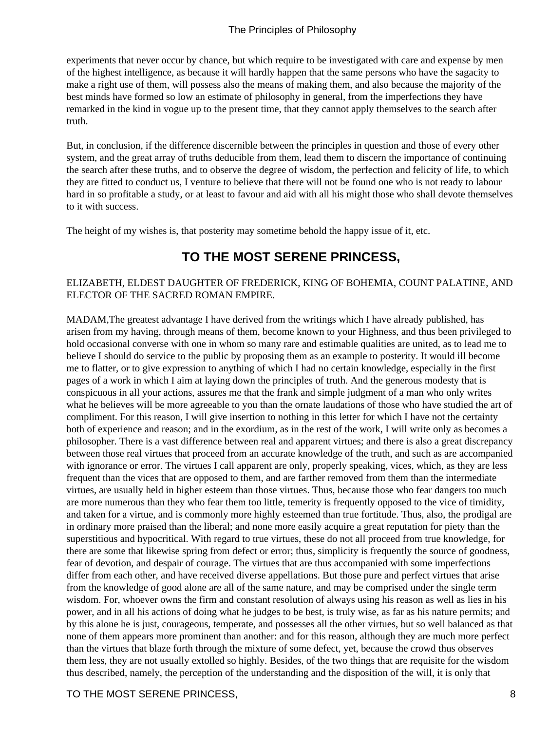experiments that never occur by chance, but which require to be investigated with care and expense by men of the highest intelligence, as because it will hardly happen that the same persons who have the sagacity to make a right use of them, will possess also the means of making them, and also because the majority of the best minds have formed so low an estimate of philosophy in general, from the imperfections they have remarked in the kind in vogue up to the present time, that they cannot apply themselves to the search after truth.

But, in conclusion, if the difference discernible between the principles in question and those of every other system, and the great array of truths deducible from them, lead them to discern the importance of continuing the search after these truths, and to observe the degree of wisdom, the perfection and felicity of life, to which they are fitted to conduct us, I venture to believe that there will not be found one who is not ready to labour hard in so profitable a study, or at least to favour and aid with all his might those who shall devote themselves to it with success.

The height of my wishes is, that posterity may sometime behold the happy issue of it, etc.

## TO THE MOST SERENE PRINCESS,

ELIZABETH, ELDEST DAUGHTER OF FREDERICK, KING OF BOHEMIA, COUNT PALATINE, AND ELECTOR OF THE SACRED ROMAN EMPIRE.

MADAM,The greatest advantage I have derived from the writings which I have already published, has arisen from my having, through means of them, become known to your Highness, and thus been privileged to hold occasional converse with one in whom so many rare and estimable qualities are united, as to lead me to believe I should do service to the public by proposing them as an example to posterity. It would ill become me to flatter, or to give expression to anything of which I had no certain knowledge, especially in the first pages of a work in which I aim at laying down the principles of truth. And the generous modesty that is conspicuous in all your actions, assures me that the frank and simple judgment of a man who only writes what he believes will be more agreeable to you than the ornate laudations of those who have studied the art of compliment. For this reason, I will give insertion to nothing in this letter for which I have not the certainty both of experience and reason; and in the exordium, as in the rest of the work, I will write only as becomes a philosopher. There is a vast difference between real and apparent virtues; and there is also a great discrepancy between those real virtues that proceed from an accurate knowledge of the truth, and such as are accompanied with ignorance or error. The virtues I call apparent are only, properly speaking, vices, which, as they are less frequent than the vices that are opposed to them, and are farther removed from them than the intermediate virtues, are usually held in higher esteem than those virtues. Thus, because those who fear dangers too much are more numerous than they who fear them too little, temerity is frequently opposed to the vice of timidity, and taken for a virtue, and is commonly more highly esteemed than true fortitude. Thus, also, the prodigal are in ordinary more praised than the liberal; and none more easily acquire a great reputation for piety than the superstitious and hypocritical. With regard to true virtues, these do not all proceed from true knowledge, for there are some that likewise spring from defect or error; thus, simplicity is frequently the source of goodness, fear of devotion, and despair of courage. The virtues that are thus accompanied with some imperfections differ from each other, and have received diverse appellations. But those pure and perfect virtues that arise from the knowledge of good alone are all of the same nature, and may be comprised under the single term wisdom. For, whoever owns the firm and constant resolution of always using his reason as well as lies in his power, and in all his actions of doing what he judges to be best, is truly wise, as far as his nature permits; and by this alone he is just, courageous, temperate, and possesses all the other virtues, but so well balanced as that none of them appears more prominent than another: and for this reason, although they are much more perfect than the virtues that blaze forth through the mixture of some defect, yet, because the crowd thus observes them less, they are not usually extolled so highly. Besides, of the two things that are requisite for the wisdom thus described, namely, the perception of the understanding and the disposition of the will, it is only that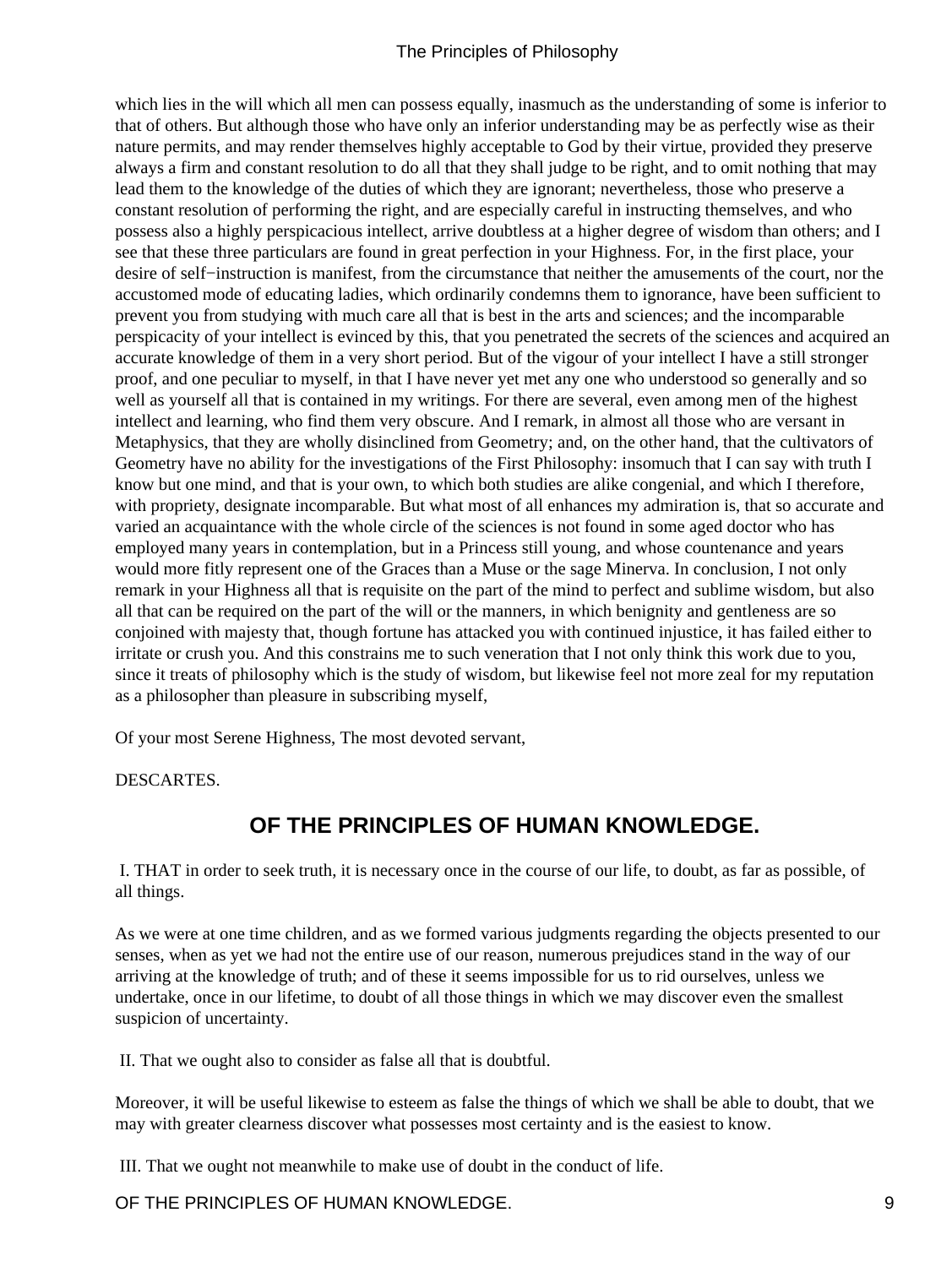which lies in the will which all men can possess equally, inasmuch as the understanding of some is inferior to that of others. But although those who have only an inferior understanding may be as perfectly wise as their nature permits, and may render themselves highly acceptable to God by their virtue, provided they preserve always a firm and constant resolution to do all that they shall judge to be right, and to omit nothing that may lead them to the knowledge of the duties of which they are ignorant; nevertheless, those who preserve a constant resolution of performing the right, and are especially careful in instructing themselves, and who possess also a highly perspicacious intellect, arrive doubtless at a higher degree of wisdom than others; and I see that these three particulars are found in great perfection in your Highness. For, in the first place, your desire of self−instruction is manifest, from the circumstance that neither the amusements of the court, nor the accustomed mode of educating ladies, which ordinarily condemns them to ignorance, have been sufficient to prevent you from studying with much care all that is best in the arts and sciences; and the incomparable perspicacity of your intellect is evinced by this, that you penetrated the secrets of the sciences and acquired an accurate knowledge of them in a very short period. But of the vigour of your intellect I have a still stronger proof, and one peculiar to myself, in that I have never yet met any one who understood so generally and so well as yourself all that is contained in my writings. For there are several, even among men of the highest intellect and learning, who find them very obscure. And I remark, in almost all those who are versant in Metaphysics, that they are wholly disinclined from Geometry; and, on the other hand, that the cultivators of Geometry have no ability for the investigations of the First Philosophy: insomuch that I can say with truth I know but one mind, and that is your own, to which both studies are alike congenial, and which I therefore, with propriety, designate incomparable. But what most of all enhances my admiration is, that so accurate and varied an acquaintance with the whole circle of the sciences is not found in some aged doctor who has employed many years in contemplation, but in a Princess still young, and whose countenance and years would more fitly represent one of the Graces than a Muse or the sage Minerva. In conclusion, I not only remark in your Highness all that is requisite on the part of the mind to perfect and sublime wisdom, but also all that can be required on the part of the will or the manners, in which benignity and gentleness are so conjoined with majesty that, though fortune has attacked you with continued injustice, it has failed either to irritate or crush you. And this constrains me to such veneration that I not only think this work due to you, since it treats of philosophy which is the study of wisdom, but likewise feel not more zeal for my reputation as a philosopher than pleasure in subscribing myself,

Of your most Serene Highness, The most devoted servant,

DESCARTES.

## OF THE PRINCIPLES OF HUMAN KNOWLEDGE.

I. THAT in order to seek truth, it is necessary once in the course of our life, to doubt, as far as possible, of all things.

As we were at one time children, and as we formed various judgments regarding the objects presented to our senses, when as yet we had not the entire use of our reason, numerous prejudices stand in the way of our arriving at the knowledge of truth; and of these it seems impossible for us to rid ourselves, unless we undertake, once in our lifetime, to doubt of all those things in which we may discover even the smallest suspicion of uncertainty.

II. That we ought also to consider as false all that is doubtful.

Moreover, it will be useful likewise to esteem as false the things of which we shall be able to doubt, that we may with greater clearness discover what possesses most certainty and is the easiest to know.

III. That we ought not meanwhile to make use of doubt in the conduct of life.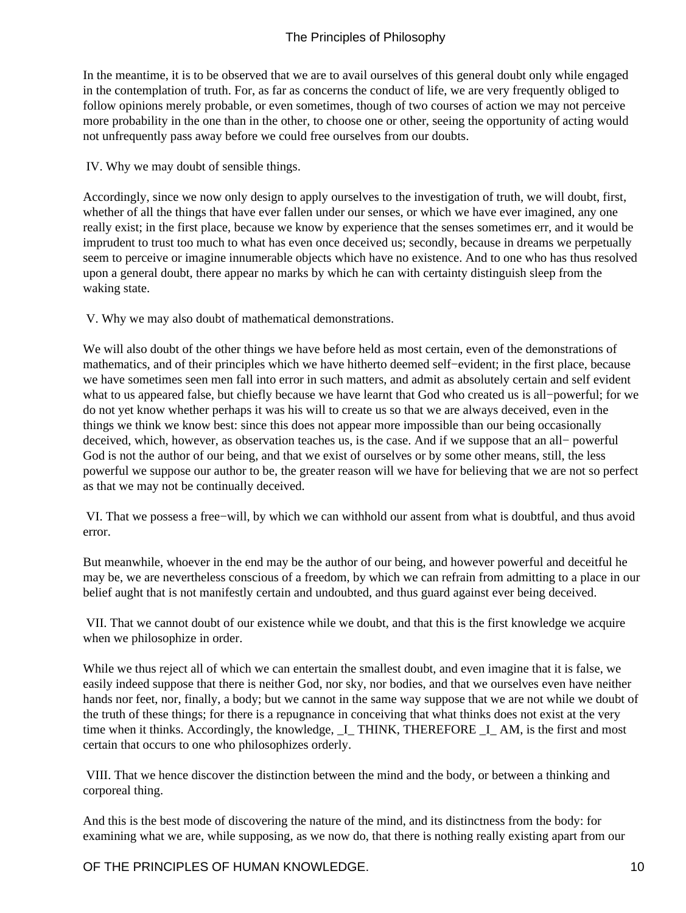In the meantime, it is to be observed that we are to avail ourselves of this general doubt only while engaged in the contemplation of truth. For, as far as concerns the conduct of life, we are very frequently obliged to follow opinions merely probable, or even sometimes, though of two courses of action we may not perceive more probability in the one than in the other, to choose one or other, seeing the opportunity of acting would not unfrequently pass away before we could free ourselves from our doubts.

IV. Why we may doubt of sensible things.

Accordingly, since we now only design to apply ourselves to the investigation of truth, we will doubt, first, whether of all the things that have ever fallen under our senses, or which we have ever imagined, any one really exist; in the first place, because we know by experience that the senses sometimes err, and it would be imprudent to trust too much to what has even once deceived us; secondly, because in dreams we perpetually seem to perceive or imagine innumerable objects which have no existence. And to one who has thus resolved upon a general doubt, there appear no marks by which he can with certainty distinguish sleep from the waking state.

V. Why we may also doubt of mathematical demonstrations.

We will also doubt of the other things we have before held as most certain, even of the demonstrations of mathematics, and of their principles which we have hitherto deemed self−evident; in the first place, because we have sometimes seen men fall into error in such matters, and admit as absolutely certain and self evident what to us appeared false, but chiefly because we have learnt that God who created us is all−powerful; for we do not yet know whether perhaps it was his will to create us so that we are always deceived, even in the things we think we know best: since this does not appear more impossible than our being occasionally deceived, which, however, as observation teaches us, is the case. And if we suppose that an all− powerful God is not the author of our being, and that we exist of ourselves or by some other means, still, the less powerful we suppose our author to be, the greater reason will we have for believing that we are not so perfect as that we may not be continually deceived.

VI. That we possess a free−will, by which we can withhold our assent from what is doubtful, and thus avoid error.

But meanwhile, whoever in the end may be the author of our being, and however powerful and deceitful he may be, we are nevertheless conscious of a freedom, by which we can refrain from admitting to a place in our belief aught that is not manifestly certain and undoubted, and thus guard against ever being deceived.

VII. That we cannot doubt of our existence while we doubt, and that this is the first knowledge we acquire when we philosophize in order.

While we thus reject all of which we can entertain the smallest doubt, and even imagine that it is false, we easily indeed suppose that there is neither God, nor sky, nor bodies, and that we ourselves even have neither hands nor feet, nor, finally, a body; but we cannot in the same way suppose that we are not while we doubt of the truth of these things; for there is a repugnance in conceiving that what thinks does not exist at the very time when it thinks. Accordingly, the knowledge, _I_ THINK, THEREFORE _I_ AM, is the first and most certain that occurs to one who philosophizes orderly.

VIII. That we hence discover the distinction between the mind and the body, or between a thinking and corporeal thing.

And this is the best mode of discovering the nature of the mind, and its distinctness from the body: for examining what we are, while supposing, as we now do, that there is nothing really existing apart from our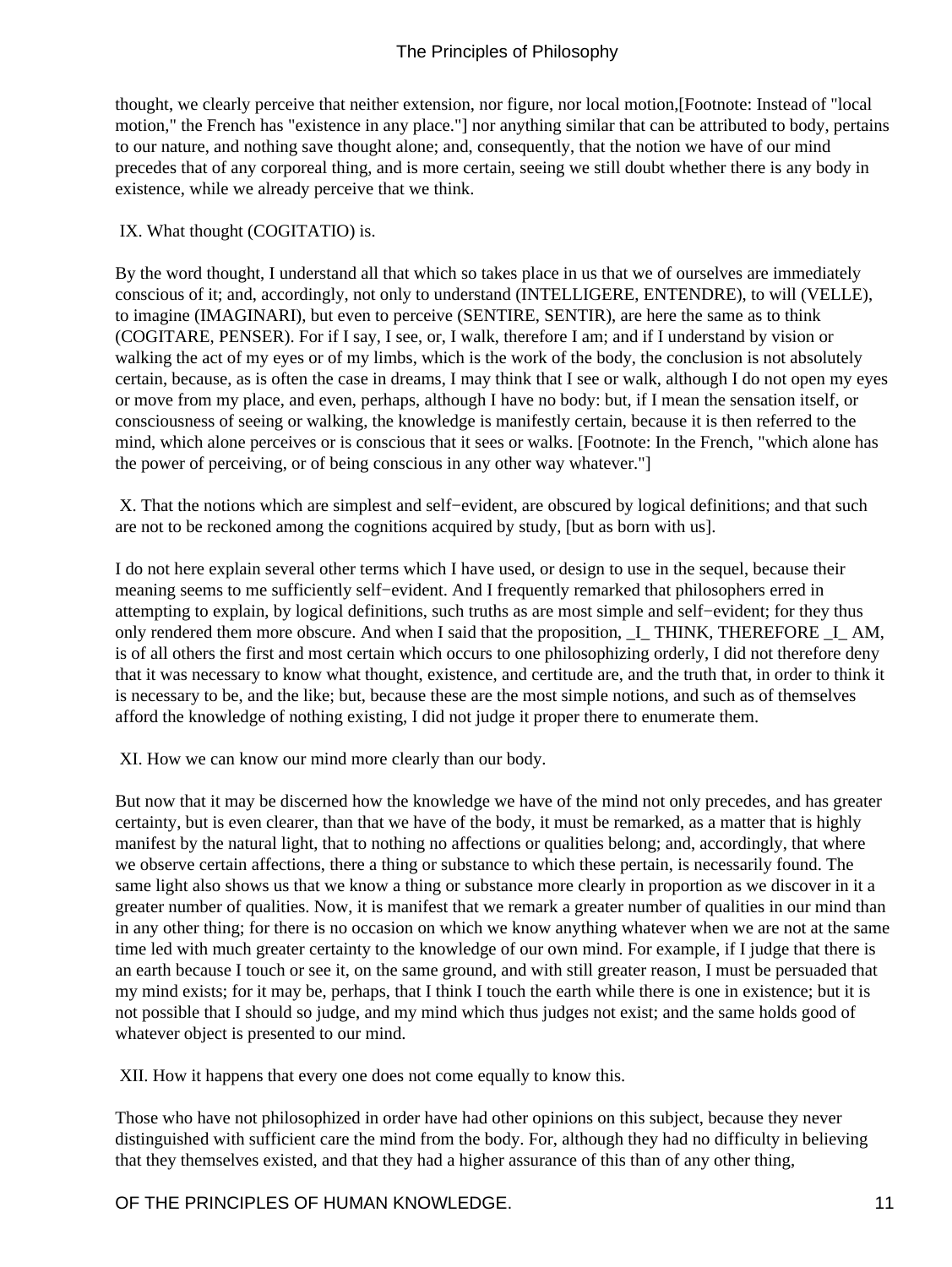thought, we clearly perceive that neither extension, nor figure, nor local motion,[Footnote: Instead of "local motion," the French has "existence in any place."] nor anything similar that can be attributed to body, pertains to our nature, and nothing save thought alone; and, consequently, that the notion we have of our mind precedes that of any corporeal thing, and is more certain, seeing we still doubt whether there is any body in existence, while we already perceive that we think.

IX. What thought (COGITATIO) is.

By the word thought, I understand all that which so takes place in us that we of ourselves are immediately conscious of it; and, accordingly, not only to understand (INTELLIGERE, ENTENDRE), to will (VELLE), to imagine (IMAGINARI), but even to perceive (SENTIRE, SENTIR), are here the same as to think (COGITARE, PENSER). For if I say, I see, or, I walk, therefore I am; and if I understand by vision or walking the act of my eyes or of my limbs, which is the work of the body, the conclusion is not absolutely certain, because, as is often the case in dreams, I may think that I see or walk, although I do not open my eyes or move from my place, and even, perhaps, although I have no body: but, if I mean the sensation itself, or consciousness of seeing or walking, the knowledge is manifestly certain, because it is then referred to the mind, which alone perceives or is conscious that it sees or walks. [Footnote: In the French, "which alone has the power of perceiving, or of being conscious in any other way whatever."]

X. That the notions which are simplest and self−evident, are obscured by logical definitions; and that such are not to be reckoned among the cognitions acquired by study, [but as born with us].

I do not here explain several other terms which I have used, or design to use in the sequel, because their meaning seems to me sufficiently self−evident. And I frequently remarked that philosophers erred in attempting to explain, by logical definitions, such truths as are most simple and self−evident; for they thus only rendered them more obscure. And when I said that the proposition, _I_ THINK, THEREFORE _I_ AM, is of all others the first and most certain which occurs to one philosophizing orderly, I did not therefore deny that it was necessary to know what thought, existence, and certitude are, and the truth that, in order to think it is necessary to be, and the like; but, because these are the most simple notions, and such as of themselves afford the knowledge of nothing existing, I did not judge it proper there to enumerate them.

XI. How we can know our mind more clearly than our body.

But now that it may be discerned how the knowledge we have of the mind not only precedes, and has greater certainty, but is even clearer, than that we have of the body, it must be remarked, as a matter that is highly manifest by the natural light, that to nothing no affections or qualities belong; and, accordingly, that where we observe certain affections, there a thing or substance to which these pertain, is necessarily found. The same light also shows us that we know a thing or substance more clearly in proportion as we discover in it a greater number of qualities. Now, it is manifest that we remark a greater number of qualities in our mind than in any other thing; for there is no occasion on which we know anything whatever when we are not at the same time led with much greater certainty to the knowledge of our own mind. For example, if I judge that there is an earth because I touch or see it, on the same ground, and with still greater reason, I must be persuaded that my mind exists; for it may be, perhaps, that I think I touch the earth while there is one in existence; but it is not possible that I should so judge, and my mind which thus judges not exist; and the same holds good of whatever object is presented to our mind.

XII. How it happens that every one does not come equally to know this.

Those who have not philosophized in order have had other opinions on this subject, because they never distinguished with sufficient care the mind from the body. For, although they had no difficulty in believing that they themselves existed, and that they had a higher assurance of this than of any other thing,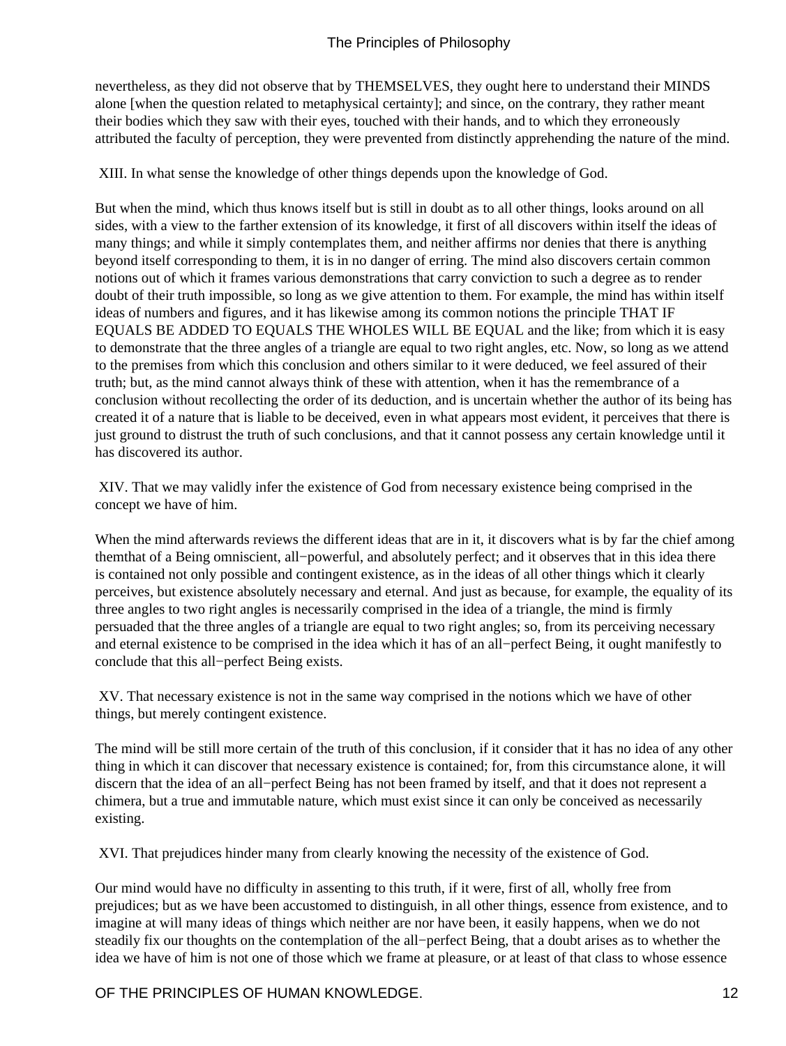nevertheless, as they did not observe that by THEMSELVES, they ought here to understand their MINDS alone [when the question related to metaphysical certainty]; and since, on the contrary, they rather meant their bodies which they saw with their eyes, touched with their hands, and to which they erroneously attributed the faculty of perception, they were prevented from distinctly apprehending the nature of the mind.

XIII. In what sense the knowledge of other things depends upon the knowledge of God.

But when the mind, which thus knows itself but is still in doubt as to all other things, looks around on all sides, with a view to the farther extension of its knowledge, it first of all discovers within itself the ideas of many things; and while it simply contemplates them, and neither affirms nor denies that there is anything beyond itself corresponding to them, it is in no danger of erring. The mind also discovers certain common notions out of which it frames various demonstrations that carry conviction to such a degree as to render doubt of their truth impossible, so long as we give attention to them. For example, the mind has within itself ideas of numbers and figures, and it has likewise among its common notions the principle THAT IF EQUALS BE ADDED TO EQUALS THE WHOLES WILL BE EQUAL and the like; from which it is easy to demonstrate that the three angles of a triangle are equal to two right angles, etc. Now, so long as we attend to the premises from which this conclusion and others similar to it were deduced, we feel assured of their truth; but, as the mind cannot always think of these with attention, when it has the remembrance of a conclusion without recollecting the order of its deduction, and is uncertain whether the author of its being has created it of a nature that is liable to be deceived, even in what appears most evident, it perceives that there is just ground to distrust the truth of such conclusions, and that it cannot possess any certain knowledge until it has discovered its author.

XIV. That we may validly infer the existence of God from necessary existence being comprised in the concept we have of him.

When the mind afterwards reviews the different ideas that are in it, it discovers what is by far the chief among themthat of a Being omniscient, all−powerful, and absolutely perfect; and it observes that in this idea there is contained not only possible and contingent existence, as in the ideas of all other things which it clearly perceives, but existence absolutely necessary and eternal. And just as because, for example, the equality of its three angles to two right angles is necessarily comprised in the idea of a triangle, the mind is firmly persuaded that the three angles of a triangle are equal to two right angles; so, from its perceiving necessary and eternal existence to be comprised in the idea which it has of an all−perfect Being, it ought manifestly to conclude that this all−perfect Being exists.

XV. That necessary existence is not in the same way comprised in the notions which we have of other things, but merely contingent existence.

The mind will be still more certain of the truth of this conclusion, if it consider that it has no idea of any other thing in which it can discover that necessary existence is contained; for, from this circumstance alone, it will discern that the idea of an all−perfect Being has not been framed by itself, and that it does not represent a chimera, but a true and immutable nature, which must exist since it can only be conceived as necessarily existing.

XVI. That prejudices hinder many from clearly knowing the necessity of the existence of God.

Our mind would have no difficulty in assenting to this truth, if it were, first of all, wholly free from prejudices; but as we have been accustomed to distinguish, in all other things, essence from existence, and to imagine at will many ideas of things which neither are nor have been, it easily happens, when we do not steadily fix our thoughts on the contemplation of the all−perfect Being, that a doubt arises as to whether the idea we have of him is not one of those which we frame at pleasure, or at least of that class to whose essence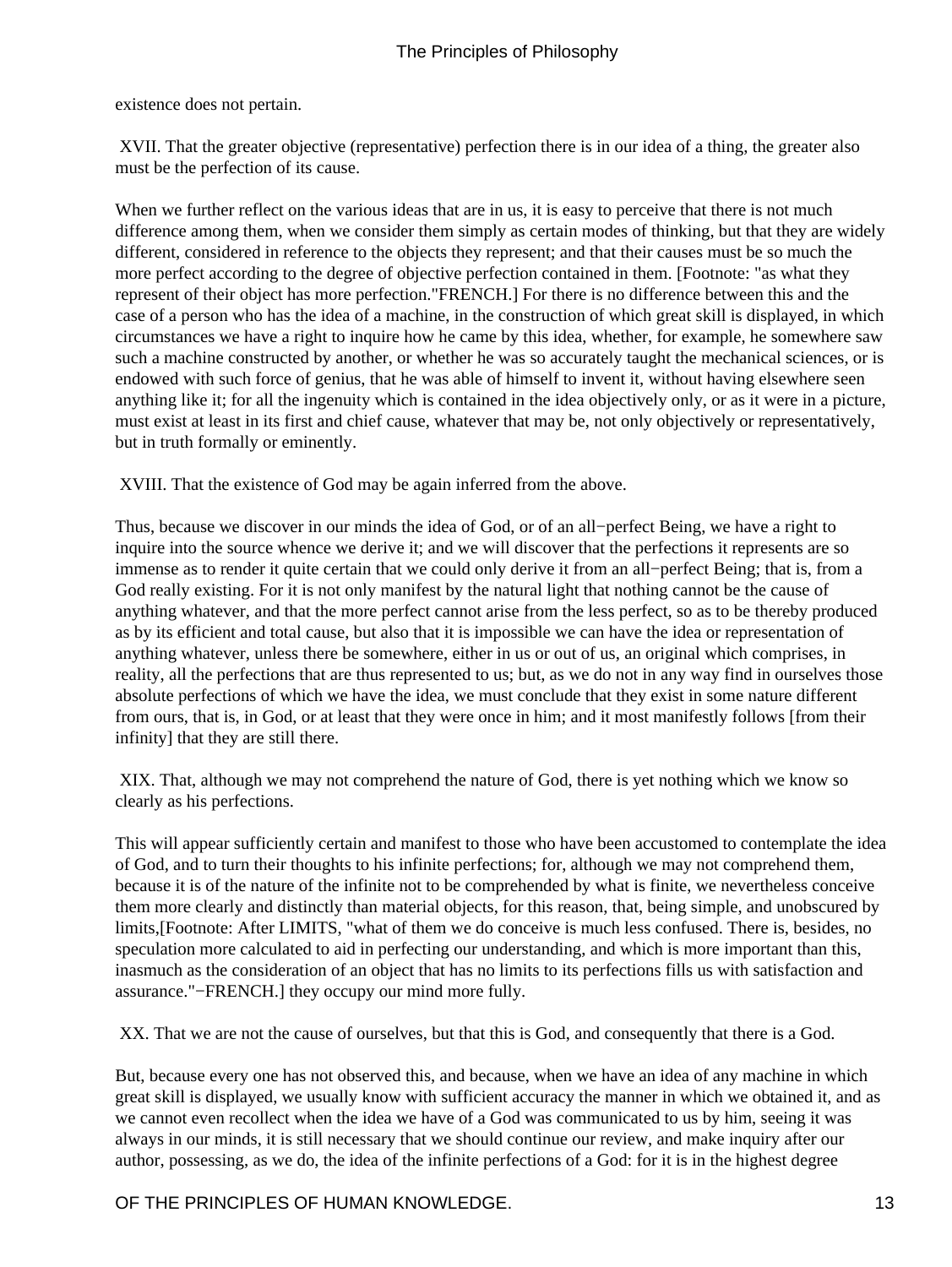existence does not pertain.

XVII. That the greater objective (representative) perfection there is in our idea of a thing, the greater also must be the perfection of its cause.

When we further reflect on the various ideas that are in us, it is easy to perceive that there is not much difference among them, when we consider them simply as certain modes of thinking, but that they are widely different, considered in reference to the objects they represent; and that their causes must be so much the more perfect according to the degree of objective perfection contained in them. [Footnote: "as what they represent of their object has more perfection."FRENCH.] For there is no difference between this and the case of a person who has the idea of a machine, in the construction of which great skill is displayed, in which circumstances we have a right to inquire how he came by this idea, whether, for example, he somewhere saw such a machine constructed by another, or whether he was so accurately taught the mechanical sciences, or is endowed with such force of genius, that he was able of himself to invent it, without having elsewhere seen anything like it; for all the ingenuity which is contained in the idea objectively only, or as it were in a picture, must exist at least in its first and chief cause, whatever that may be, not only objectively or representatively, but in truth formally or eminently.

XVIII. That the existence of God may be again inferred from the above.

Thus, because we discover in our minds the idea of God, or of an all−perfect Being, we have a right to inquire into the source whence we derive it; and we will discover that the perfections it represents are so immense as to render it quite certain that we could only derive it from an all−perfect Being; that is, from a God really existing. For it is not only manifest by the natural light that nothing cannot be the cause of anything whatever, and that the more perfect cannot arise from the less perfect, so as to be thereby produced as by its efficient and total cause, but also that it is impossible we can have the idea or representation of anything whatever, unless there be somewhere, either in us or out of us, an original which comprises, in reality, all the perfections that are thus represented to us; but, as we do not in any way find in ourselves those absolute perfections of which we have the idea, we must conclude that they exist in some nature different from ours, that is, in God, or at least that they were once in him; and it most manifestly follows [from their infinity] that they are still there.

XIX. That, although we may not comprehend the nature of God, there is yet nothing which we know so clearly as his perfections.

This will appear sufficiently certain and manifest to those who have been accustomed to contemplate the idea of God, and to turn their thoughts to his infinite perfections; for, although we may not comprehend them, because it is of the nature of the infinite not to be comprehended by what is finite, we nevertheless conceive them more clearly and distinctly than material objects, for this reason, that, being simple, and unobscured by limits,[Footnote: After LIMITS, "what of them we do conceive is much less confused. There is, besides, no speculation more calculated to aid in perfecting our understanding, and which is more important than this, inasmuch as the consideration of an object that has no limits to its perfections fills us with satisfaction and assurance."−FRENCH.] they occupy our mind more fully.

XX. That we are not the cause of ourselves, but that this is God, and consequently that there is a God.

But, because every one has not observed this, and because, when we have an idea of any machine in which great skill is displayed, we usually know with sufficient accuracy the manner in which we obtained it, and as we cannot even recollect when the idea we have of a God was communicated to us by him, seeing it was always in our minds, it is still necessary that we should continue our review, and make inquiry after our author, possessing, as we do, the idea of the infinite perfections of a God: for it is in the highest degree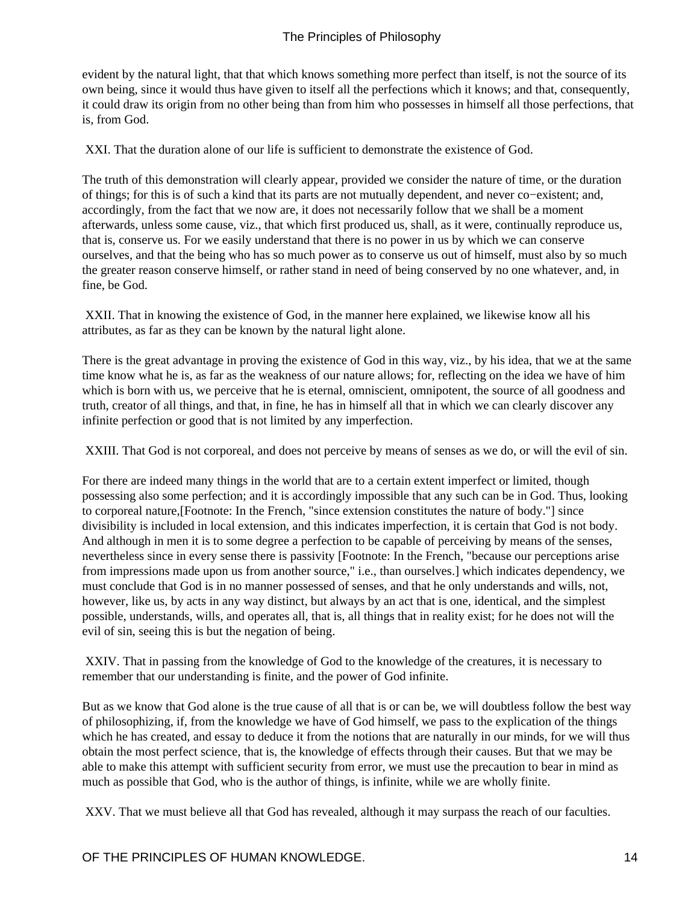evident by the natural light, that that which knows something more perfect than itself, is not the source of its own being, since it would thus have given to itself all the perfections which it knows; and that, consequently, it could draw its origin from no other being than from him who possesses in himself all those perfections, that is, from God.

XXI. That the duration alone of our life is sufficient to demonstrate the existence of God.

The truth of this demonstration will clearly appear, provided we consider the nature of time, or the duration of things; for this is of such a kind that its parts are not mutually dependent, and never co−existent; and, accordingly, from the fact that we now are, it does not necessarily follow that we shall be a moment afterwards, unless some cause, viz., that which first produced us, shall, as it were, continually reproduce us, that is, conserve us. For we easily understand that there is no power in us by which we can conserve ourselves, and that the being who has so much power as to conserve us out of himself, must also by so much the greater reason conserve himself, or rather stand in need of being conserved by no one whatever, and, in fine, be God.

XXII. That in knowing the existence of God, in the manner here explained, we likewise know all his attributes, as far as they can be known by the natural light alone.

There is the great advantage in proving the existence of God in this way, viz., by his idea, that we at the same time know what he is, as far as the weakness of our nature allows; for, reflecting on the idea we have of him which is born with us, we perceive that he is eternal, omniscient, omnipotent, the source of all goodness and truth, creator of all things, and that, in fine, he has in himself all that in which we can clearly discover any infinite perfection or good that is not limited by any imperfection.

XXIII. That God is not corporeal, and does not perceive by means of senses as we do, or will the evil of sin.

For there are indeed many things in the world that are to a certain extent imperfect or limited, though possessing also some perfection; and it is accordingly impossible that any such can be in God. Thus, looking to corporeal nature,[Footnote: In the French, "since extension constitutes the nature of body."] since divisibility is included in local extension, and this indicates imperfection, it is certain that God is not body. And although in men it is to some degree a perfection to be capable of perceiving by means of the senses, nevertheless since in every sense there is passivity [Footnote: In the French, "because our perceptions arise from impressions made upon us from another source," i.e., than ourselves.] which indicates dependency, we must conclude that God is in no manner possessed of senses, and that he only understands and wills, not, however, like us, by acts in any way distinct, but always by an act that is one, identical, and the simplest possible, understands, wills, and operates all, that is, all things that in reality exist; for he does not will the evil of sin, seeing this is but the negation of being.

XXIV. That in passing from the knowledge of God to the knowledge of the creatures, it is necessary to remember that our understanding is finite, and the power of God infinite.

But as we know that God alone is the true cause of all that is or can be, we will doubtless follow the best way of philosophizing, if, from the knowledge we have of God himself, we pass to the explication of the things which he has created, and essay to deduce it from the notions that are naturally in our minds, for we will thus obtain the most perfect science, that is, the knowledge of effects through their causes. But that we may be able to make this attempt with sufficient security from error, we must use the precaution to bear in mind as much as possible that God, who is the author of things, is infinite, while we are wholly finite.

XXV. That we must believe all that God has revealed, although it may surpass the reach of our faculties.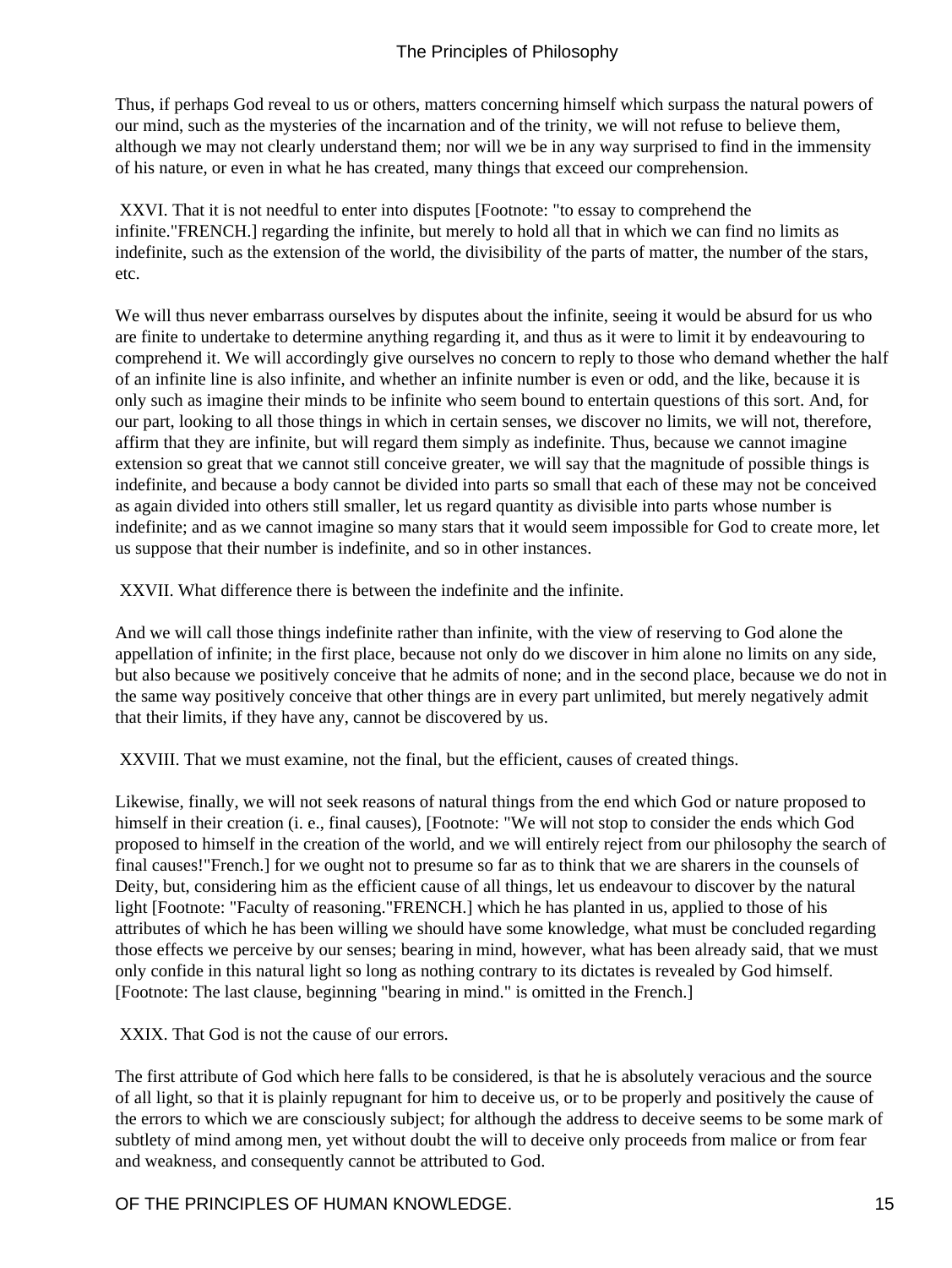Thus, if perhaps God reveal to us or others, matters concerning himself which surpass the natural powers of our mind, such as the mysteries of the incarnation and of the trinity, we will not refuse to believe them, although we may not clearly understand them; nor will we be in any way surprised to find in the immensity of his nature, or even in what he has created, many things that exceed our comprehension.

XXVI. That it is not needful to enter into disputes [Footnote: "to essay to comprehend the infinite."FRENCH.] regarding the infinite, but merely to hold all that in which we can find no limits as indefinite, such as the extension of the world, the divisibility of the parts of matter, the number of the stars, etc.

We will thus never embarrass ourselves by disputes about the infinite, seeing it would be absurd for us who are finite to undertake to determine anything regarding it, and thus as it were to limit it by endeavouring to comprehend it. We will accordingly give ourselves no concern to reply to those who demand whether the half of an infinite line is also infinite, and whether an infinite number is even or odd, and the like, because it is only such as imagine their minds to be infinite who seem bound to entertain questions of this sort. And, for our part, looking to all those things in which in certain senses, we discover no limits, we will not, therefore, affirm that they are infinite, but will regard them simply as indefinite. Thus, because we cannot imagine extension so great that we cannot still conceive greater, we will say that the magnitude of possible things is indefinite, and because a body cannot be divided into parts so small that each of these may not be conceived as again divided into others still smaller, let us regard quantity as divisible into parts whose number is indefinite; and as we cannot imagine so many stars that it would seem impossible for God to create more, let us suppose that their number is indefinite, and so in other instances.

XXVII. What difference there is between the indefinite and the infinite.

And we will call those things indefinite rather than infinite, with the view of reserving to God alone the appellation of infinite; in the first place, because not only do we discover in him alone no limits on any side, but also because we positively conceive that he admits of none; and in the second place, because we do not in the same way positively conceive that other things are in every part unlimited, but merely negatively admit that their limits, if they have any, cannot be discovered by us.

XXVIII. That we must examine, not the final, but the efficient, causes of created things.

Likewise, finally, we will not seek reasons of natural things from the end which God or nature proposed to himself in their creation (i. e., final causes), [Footnote: "We will not stop to consider the ends which God proposed to himself in the creation of the world, and we will entirely reject from our philosophy the search of final causes!"French.] for we ought not to presume so far as to think that we are sharers in the counsels of Deity, but, considering him as the efficient cause of all things, let us endeavour to discover by the natural light [Footnote: "Faculty of reasoning."FRENCH.] which he has planted in us, applied to those of his attributes of which he has been willing we should have some knowledge, what must be concluded regarding those effects we perceive by our senses; bearing in mind, however, what has been already said, that we must only confide in this natural light so long as nothing contrary to its dictates is revealed by God himself. [Footnote: The last clause, beginning "bearing in mind." is omitted in the French.]

XXIX. That God is not the cause of our errors.

The first attribute of God which here falls to be considered, is that he is absolutely veracious and the source of all light, so that it is plainly repugnant for him to deceive us, or to be properly and positively the cause of the errors to which we are consciously subject; for although the address to deceive seems to be some mark of subtlety of mind among men, yet without doubt the will to deceive only proceeds from malice or from fear and weakness, and consequently cannot be attributed to God.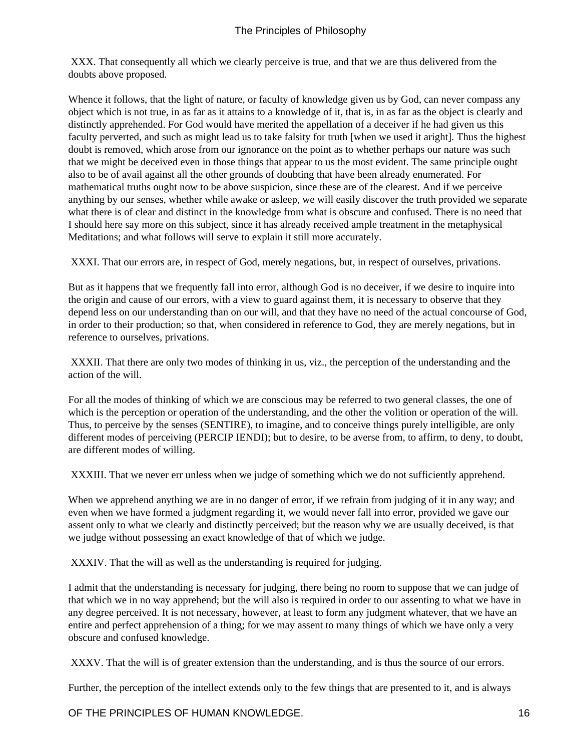XXX. That consequently all which we clearly perceive is true, and that we are thus delivered from the doubts above proposed.

Whence it follows, that the light of nature, or faculty of knowledge given us by God, can never compass any object which is not true, in as far as it attains to a knowledge of it, that is, in as far as the object is clearly and distinctly apprehended. For God would have merited the appellation of a deceiver if he had given us this faculty perverted, and such as might lead us to take falsity for truth [when we used it aright]. Thus the highest doubt is removed, which arose from our ignorance on the point as to whether perhaps our nature was such that we might be deceived even in those things that appear to us the most evident. The same principle ought also to be of avail against all the other grounds of doubting that have been already enumerated. For mathematical truths ought now to be above suspicion, since these are of the clearest. And if we perceive anything by our senses, whether while awake or asleep, we will easily discover the truth provided we separate what there is of clear and distinct in the knowledge from what is obscure and confused. There is no need that I should here say more on this subject, since it has already received ample treatment in the metaphysical Meditations; and what follows will serve to explain it still more accurately.

XXXI. That our errors are, in respect of God, merely negations, but, in respect of ourselves, privations.

But as it happens that we frequently fall into error, although God is no deceiver, if we desire to inquire into the origin and cause of our errors, with a view to guard against them, it is necessary to observe that they depend less on our understanding than on our will, and that they have no need of the actual concourse of God, in order to their production; so that, when considered in reference to God, they are merely negations, but in reference to ourselves, privations.

XXXII. That there are only two modes of thinking in us, viz., the perception of the understanding and the action of the will.

For all the modes of thinking of which we are conscious may be referred to two general classes, the one of which is the perception or operation of the understanding, and the other the volition or operation of the will. Thus, to perceive by the senses (SENTIRE), to imagine, and to conceive things purely intelligible, are only different modes of perceiving (PERCIP IENDI); but to desire, to be averse from, to affirm, to deny, to doubt, are different modes of willing.

XXXIII. That we never err unless when we judge of something which we do not sufficiently apprehend.

When we apprehend anything we are in no danger of error, if we refrain from judging of it in any way; and even when we have formed a judgment regarding it, we would never fall into error, provided we gave our assent only to what we clearly and distinctly perceived; but the reason why we are usually deceived, is that we judge without possessing an exact knowledge of that of which we judge.

XXXIV. That the will as well as the understanding is required for judging.

I admit that the understanding is necessary for judging, there being no room to suppose that we can judge of that which we in no way apprehend; but the will also is required in order to our assenting to what we have in any degree perceived. It is not necessary, however, at least to form any judgment whatever, that we have an entire and perfect apprehension of a thing; for we may assent to many things of which we have only a very obscure and confused knowledge.

XXXV. That the will is of greater extension than the understanding, and is thus the source of our errors.

Further, the perception of the intellect extends only to the few things that are presented to it, and is always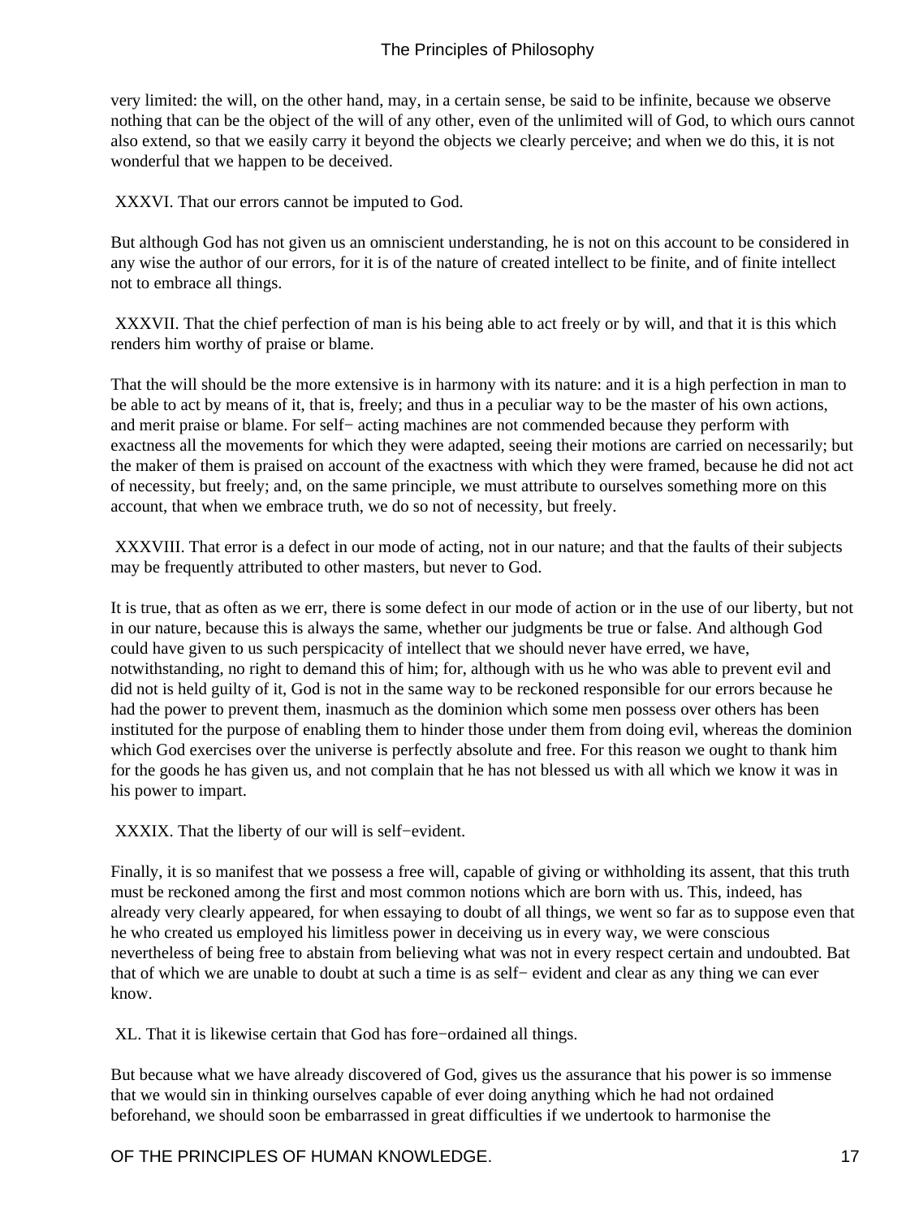very limited: the will, on the other hand, may, in a certain sense, be said to be infinite, because we observe nothing that can be the object of the will of any other, even of the unlimited will of God, to which ours cannot also extend, so that we easily carry it beyond the objects we clearly perceive; and when we do this, it is not wonderful that we happen to be deceived.

XXXVI. That our errors cannot be imputed to God.

But although God has not given us an omniscient understanding, he is not on this account to be considered in any wise the author of our errors, for it is of the nature of created intellect to be finite, and of finite intellect not to embrace all things.

XXXVII. That the chief perfection of man is his being able to act freely or by will, and that it is this which renders him worthy of praise or blame.

That the will should be the more extensive is in harmony with its nature: and it is a high perfection in man to be able to act by means of it, that is, freely; and thus in a peculiar way to be the master of his own actions, and merit praise or blame. For self− acting machines are not commended because they perform with exactness all the movements for which they were adapted, seeing their motions are carried on necessarily; but the maker of them is praised on account of the exactness with which they were framed, because he did not act of necessity, but freely; and, on the same principle, we must attribute to ourselves something more on this account, that when we embrace truth, we do so not of necessity, but freely.

XXXVIII. That error is a defect in our mode of acting, not in our nature; and that the faults of their subjects may be frequently attributed to other masters, but never to God.

It is true, that as often as we err, there is some defect in our mode of action or in the use of our liberty, but not in our nature, because this is always the same, whether our judgments be true or false. And although God could have given to us such perspicacity of intellect that we should never have erred, we have, notwithstanding, no right to demand this of him; for, although with us he who was able to prevent evil and did not is held guilty of it, God is not in the same way to be reckoned responsible for our errors because he had the power to prevent them, inasmuch as the dominion which some men possess over others has been instituted for the purpose of enabling them to hinder those under them from doing evil, whereas the dominion which God exercises over the universe is perfectly absolute and free. For this reason we ought to thank him for the goods he has given us, and not complain that he has not blessed us with all which we know it was in his power to impart.

XXXIX. That the liberty of our will is self−evident.

Finally, it is so manifest that we possess a free will, capable of giving or withholding its assent, that this truth must be reckoned among the first and most common notions which are born with us. This, indeed, has already very clearly appeared, for when essaying to doubt of all things, we went so far as to suppose even that he who created us employed his limitless power in deceiving us in every way, we were conscious nevertheless of being free to abstain from believing what was not in every respect certain and undoubted. Bat that of which we are unable to doubt at such a time is as self− evident and clear as any thing we can ever know.

XL. That it is likewise certain that God has fore−ordained all things.

But because what we have already discovered of God, gives us the assurance that his power is so immense that we would sin in thinking ourselves capable of ever doing anything which he had not ordained beforehand, we should soon be embarrassed in great difficulties if we undertook to harmonise the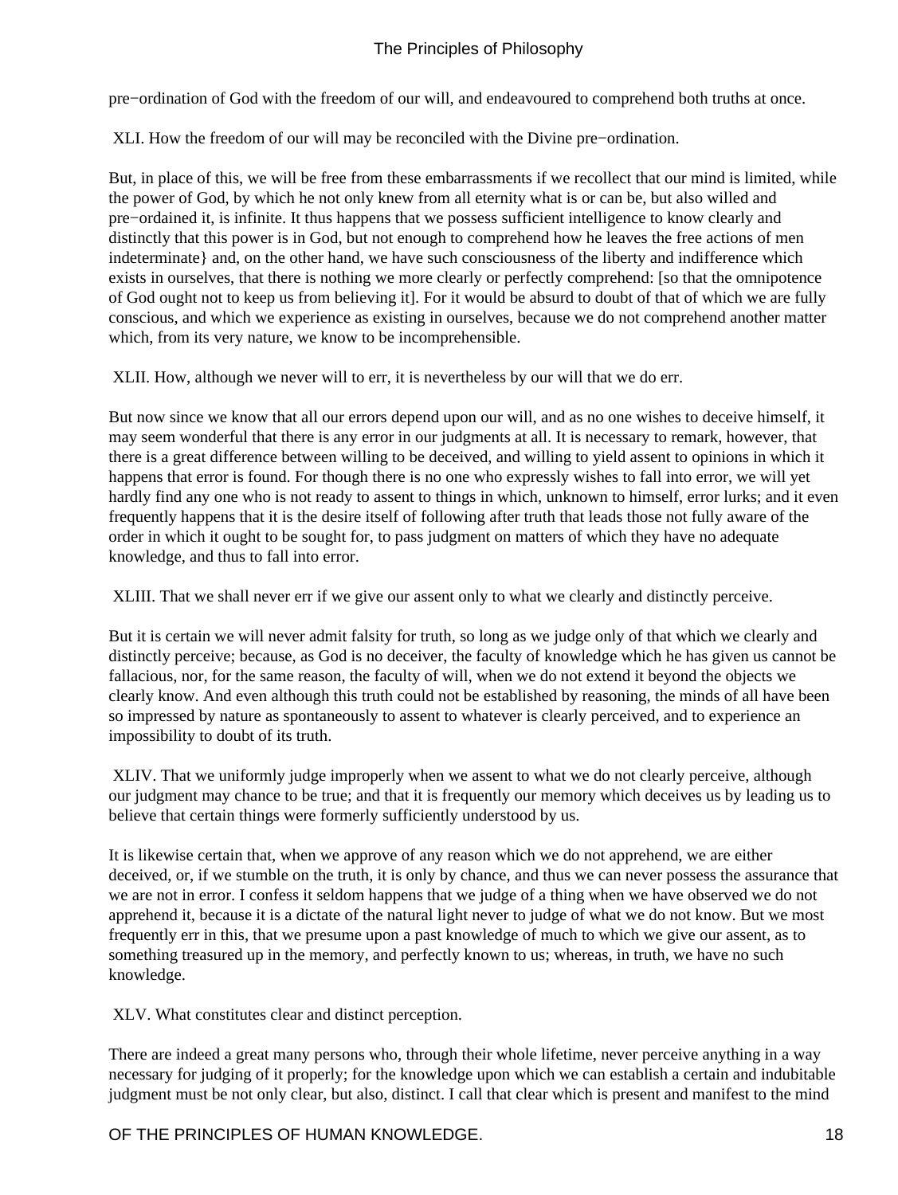pre−ordination of God with the freedom of our will, and endeavoured to comprehend both truths at once.

XLI. How the freedom of our will may be reconciled with the Divine pre−ordination.

But, in place of this, we will be free from these embarrassments if we recollect that our mind is limited, while the power of God, by which he not only knew from all eternity what is or can be, but also willed and pre−ordained it, is infinite. It thus happens that we possess sufficient intelligence to know clearly and distinctly that this power is in God, but not enough to comprehend how he leaves the free actions of men indeterminate} and, on the other hand, we have such consciousness of the liberty and indifference which exists in ourselves, that there is nothing we more clearly or perfectly comprehend: [so that the omnipotence of God ought not to keep us from believing it]. For it would be absurd to doubt of that of which we are fully conscious, and which we experience as existing in ourselves, because we do not comprehend another matter which, from its very nature, we know to be incomprehensible.

XLII. How, although we never will to err, it is nevertheless by our will that we do err.

But now since we know that all our errors depend upon our will, and as no one wishes to deceive himself, it may seem wonderful that there is any error in our judgments at all. It is necessary to remark, however, that there is a great difference between willing to be deceived, and willing to yield assent to opinions in which it happens that error is found. For though there is no one who expressly wishes to fall into error, we will yet hardly find any one who is not ready to assent to things in which, unknown to himself, error lurks; and it even frequently happens that it is the desire itself of following after truth that leads those not fully aware of the order in which it ought to be sought for, to pass judgment on matters of which they have no adequate knowledge, and thus to fall into error.

XLIII. That we shall never err if we give our assent only to what we clearly and distinctly perceive.

But it is certain we will never admit falsity for truth, so long as we judge only of that which we clearly and distinctly perceive; because, as God is no deceiver, the faculty of knowledge which he has given us cannot be fallacious, nor, for the same reason, the faculty of will, when we do not extend it beyond the objects we clearly know. And even although this truth could not be established by reasoning, the minds of all have been so impressed by nature as spontaneously to assent to whatever is clearly perceived, and to experience an impossibility to doubt of its truth.

XLIV. That we uniformly judge improperly when we assent to what we do not clearly perceive, although our judgment may chance to be true; and that it is frequently our memory which deceives us by leading us to believe that certain things were formerly sufficiently understood by us.

It is likewise certain that, when we approve of any reason which we do not apprehend, we are either deceived, or, if we stumble on the truth, it is only by chance, and thus we can never possess the assurance that we are not in error. I confess it seldom happens that we judge of a thing when we have observed we do not apprehend it, because it is a dictate of the natural light never to judge of what we do not know. But we most frequently err in this, that we presume upon a past knowledge of much to which we give our assent, as to something treasured up in the memory, and perfectly known to us; whereas, in truth, we have no such knowledge.

XLV. What constitutes clear and distinct perception.

There are indeed a great many persons who, through their whole lifetime, never perceive anything in a way necessary for judging of it properly; for the knowledge upon which we can establish a certain and indubitable judgment must be not only clear, but also, distinct. I call that clear which is present and manifest to the mind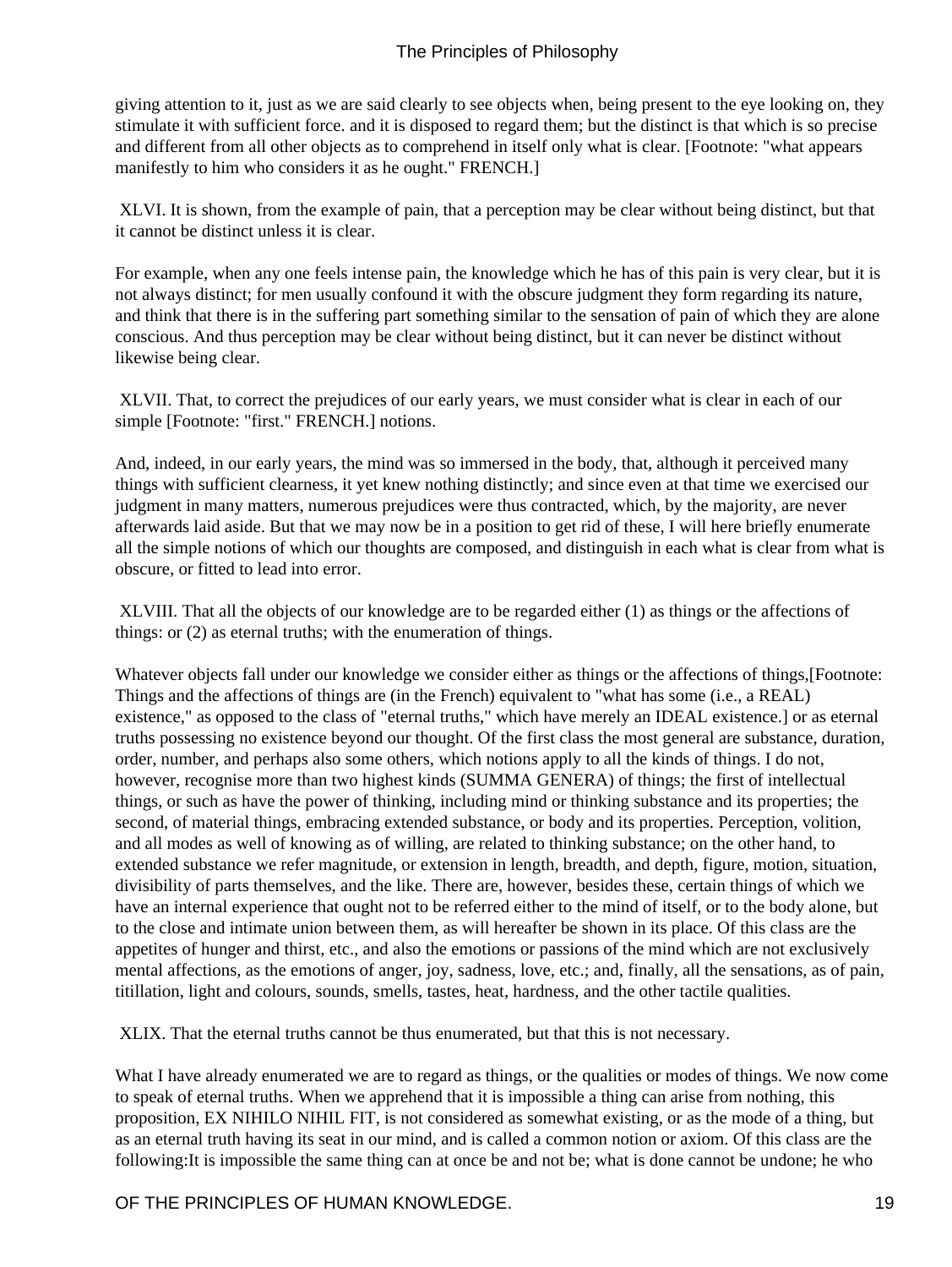giving attention to it, just as we are said clearly to see objects when, being present to the eye looking on, they stimulate it with sufficient force. and it is disposed to regard them; but the distinct is that which is so precise and different from all other objects as to comprehend in itself only what is clear. [Footnote: "what appears manifestly to him who considers it as he ought." FRENCH.]

XLVI. It is shown, from the example of pain, that a perception may be clear without being distinct, but that it cannot be distinct unless it is clear.

For example, when any one feels intense pain, the knowledge which he has of this pain is very clear, but it is not always distinct; for men usually confound it with the obscure judgment they form regarding its nature, and think that there is in the suffering part something similar to the sensation of pain of which they are alone conscious. And thus perception may be clear without being distinct, but it can never be distinct without likewise being clear.

XLVII. That, to correct the prejudices of our early years, we must consider what is clear in each of our simple [Footnote: "first." FRENCH.] notions.

And, indeed, in our early years, the mind was so immersed in the body, that, although it perceived many things with sufficient clearness, it yet knew nothing distinctly; and since even at that time we exercised our judgment in many matters, numerous prejudices were thus contracted, which, by the majority, are never afterwards laid aside. But that we may now be in a position to get rid of these, I will here briefly enumerate all the simple notions of which our thoughts are composed, and distinguish in each what is clear from what is obscure, or fitted to lead into error.

XLVIII. That all the objects of our knowledge are to be regarded either (1) as things or the affections of things: or (2) as eternal truths; with the enumeration of things.

Whatever objects fall under our knowledge we consider either as things or the affections of things,[Footnote: Things and the affections of things are (in the French) equivalent to "what has some (i.e., a REAL) existence," as opposed to the class of "eternal truths," which have merely an IDEAL existence.] or as eternal truths possessing no existence beyond our thought. Of the first class the most general are substance, duration, order, number, and perhaps also some others, which notions apply to all the kinds of things. I do not, however, recognise more than two highest kinds (SUMMA GENERA) of things; the first of intellectual things, or such as have the power of thinking, including mind or thinking substance and its properties; the second, of material things, embracing extended substance, or body and its properties. Perception, volition, and all modes as well of knowing as of willing, are related to thinking substance; on the other hand, to extended substance we refer magnitude, or extension in length, breadth, and depth, figure, motion, situation, divisibility of parts themselves, and the like. There are, however, besides these, certain things of which we have an internal experience that ought not to be referred either to the mind of itself, or to the body alone, but to the close and intimate union between them, as will hereafter be shown in its place. Of this class are the appetites of hunger and thirst, etc., and also the emotions or passions of the mind which are not exclusively mental affections, as the emotions of anger, joy, sadness, love, etc.; and, finally, all the sensations, as of pain, titillation, light and colours, sounds, smells, tastes, heat, hardness, and the other tactile qualities.

XLIX. That the eternal truths cannot be thus enumerated, but that this is not necessary.

What I have already enumerated we are to regard as things, or the qualities or modes of things. We now come to speak of eternal truths. When we apprehend that it is impossible a thing can arise from nothing, this proposition, EX NIHILO NIHIL FIT, is not considered as somewhat existing, or as the mode of a thing, but as an eternal truth having its seat in our mind, and is called a common notion or axiom. Of this class are the following:It is impossible the same thing can at once be and not be; what is done cannot be undone; he who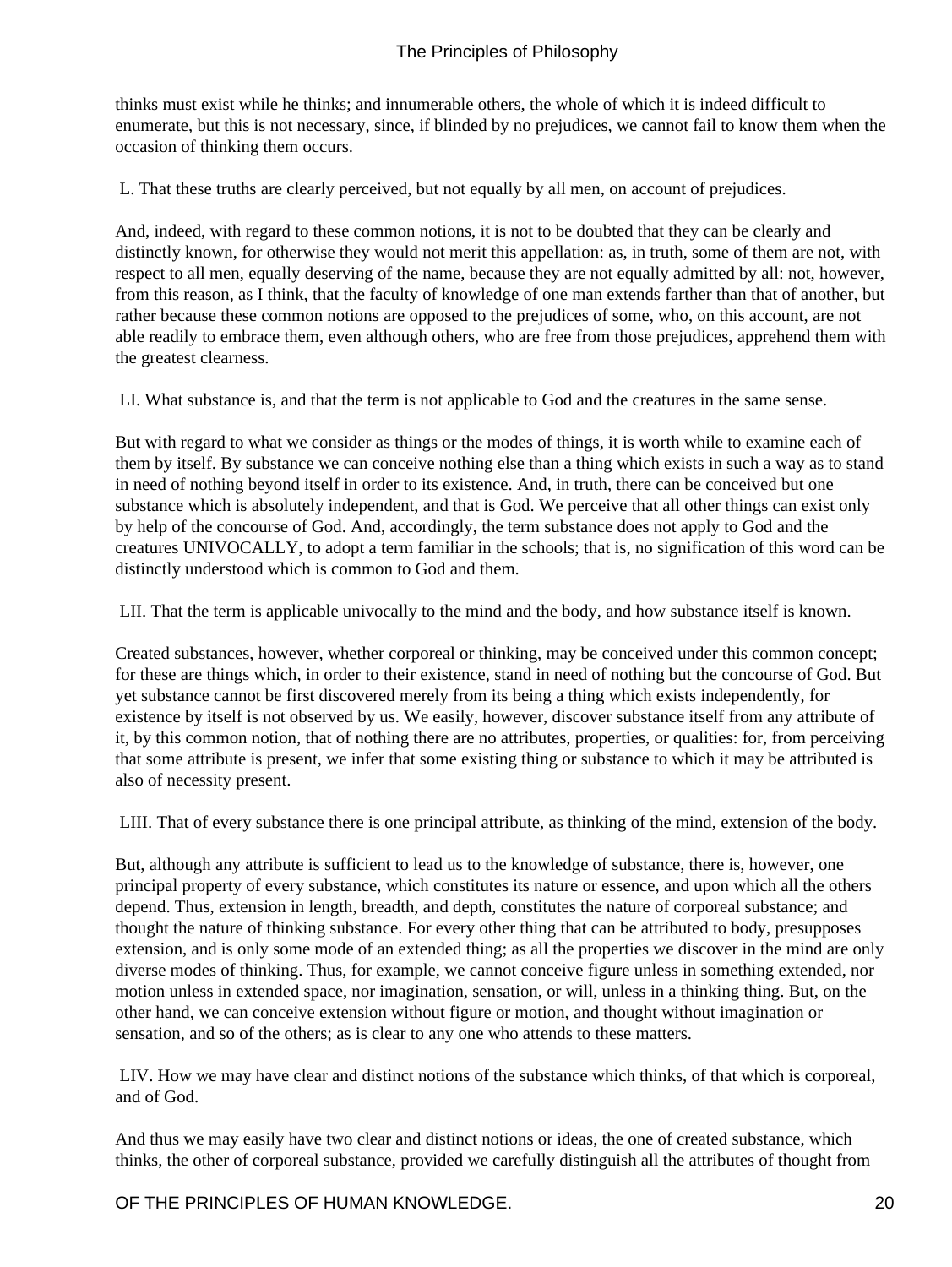thinks must exist while he thinks; and innumerable others, the whole of which it is indeed difficult to enumerate, but this is not necessary, since, if blinded by no prejudices, we cannot fail to know them when the occasion of thinking them occurs.

L. That these truths are clearly perceived, but not equally by all men, on account of prejudices.

And, indeed, with regard to these common notions, it is not to be doubted that they can be clearly and distinctly known, for otherwise they would not merit this appellation: as, in truth, some of them are not, with respect to all men, equally deserving of the name, because they are not equally admitted by all: not, however, from this reason, as I think, that the faculty of knowledge of one man extends farther than that of another, but rather because these common notions are opposed to the prejudices of some, who, on this account, are not able readily to embrace them, even although others, who are free from those prejudices, apprehend them with the greatest clearness.

LI. What substance is, and that the term is not applicable to God and the creatures in the same sense.

But with regard to what we consider as things or the modes of things, it is worth while to examine each of them by itself. By substance we can conceive nothing else than a thing which exists in such a way as to stand in need of nothing beyond itself in order to its existence. And, in truth, there can be conceived but one substance which is absolutely independent, and that is God. We perceive that all other things can exist only by help of the concourse of God. And, accordingly, the term substance does not apply to God and the creatures UNIVOCALLY, to adopt a term familiar in the schools; that is, no signification of this word can be distinctly understood which is common to God and them.

LII. That the term is applicable univocally to the mind and the body, and how substance itself is known.

Created substances, however, whether corporeal or thinking, may be conceived under this common concept; for these are things which, in order to their existence, stand in need of nothing but the concourse of God. But yet substance cannot be first discovered merely from its being a thing which exists independently, for existence by itself is not observed by us. We easily, however, discover substance itself from any attribute of it, by this common notion, that of nothing there are no attributes, properties, or qualities: for, from perceiving that some attribute is present, we infer that some existing thing or substance to which it may be attributed is also of necessity present.

LIII. That of every substance there is one principal attribute, as thinking of the mind, extension of the body.

But, although any attribute is sufficient to lead us to the knowledge of substance, there is, however, one principal property of every substance, which constitutes its nature or essence, and upon which all the others depend. Thus, extension in length, breadth, and depth, constitutes the nature of corporeal substance; and thought the nature of thinking substance. For every other thing that can be attributed to body, presupposes extension, and is only some mode of an extended thing; as all the properties we discover in the mind are only diverse modes of thinking. Thus, for example, we cannot conceive figure unless in something extended, nor motion unless in extended space, nor imagination, sensation, or will, unless in a thinking thing. But, on the other hand, we can conceive extension without figure or motion, and thought without imagination or sensation, and so of the others; as is clear to any one who attends to these matters.

LIV. How we may have clear and distinct notions of the substance which thinks, of that which is corporeal, and of God.

And thus we may easily have two clear and distinct notions or ideas, the one of created substance, which thinks, the other of corporeal substance, provided we carefully distinguish all the attributes of thought from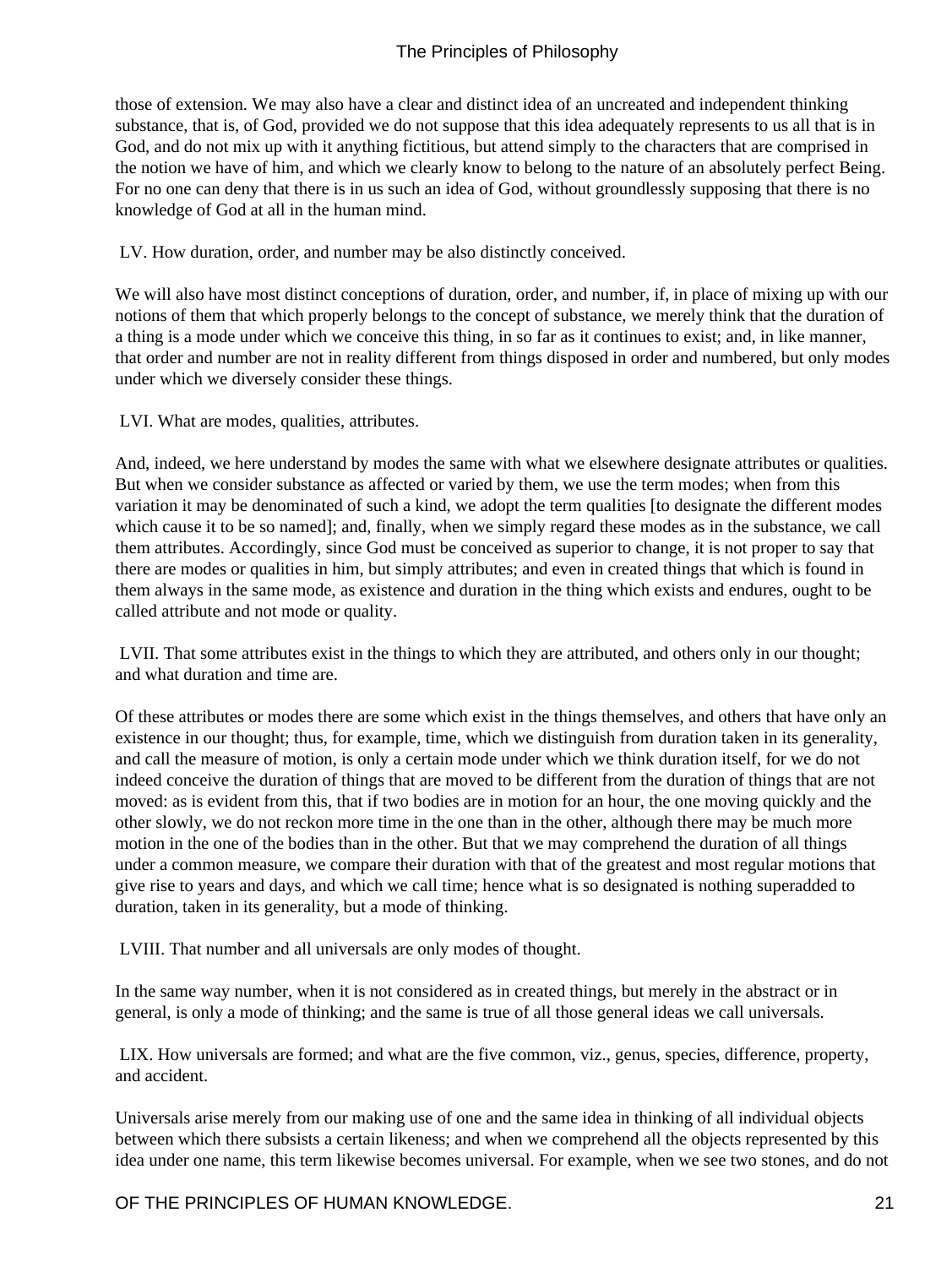those of extension. We may also have a clear and distinct idea of an uncreated and independent thinking substance, that is, of God, provided we do not suppose that this idea adequately represents to us all that is in God, and do not mix up with it anything fictitious, but attend simply to the characters that are comprised in the notion we have of him, and which we clearly know to belong to the nature of an absolutely perfect Being. For no one can deny that there is in us such an idea of God, without groundlessly supposing that there is no knowledge of God at all in the human mind.

LV. How duration, order, and number may be also distinctly conceived.

We will also have most distinct conceptions of duration, order, and number, if, in place of mixing up with our notions of them that which properly belongs to the concept of substance, we merely think that the duration of a thing is a mode under which we conceive this thing, in so far as it continues to exist; and, in like manner, that order and number are not in reality different from things disposed in order and numbered, but only modes under which we diversely consider these things.

LVI. What are modes, qualities, attributes.

And, indeed, we here understand by modes the same with what we elsewhere designate attributes or qualities. But when we consider substance as affected or varied by them, we use the term modes; when from this variation it may be denominated of such a kind, we adopt the term qualities [to designate the different modes which cause it to be so named]; and, finally, when we simply regard these modes as in the substance, we call them attributes. Accordingly, since God must be conceived as superior to change, it is not proper to say that there are modes or qualities in him, but simply attributes; and even in created things that which is found in them always in the same mode, as existence and duration in the thing which exists and endures, ought to be called attribute and not mode or quality.

LVII. That some attributes exist in the things to which they are attributed, and others only in our thought; and what duration and time are.

Of these attributes or modes there are some which exist in the things themselves, and others that have only an existence in our thought; thus, for example, time, which we distinguish from duration taken in its generality, and call the measure of motion, is only a certain mode under which we think duration itself, for we do not indeed conceive the duration of things that are moved to be different from the duration of things that are not moved: as is evident from this, that if two bodies are in motion for an hour, the one moving quickly and the other slowly, we do not reckon more time in the one than in the other, although there may be much more motion in the one of the bodies than in the other. But that we may comprehend the duration of all things under a common measure, we compare their duration with that of the greatest and most regular motions that give rise to years and days, and which we call time; hence what is so designated is nothing superadded to duration, taken in its generality, but a mode of thinking.

LVIII. That number and all universals are only modes of thought.

In the same way number, when it is not considered as in created things, but merely in the abstract or in general, is only a mode of thinking; and the same is true of all those general ideas we call universals.

LIX. How universals are formed; and what are the five common, viz., genus, species, difference, property, and accident.

Universals arise merely from our making use of one and the same idea in thinking of all individual objects between which there subsists a certain likeness; and when we comprehend all the objects represented by this idea under one name, this term likewise becomes universal. For example, when we see two stones, and do not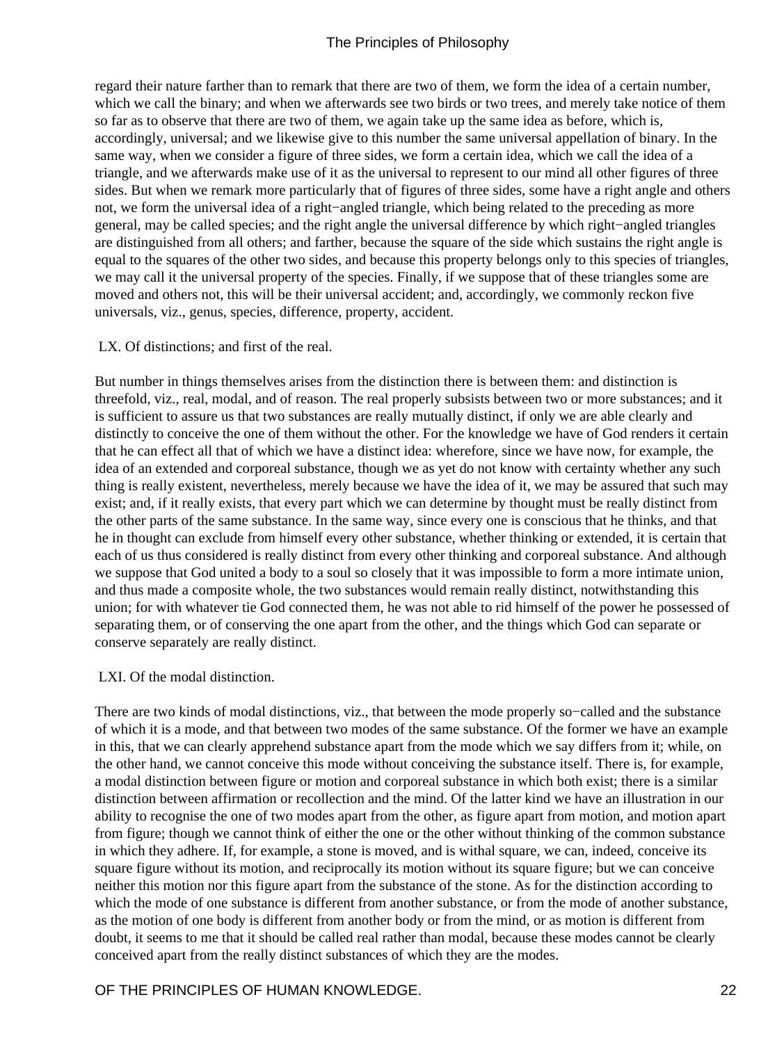regard their nature farther than to remark that there are two of them, we form the idea of a certain number, which we call the binary; and when we afterwards see two birds or two trees, and merely take notice of them so far as to observe that there are two of them, we again take up the same idea as before, which is, accordingly, universal; and we likewise give to this number the same universal appellation of binary. In the same way, when we consider a figure of three sides, we form a certain idea, which we call the idea of a triangle, and we afterwards make use of it as the universal to represent to our mind all other figures of three sides. But when we remark more particularly that of figures of three sides, some have a right angle and others not, we form the universal idea of a right−angled triangle, which being related to the preceding as more general, may be called species; and the right angle the universal difference by which right−angled triangles are distinguished from all others; and farther, because the square of the side which sustains the right angle is equal to the squares of the other two sides, and because this property belongs only to this species of triangles, we may call it the universal property of the species. Finally, if we suppose that of these triangles some are moved and others not, this will be their universal accident; and, accordingly, we commonly reckon five universals, viz., genus, species, difference, property, accident.

LX. Of distinctions; and first of the real.

But number in things themselves arises from the distinction there is between them: and distinction is threefold, viz., real, modal, and of reason. The real properly subsists between two or more substances; and it is sufficient to assure us that two substances are really mutually distinct, if only we are able clearly and distinctly to conceive the one of them without the other. For the knowledge we have of God renders it certain that he can effect all that of which we have a distinct idea: wherefore, since we have now, for example, the idea of an extended and corporeal substance, though we as yet do not know with certainty whether any such thing is really existent, nevertheless, merely because we have the idea of it, we may be assured that such may exist; and, if it really exists, that every part which we can determine by thought must be really distinct from the other parts of the same substance. In the same way, since every one is conscious that he thinks, and that he in thought can exclude from himself every other substance, whether thinking or extended, it is certain that each of us thus considered is really distinct from every other thinking and corporeal substance. And although we suppose that God united a body to a soul so closely that it was impossible to form a more intimate union, and thus made a composite whole, the two substances would remain really distinct, notwithstanding this union; for with whatever tie God connected them, he was not able to rid himself of the power he possessed of separating them, or of conserving the one apart from the other, and the things which God can separate or conserve separately are really distinct.

LXI. Of the modal distinction.

There are two kinds of modal distinctions, viz., that between the mode properly so−called and the substance of which it is a mode, and that between two modes of the same substance. Of the former we have an example in this, that we can clearly apprehend substance apart from the mode which we say differs from it; while, on the other hand, we cannot conceive this mode without conceiving the substance itself. There is, for example, a modal distinction between figure or motion and corporeal substance in which both exist; there is a similar distinction between affirmation or recollection and the mind. Of the latter kind we have an illustration in our ability to recognise the one of two modes apart from the other, as figure apart from motion, and motion apart from figure; though we cannot think of either the one or the other without thinking of the common substance in which they adhere. If, for example, a stone is moved, and is withal square, we can, indeed, conceive its square figure without its motion, and reciprocally its motion without its square figure; but we can conceive neither this motion nor this figure apart from the substance of the stone. As for the distinction according to which the mode of one substance is different from another substance, or from the mode of another substance, as the motion of one body is different from another body or from the mind, or as motion is different from doubt, it seems to me that it should be called real rather than modal, because these modes cannot be clearly conceived apart from the really distinct substances of which they are the modes.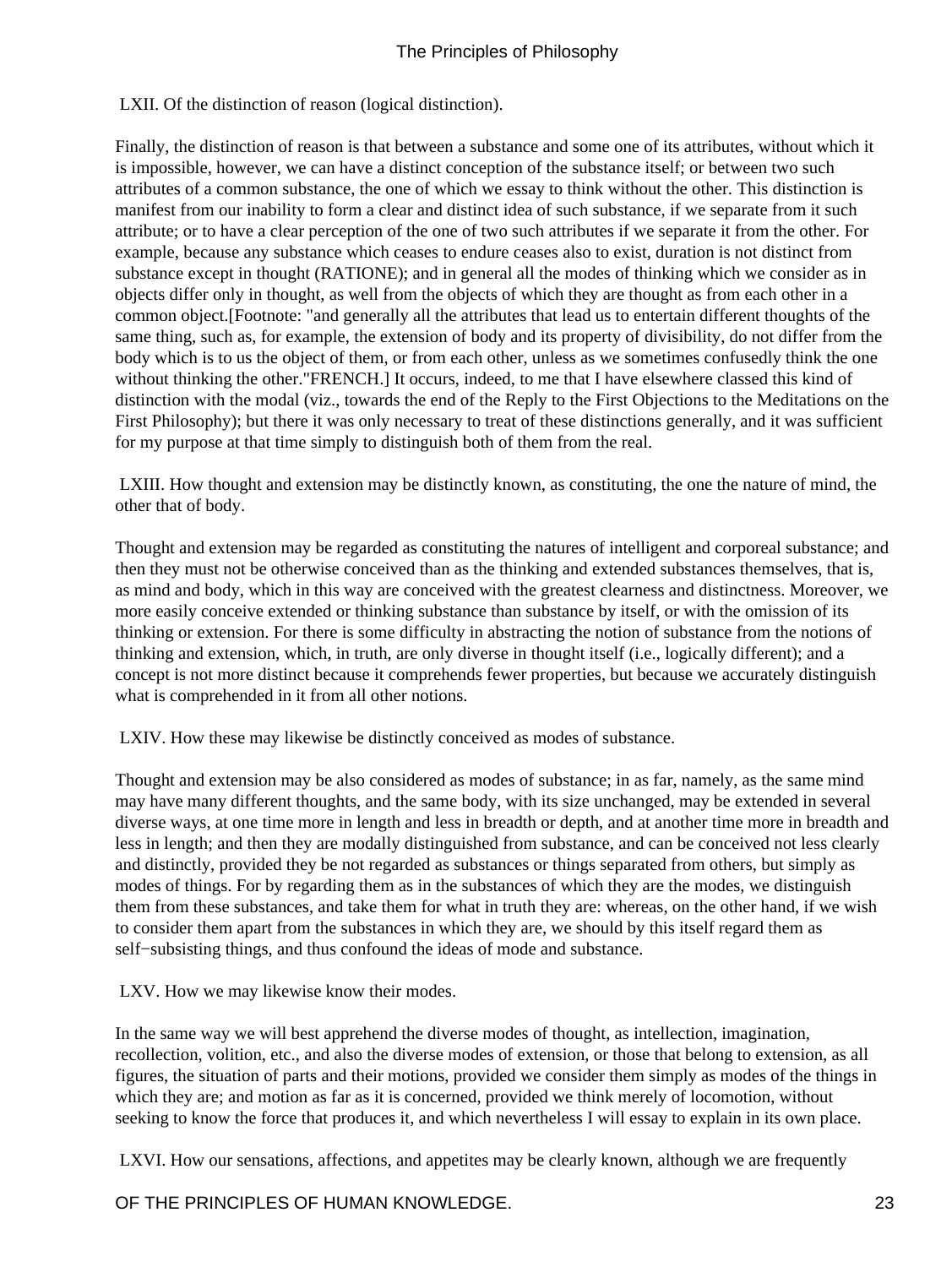LXII. Of the distinction of reason (logical distinction).

Finally, the distinction of reason is that between a substance and some one of its attributes, without which it is impossible, however, we can have a distinct conception of the substance itself; or between two such attributes of a common substance, the one of which we essay to think without the other. This distinction is manifest from our inability to form a clear and distinct idea of such substance, if we separate from it such attribute; or to have a clear perception of the one of two such attributes if we separate it from the other. For example, because any substance which ceases to endure ceases also to exist, duration is not distinct from substance except in thought (RATIONE); and in general all the modes of thinking which we consider as in objects differ only in thought, as well from the objects of which they are thought as from each other in a common object.[Footnote: "and generally all the attributes that lead us to entertain different thoughts of the same thing, such as, for example, the extension of body and its property of divisibility, do not differ from the body which is to us the object of them, or from each other, unless as we sometimes confusedly think the one without thinking the other."FRENCH.] It occurs, indeed, to me that I have elsewhere classed this kind of distinction with the modal (viz., towards the end of the Reply to the First Objections to the Meditations on the First Philosophy); but there it was only necessary to treat of these distinctions generally, and it was sufficient for my purpose at that time simply to distinguish both of them from the real.

LXIII. How thought and extension may be distinctly known, as constituting, the one the nature of mind, the other that of body.

Thought and extension may be regarded as constituting the natures of intelligent and corporeal substance; and then they must not be otherwise conceived than as the thinking and extended substances themselves, that is, as mind and body, which in this way are conceived with the greatest clearness and distinctness. Moreover, we more easily conceive extended or thinking substance than substance by itself, or with the omission of its thinking or extension. For there is some difficulty in abstracting the notion of substance from the notions of thinking and extension, which, in truth, are only diverse in thought itself (i.e., logically different); and a concept is not more distinct because it comprehends fewer properties, but because we accurately distinguish what is comprehended in it from all other notions.

LXIV. How these may likewise be distinctly conceived as modes of substance.

Thought and extension may be also considered as modes of substance; in as far, namely, as the same mind may have many different thoughts, and the same body, with its size unchanged, may be extended in several diverse ways, at one time more in length and less in breadth or depth, and at another time more in breadth and less in length; and then they are modally distinguished from substance, and can be conceived not less clearly and distinctly, provided they be not regarded as substances or things separated from others, but simply as modes of things. For by regarding them as in the substances of which they are the modes, we distinguish them from these substances, and take them for what in truth they are: whereas, on the other hand, if we wish to consider them apart from the substances in which they are, we should by this itself regard them as self−subsisting things, and thus confound the ideas of mode and substance.

LXV. How we may likewise know their modes.

In the same way we will best apprehend the diverse modes of thought, as intellection, imagination, recollection, volition, etc., and also the diverse modes of extension, or those that belong to extension, as all figures, the situation of parts and their motions, provided we consider them simply as modes of the things in which they are; and motion as far as it is concerned, provided we think merely of locomotion, without seeking to know the force that produces it, and which nevertheless I will essay to explain in its own place.

LXVI. How our sensations, affections, and appetites may be clearly known, although we are frequently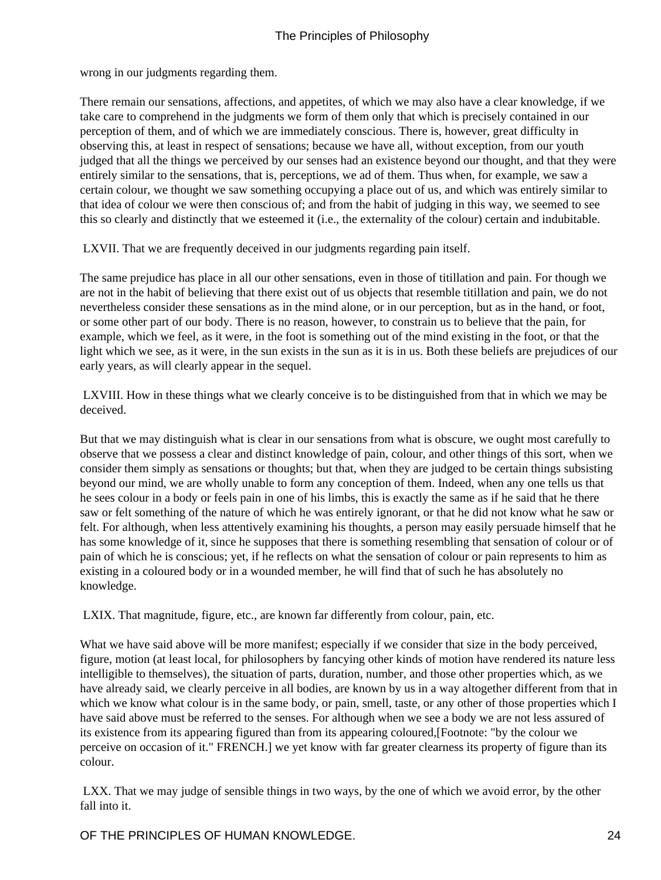wrong in our judgments regarding them.

There remain our sensations, affections, and appetites, of which we may also have a clear knowledge, if we take care to comprehend in the judgments we form of them only that which is precisely contained in our perception of them, and of which we are immediately conscious. There is, however, great difficulty in observing this, at least in respect of sensations; because we have all, without exception, from our youth judged that all the things we perceived by our senses had an existence beyond our thought, and that they were entirely similar to the sensations, that is, perceptions, we ad of them. Thus when, for example, we saw a certain colour, we thought we saw something occupying a place out of us, and which was entirely similar to that idea of colour we were then conscious of; and from the habit of judging in this way, we seemed to see this so clearly and distinctly that we esteemed it (i.e., the externality of the colour) certain and indubitable.

LXVII. That we are frequently deceived in our judgments regarding pain itself.

The same prejudice has place in all our other sensations, even in those of titillation and pain. For though we are not in the habit of believing that there exist out of us objects that resemble titillation and pain, we do not nevertheless consider these sensations as in the mind alone, or in our perception, but as in the hand, or foot, or some other part of our body. There is no reason, however, to constrain us to believe that the pain, for example, which we feel, as it were, in the foot is something out of the mind existing in the foot, or that the light which we see, as it were, in the sun exists in the sun as it is in us. Both these beliefs are prejudices of our early years, as will clearly appear in the sequel.

LXVIII. How in these things what we clearly conceive is to be distinguished from that in which we may be deceived.

But that we may distinguish what is clear in our sensations from what is obscure, we ought most carefully to observe that we possess a clear and distinct knowledge of pain, colour, and other things of this sort, when we consider them simply as sensations or thoughts; but that, when they are judged to be certain things subsisting beyond our mind, we are wholly unable to form any conception of them. Indeed, when any one tells us that he sees colour in a body or feels pain in one of his limbs, this is exactly the same as if he said that he there saw or felt something of the nature of which he was entirely ignorant, or that he did not know what he saw or felt. For although, when less attentively examining his thoughts, a person may easily persuade himself that he has some knowledge of it, since he supposes that there is something resembling that sensation of colour or of pain of which he is conscious; yet, if he reflects on what the sensation of colour or pain represents to him as existing in a coloured body or in a wounded member, he will find that of such he has absolutely no knowledge.

LXIX. That magnitude, figure, etc., are known far differently from colour, pain, etc.

What we have said above will be more manifest; especially if we consider that size in the body perceived, figure, motion (at least local, for philosophers by fancying other kinds of motion have rendered its nature less intelligible to themselves), the situation of parts, duration, number, and those other properties which, as we have already said, we clearly perceive in all bodies, are known by us in a way altogether different from that in which we know what colour is in the same body, or pain, smell, taste, or any other of those properties which I have said above must be referred to the senses. For although when we see a body we are not less assured of its existence from its appearing figured than from its appearing coloured,[Footnote: "by the colour we perceive on occasion of it." FRENCH.] we yet know with far greater clearness its property of figure than its colour.

LXX. That we may judge of sensible things in two ways, by the one of which we avoid error, by the other fall into it.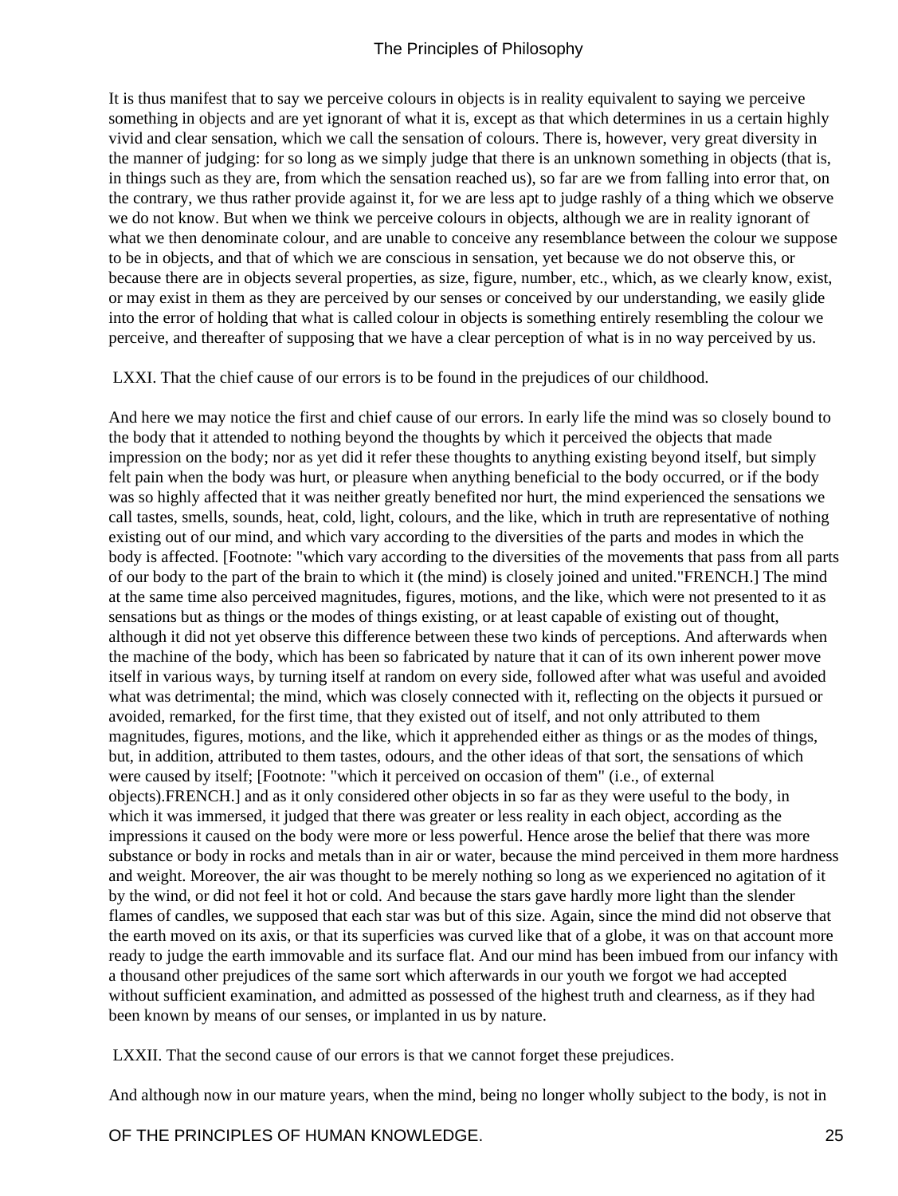It is thus manifest that to say we perceive colours in objects is in reality equivalent to saying we perceive something in objects and are yet ignorant of what it is, except as that which determines in us a certain highly vivid and clear sensation, which we call the sensation of colours. There is, however, very great diversity in the manner of judging: for so long as we simply judge that there is an unknown something in objects (that is, in things such as they are, from which the sensation reached us), so far are we from falling into error that, on the contrary, we thus rather provide against it, for we are less apt to judge rashly of a thing which we observe we do not know. But when we think we perceive colours in objects, although we are in reality ignorant of what we then denominate colour, and are unable to conceive any resemblance between the colour we suppose to be in objects, and that of which we are conscious in sensation, yet because we do not observe this, or because there are in objects several properties, as size, figure, number, etc., which, as we clearly know, exist, or may exist in them as they are perceived by our senses or conceived by our understanding, we easily glide into the error of holding that what is called colour in objects is something entirely resembling the colour we perceive, and thereafter of supposing that we have a clear perception of what is in no way perceived by us.

LXXI. That the chief cause of our errors is to be found in the prejudices of our childhood.

And here we may notice the first and chief cause of our errors. In early life the mind was so closely bound to the body that it attended to nothing beyond the thoughts by which it perceived the objects that made impression on the body; nor as yet did it refer these thoughts to anything existing beyond itself, but simply felt pain when the body was hurt, or pleasure when anything beneficial to the body occurred, or if the body was so highly affected that it was neither greatly benefited nor hurt, the mind experienced the sensations we call tastes, smells, sounds, heat, cold, light, colours, and the like, which in truth are representative of nothing existing out of our mind, and which vary according to the diversities of the parts and modes in which the body is affected. [Footnote: "which vary according to the diversities of the movements that pass from all parts of our body to the part of the brain to which it (the mind) is closely joined and united."FRENCH.] The mind at the same time also perceived magnitudes, figures, motions, and the like, which were not presented to it as sensations but as things or the modes of things existing, or at least capable of existing out of thought, although it did not yet observe this difference between these two kinds of perceptions. And afterwards when the machine of the body, which has been so fabricated by nature that it can of its own inherent power move itself in various ways, by turning itself at random on every side, followed after what was useful and avoided what was detrimental; the mind, which was closely connected with it, reflecting on the objects it pursued or avoided, remarked, for the first time, that they existed out of itself, and not only attributed to them magnitudes, figures, motions, and the like, which it apprehended either as things or as the modes of things, but, in addition, attributed to them tastes, odours, and the other ideas of that sort, the sensations of which were caused by itself; [Footnote: "which it perceived on occasion of them" (i.e., of external objects).FRENCH.] and as it only considered other objects in so far as they were useful to the body, in which it was immersed, it judged that there was greater or less reality in each object, according as the impressions it caused on the body were more or less powerful. Hence arose the belief that there was more substance or body in rocks and metals than in air or water, because the mind perceived in them more hardness and weight. Moreover, the air was thought to be merely nothing so long as we experienced no agitation of it by the wind, or did not feel it hot or cold. And because the stars gave hardly more light than the slender flames of candles, we supposed that each star was but of this size. Again, since the mind did not observe that the earth moved on its axis, or that its superficies was curved like that of a globe, it was on that account more ready to judge the earth immovable and its surface flat. And our mind has been imbued from our infancy with a thousand other prejudices of the same sort which afterwards in our youth we forgot we had accepted without sufficient examination, and admitted as possessed of the highest truth and clearness, as if they had been known by means of our senses, or implanted in us by nature.

LXXII. That the second cause of our errors is that we cannot forget these prejudices.

And although now in our mature years, when the mind, being no longer wholly subject to the body, is not in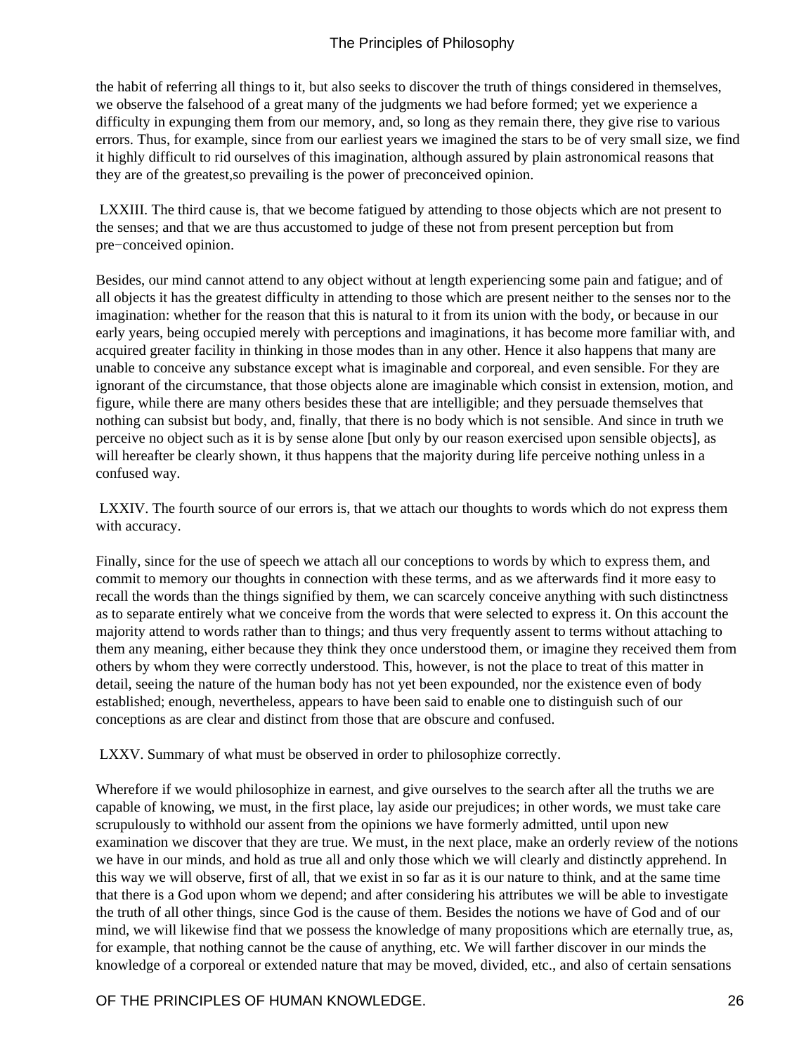the habit of referring all things to it, but also seeks to discover the truth of things considered in themselves, we observe the falsehood of a great many of the judgments we had before formed; yet we experience a difficulty in expunging them from our memory, and, so long as they remain there, they give rise to various errors. Thus, for example, since from our earliest years we imagined the stars to be of very small size, we find it highly difficult to rid ourselves of this imagination, although assured by plain astronomical reasons that they are of the greatest,so prevailing is the power of preconceived opinion.

LXXIII. The third cause is, that we become fatigued by attending to those objects which are not present to the senses; and that we are thus accustomed to judge of these not from present perception but from pre−conceived opinion.

Besides, our mind cannot attend to any object without at length experiencing some pain and fatigue; and of all objects it has the greatest difficulty in attending to those which are present neither to the senses nor to the imagination: whether for the reason that this is natural to it from its union with the body, or because in our early years, being occupied merely with perceptions and imaginations, it has become more familiar with, and acquired greater facility in thinking in those modes than in any other. Hence it also happens that many are unable to conceive any substance except what is imaginable and corporeal, and even sensible. For they are ignorant of the circumstance, that those objects alone are imaginable which consist in extension, motion, and figure, while there are many others besides these that are intelligible; and they persuade themselves that nothing can subsist but body, and, finally, that there is no body which is not sensible. And since in truth we perceive no object such as it is by sense alone [but only by our reason exercised upon sensible objects], as will hereafter be clearly shown, it thus happens that the majority during life perceive nothing unless in a confused way.

LXXIV. The fourth source of our errors is, that we attach our thoughts to words which do not express them with accuracy.

Finally, since for the use of speech we attach all our conceptions to words by which to express them, and commit to memory our thoughts in connection with these terms, and as we afterwards find it more easy to recall the words than the things signified by them, we can scarcely conceive anything with such distinctness as to separate entirely what we conceive from the words that were selected to express it. On this account the majority attend to words rather than to things; and thus very frequently assent to terms without attaching to them any meaning, either because they think they once understood them, or imagine they received them from others by whom they were correctly understood. This, however, is not the place to treat of this matter in detail, seeing the nature of the human body has not yet been expounded, nor the existence even of body established; enough, nevertheless, appears to have been said to enable one to distinguish such of our conceptions as are clear and distinct from those that are obscure and confused.

LXXV. Summary of what must be observed in order to philosophize correctly.

Wherefore if we would philosophize in earnest, and give ourselves to the search after all the truths we are capable of knowing, we must, in the first place, lay aside our prejudices; in other words, we must take care scrupulously to withhold our assent from the opinions we have formerly admitted, until upon new examination we discover that they are true. We must, in the next place, make an orderly review of the notions we have in our minds, and hold as true all and only those which we will clearly and distinctly apprehend. In this way we will observe, first of all, that we exist in so far as it is our nature to think, and at the same time that there is a God upon whom we depend; and after considering his attributes we will be able to investigate the truth of all other things, since God is the cause of them. Besides the notions we have of God and of our mind, we will likewise find that we possess the knowledge of many propositions which are eternally true, as, for example, that nothing cannot be the cause of anything, etc. We will farther discover in our minds the knowledge of a corporeal or extended nature that may be moved, divided, etc., and also of certain sensations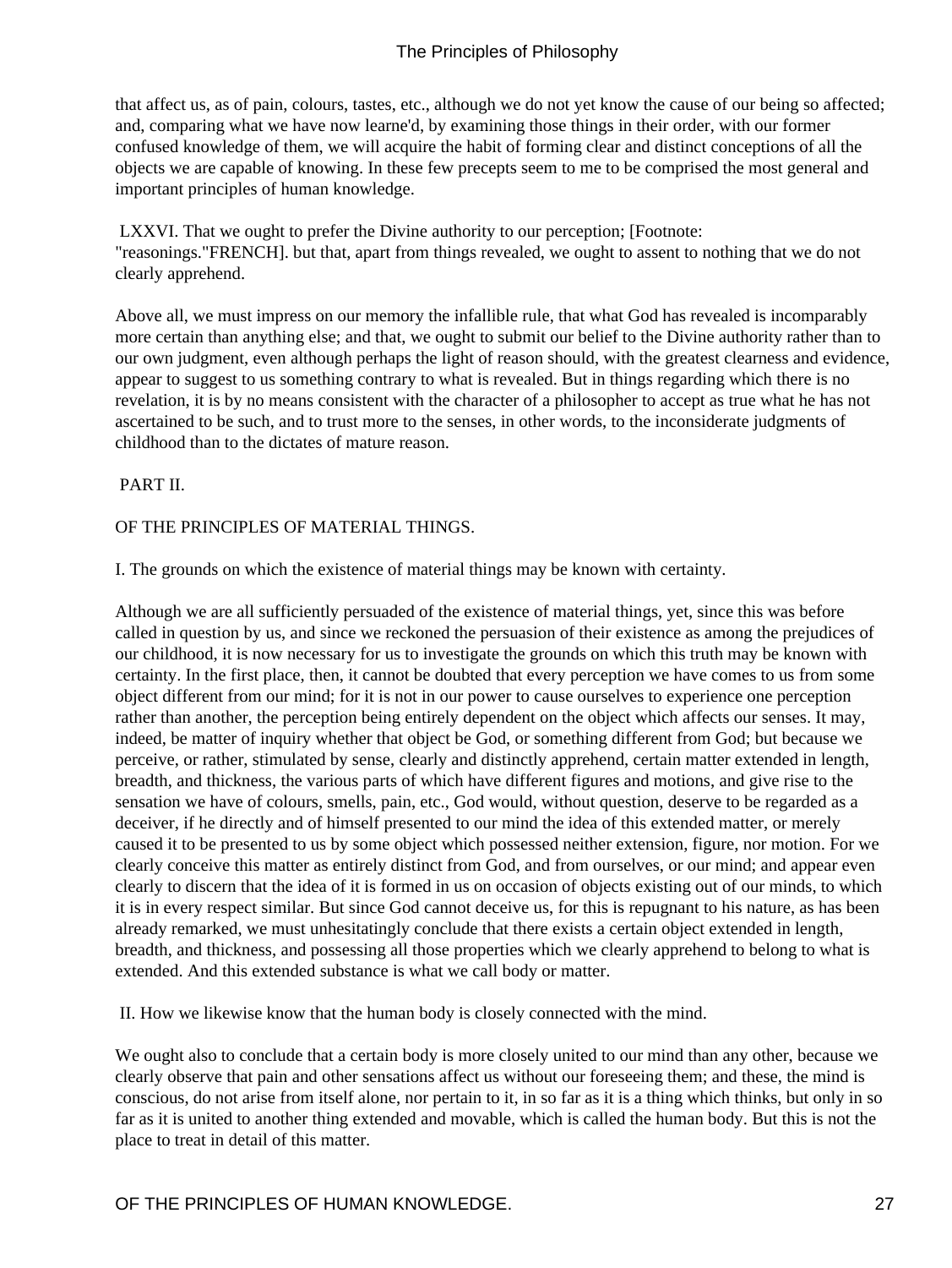that affect us, as of pain, colours, tastes, etc., although we do not yet know the cause of our being so affected; and, comparing what we have now learne'd, by examining those things in their order, with our former confused knowledge of them, we will acquire the habit of forming clear and distinct conceptions of all the objects we are capable of knowing. In these few precepts seem to me to be comprised the most general and important principles of human knowledge.

LXXVI. That we ought to prefer the Divine authority to our perception; [Footnote: "reasonings."FRENCH]. but that, apart from things revealed, we ought to assent to nothing that we do not clearly apprehend.

Above all, we must impress on our memory the infallible rule, that what God has revealed is incomparably more certain than anything else; and that, we ought to submit our belief to the Divine authority rather than to our own judgment, even although perhaps the light of reason should, with the greatest clearness and evidence, appear to suggest to us something contrary to what is revealed. But in things regarding which there is no revelation, it is by no means consistent with the character of a philosopher to accept as true what he has not ascertained to be such, and to trust more to the senses, in other words, to the inconsiderate judgments of childhood than to the dictates of mature reason.

## PART II.

## OF THE PRINCIPLES OF MATERIAL THINGS.

I. The grounds on which the existence of material things may be known with certainty.

Although we are all sufficiently persuaded of the existence of material things, yet, since this was before called in question by us, and since we reckoned the persuasion of their existence as among the prejudices of our childhood, it is now necessary for us to investigate the grounds on which this truth may be known with certainty. In the first place, then, it cannot be doubted that every perception we have comes to us from some object different from our mind; for it is not in our power to cause ourselves to experience one perception rather than another, the perception being entirely dependent on the object which affects our senses. It may, indeed, be matter of inquiry whether that object be God, or something different from God; but because we perceive, or rather, stimulated by sense, clearly and distinctly apprehend, certain matter extended in length, breadth, and thickness, the various parts of which have different figures and motions, and give rise to the sensation we have of colours, smells, pain, etc., God would, without question, deserve to be regarded as a deceiver, if he directly and of himself presented to our mind the idea of this extended matter, or merely caused it to be presented to us by some object which possessed neither extension, figure, nor motion. For we clearly conceive this matter as entirely distinct from God, and from ourselves, or our mind; and appear even clearly to discern that the idea of it is formed in us on occasion of objects existing out of our minds, to which it is in every respect similar. But since God cannot deceive us, for this is repugnant to his nature, as has been already remarked, we must unhesitatingly conclude that there exists a certain object extended in length, breadth, and thickness, and possessing all those properties which we clearly apprehend to belong to what is extended. And this extended substance is what we call body or matter.

II. How we likewise know that the human body is closely connected with the mind.

We ought also to conclude that a certain body is more closely united to our mind than any other, because we clearly observe that pain and other sensations affect us without our foreseeing them; and these, the mind is conscious, do not arise from itself alone, nor pertain to it, in so far as it is a thing which thinks, but only in so far as it is united to another thing extended and movable, which is called the human body. But this is not the place to treat in detail of this matter.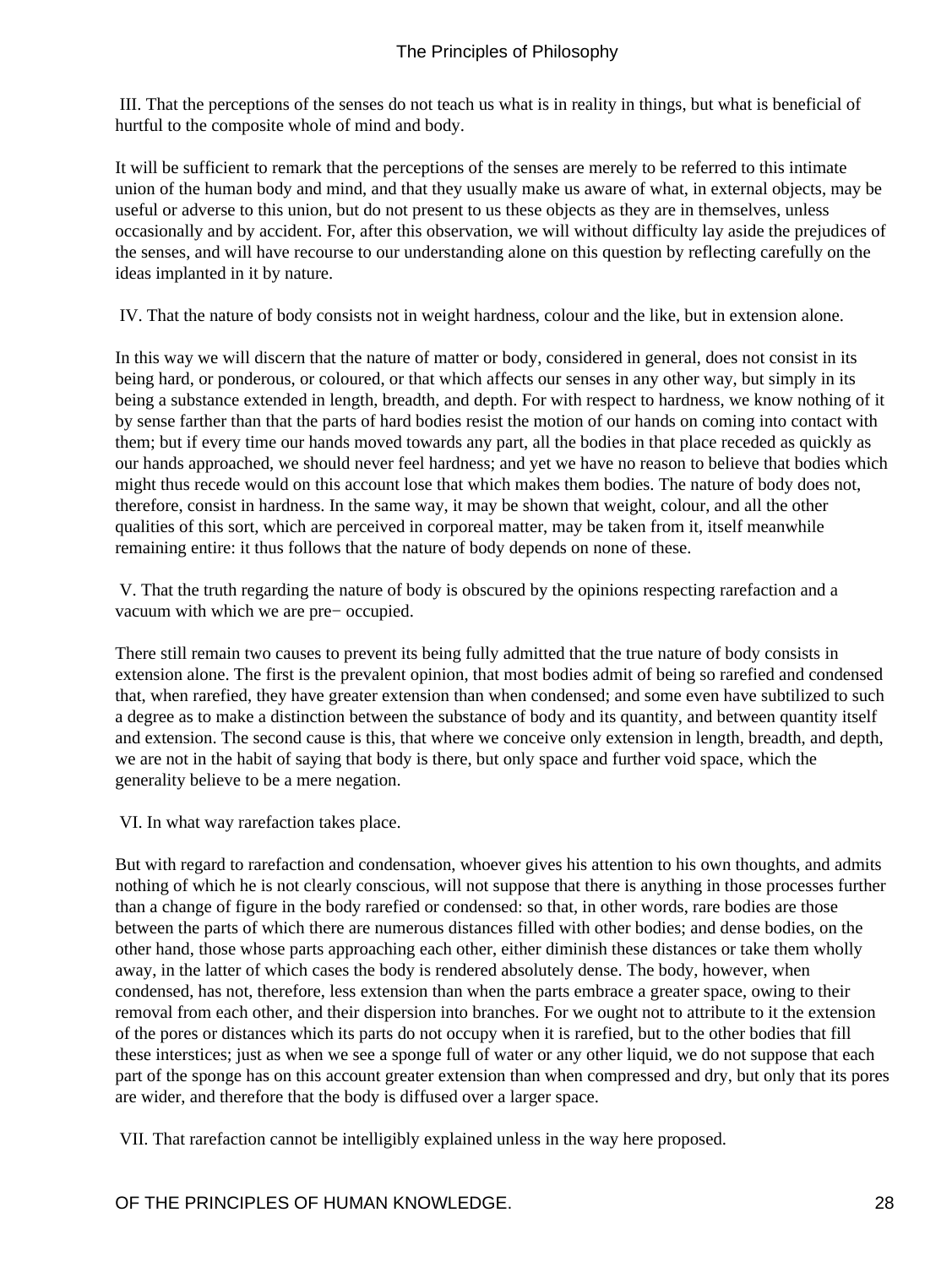III. That the perceptions of the senses do not teach us what is in reality in things, but what is beneficial of hurtful to the composite whole of mind and body.

It will be sufficient to remark that the perceptions of the senses are merely to be referred to this intimate union of the human body and mind, and that they usually make us aware of what, in external objects, may be useful or adverse to this union, but do not present to us these objects as they are in themselves, unless occasionally and by accident. For, after this observation, we will without difficulty lay aside the prejudices of the senses, and will have recourse to our understanding alone on this question by reflecting carefully on the ideas implanted in it by nature.

IV. That the nature of body consists not in weight hardness, colour and the like, but in extension alone.

In this way we will discern that the nature of matter or body, considered in general, does not consist in its being hard, or ponderous, or coloured, or that which affects our senses in any other way, but simply in its being a substance extended in length, breadth, and depth. For with respect to hardness, we know nothing of it by sense farther than that the parts of hard bodies resist the motion of our hands on coming into contact with them; but if every time our hands moved towards any part, all the bodies in that place receded as quickly as our hands approached, we should never feel hardness; and yet we have no reason to believe that bodies which might thus recede would on this account lose that which makes them bodies. The nature of body does not, therefore, consist in hardness. In the same way, it may be shown that weight, colour, and all the other qualities of this sort, which are perceived in corporeal matter, may be taken from it, itself meanwhile remaining entire: it thus follows that the nature of body depends on none of these.

V. That the truth regarding the nature of body is obscured by the opinions respecting rarefaction and a vacuum with which we are pre− occupied.

There still remain two causes to prevent its being fully admitted that the true nature of body consists in extension alone. The first is the prevalent opinion, that most bodies admit of being so rarefied and condensed that, when rarefied, they have greater extension than when condensed; and some even have subtilized to such a degree as to make a distinction between the substance of body and its quantity, and between quantity itself and extension. The second cause is this, that where we conceive only extension in length, breadth, and depth, we are not in the habit of saying that body is there, but only space and further void space, which the generality believe to be a mere negation.

VI. In what way rarefaction takes place.

But with regard to rarefaction and condensation, whoever gives his attention to his own thoughts, and admits nothing of which he is not clearly conscious, will not suppose that there is anything in those processes further than a change of figure in the body rarefied or condensed: so that, in other words, rare bodies are those between the parts of which there are numerous distances filled with other bodies; and dense bodies, on the other hand, those whose parts approaching each other, either diminish these distances or take them wholly away, in the latter of which cases the body is rendered absolutely dense. The body, however, when condensed, has not, therefore, less extension than when the parts embrace a greater space, owing to their removal from each other, and their dispersion into branches. For we ought not to attribute to it the extension of the pores or distances which its parts do not occupy when it is rarefied, but to the other bodies that fill these interstices; just as when we see a sponge full of water or any other liquid, we do not suppose that each part of the sponge has on this account greater extension than when compressed and dry, but only that its pores are wider, and therefore that the body is diffused over a larger space.

VII. That rarefaction cannot be intelligibly explained unless in the way here proposed.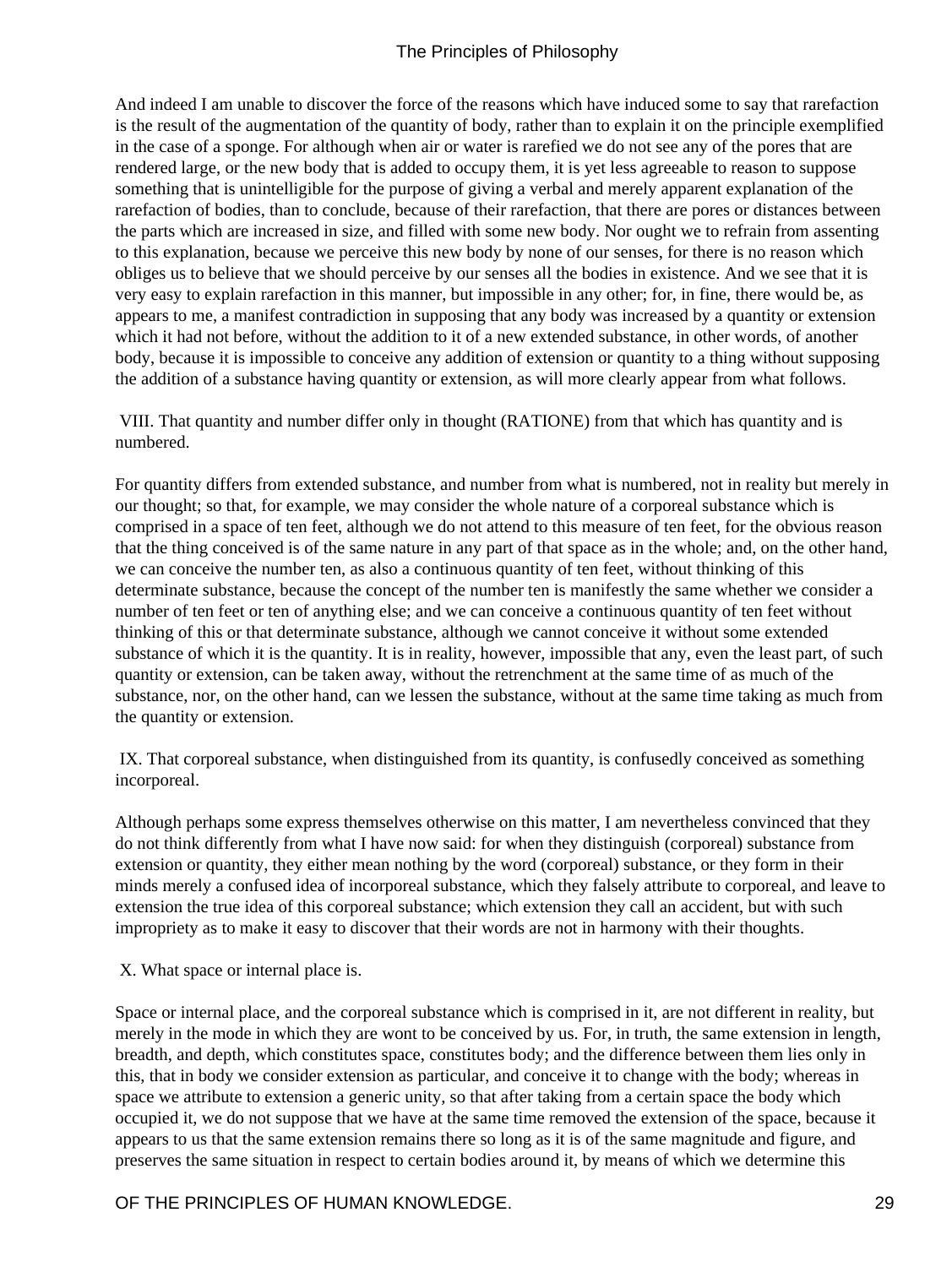And indeed I am unable to discover the force of the reasons which have induced some to say that rarefaction is the result of the augmentation of the quantity of body, rather than to explain it on the principle exemplified in the case of a sponge. For although when air or water is rarefied we do not see any of the pores that are rendered large, or the new body that is added to occupy them, it is yet less agreeable to reason to suppose something that is unintelligible for the purpose of giving a verbal and merely apparent explanation of the rarefaction of bodies, than to conclude, because of their rarefaction, that there are pores or distances between the parts which are increased in size, and filled with some new body. Nor ought we to refrain from assenting to this explanation, because we perceive this new body by none of our senses, for there is no reason which obliges us to believe that we should perceive by our senses all the bodies in existence. And we see that it is very easy to explain rarefaction in this manner, but impossible in any other; for, in fine, there would be, as appears to me, a manifest contradiction in supposing that any body was increased by a quantity or extension which it had not before, without the addition to it of a new extended substance, in other words, of another body, because it is impossible to conceive any addition of extension or quantity to a thing without supposing the addition of a substance having quantity or extension, as will more clearly appear from what follows.

VIII. That quantity and number differ only in thought (RATIONE) from that which has quantity and is numbered.

For quantity differs from extended substance, and number from what is numbered, not in reality but merely in our thought; so that, for example, we may consider the whole nature of a corporeal substance which is comprised in a space of ten feet, although we do not attend to this measure of ten feet, for the obvious reason that the thing conceived is of the same nature in any part of that space as in the whole; and, on the other hand, we can conceive the number ten, as also a continuous quantity of ten feet, without thinking of this determinate substance, because the concept of the number ten is manifestly the same whether we consider a number of ten feet or ten of anything else; and we can conceive a continuous quantity of ten feet without thinking of this or that determinate substance, although we cannot conceive it without some extended substance of which it is the quantity. It is in reality, however, impossible that any, even the least part, of such quantity or extension, can be taken away, without the retrenchment at the same time of as much of the substance, nor, on the other hand, can we lessen the substance, without at the same time taking as much from the quantity or extension.

IX. That corporeal substance, when distinguished from its quantity, is confusedly conceived as something incorporeal.

Although perhaps some express themselves otherwise on this matter, I am nevertheless convinced that they do not think differently from what I have now said: for when they distinguish (corporeal) substance from extension or quantity, they either mean nothing by the word (corporeal) substance, or they form in their minds merely a confused idea of incorporeal substance, which they falsely attribute to corporeal, and leave to extension the true idea of this corporeal substance; which extension they call an accident, but with such impropriety as to make it easy to discover that their words are not in harmony with their thoughts.

X. What space or internal place is.

Space or internal place, and the corporeal substance which is comprised in it, are not different in reality, but merely in the mode in which they are wont to be conceived by us. For, in truth, the same extension in length, breadth, and depth, which constitutes space, constitutes body; and the difference between them lies only in this, that in body we consider extension as particular, and conceive it to change with the body; whereas in space we attribute to extension a generic unity, so that after taking from a certain space the body which occupied it, we do not suppose that we have at the same time removed the extension of the space, because it appears to us that the same extension remains there so long as it is of the same magnitude and figure, and preserves the same situation in respect to certain bodies around it, by means of which we determine this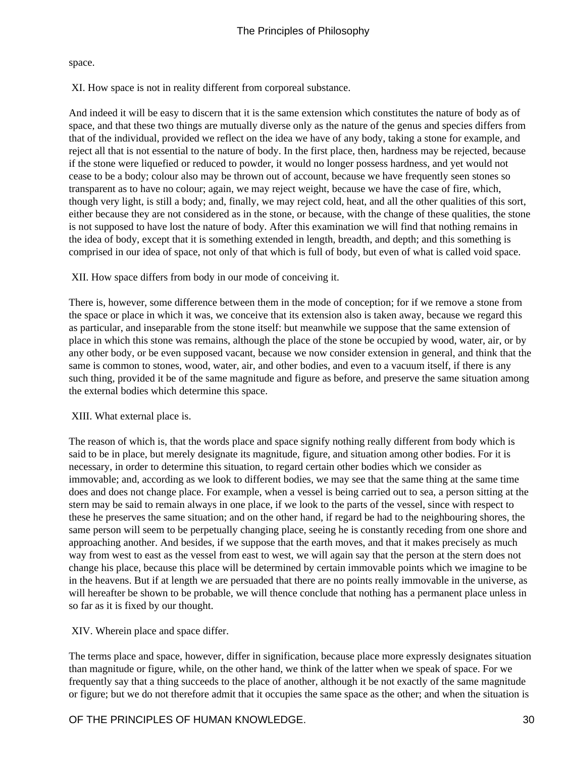space.

### XI. How space is not in reality different from corporeal substance.

And indeed it will be easy to discern that it is the same extension which constitutes the nature of body as of space, and that these two things are mutually diverse only as the nature of the genus and species differs from that of the individual, provided we reflect on the idea we have of any body, taking a stone for example, and reject all that is not essential to the nature of body. In the first place, then, hardness may be rejected, because if the stone were liquefied or reduced to powder, it would no longer possess hardness, and yet would not cease to be a body; colour also may be thrown out of account, because we have frequently seen stones so transparent as to have no colour; again, we may reject weight, because we have the case of fire, which, though very light, is still a body; and, finally, we may reject cold, heat, and all the other qualities of this sort, either because they are not considered as in the stone, or because, with the change of these qualities, the stone is not supposed to have lost the nature of body. After this examination we will find that nothing remains in the idea of body, except that it is something extended in length, breadth, and depth; and this something is comprised in our idea of space, not only of that which is full of body, but even of what is called void space.

### XII. How space differs from body in our mode of conceiving it.

There is, however, some difference between them in the mode of conception; for if we remove a stone from the space or place in which it was, we conceive that its extension also is taken away, because we regard this as particular, and inseparable from the stone itself: but meanwhile we suppose that the same extension of place in which this stone was remains, although the place of the stone be occupied by wood, water, air, or by any other body, or be even supposed vacant, because we now consider extension in general, and think that the same is common to stones, wood, water, air, and other bodies, and even to a vacuum itself, if there is any such thing, provided it be of the same magnitude and figure as before, and preserve the same situation among the external bodies which determine this space.

### XIII. What external place is.

The reason of which is, that the words place and space signify nothing really different from body which is said to be in place, but merely designate its magnitude, figure, and situation among other bodies. For it is necessary, in order to determine this situation, to regard certain other bodies which we consider as immovable; and, according as we look to different bodies, we may see that the same thing at the same time does and does not change place. For example, when a vessel is being carried out to sea, a person sitting at the stern may be said to remain always in one place, if we look to the parts of the vessel, since with respect to these he preserves the same situation; and on the other hand, if regard be had to the neighbouring shores, the same person will seem to be perpetually changing place, seeing he is constantly receding from one shore and approaching another. And besides, if we suppose that the earth moves, and that it makes precisely as much way from west to east as the vessel from east to west, we will again say that the person at the stern does not change his place, because this place will be determined by certain immovable points which we imagine to be in the heavens. But if at length we are persuaded that there are no points really immovable in the universe, as will hereafter be shown to be probable, we will thence conclude that nothing has a permanent place unless in so far as it is fixed by our thought.

### XIV. Wherein place and space differ.

The terms place and space, however, differ in signification, because place more expressly designates situation than magnitude or figure, while, on the other hand, we think of the latter when we speak of space. For we frequently say that a thing succeeds to the place of another, although it be not exactly of the same magnitude or figure; but we do not therefore admit that it occupies the same space as the other; and when the situation is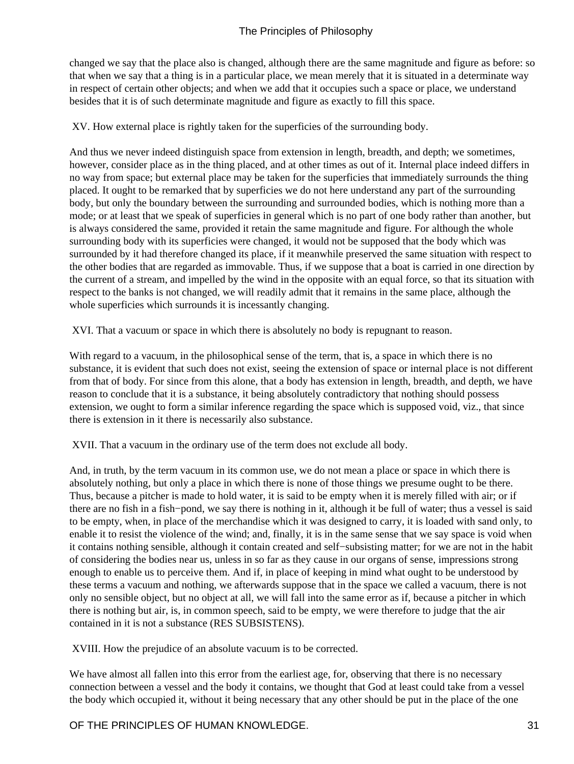changed we say that the place also is changed, although there are the same magnitude and figure as before: so that when we say that a thing is in a particular place, we mean merely that it is situated in a determinate way in respect of certain other objects; and when we add that it occupies such a space or place, we understand besides that it is of such determinate magnitude and figure as exactly to fill this space.

XV. How external place is rightly taken for the superficies of the surrounding body.

And thus we never indeed distinguish space from extension in length, breadth, and depth; we sometimes, however, consider place as in the thing placed, and at other times as out of it. Internal place indeed differs in no way from space; but external place may be taken for the superficies that immediately surrounds the thing placed. It ought to be remarked that by superficies we do not here understand any part of the surrounding body, but only the boundary between the surrounding and surrounded bodies, which is nothing more than a mode; or at least that we speak of superficies in general which is no part of one body rather than another, but is always considered the same, provided it retain the same magnitude and figure. For although the whole surrounding body with its superficies were changed, it would not be supposed that the body which was surrounded by it had therefore changed its place, if it meanwhile preserved the same situation with respect to the other bodies that are regarded as immovable. Thus, if we suppose that a boat is carried in one direction by the current of a stream, and impelled by the wind in the opposite with an equal force, so that its situation with respect to the banks is not changed, we will readily admit that it remains in the same place, although the whole superficies which surrounds it is incessantly changing.

XVI. That a vacuum or space in which there is absolutely no body is repugnant to reason.

With regard to a vacuum, in the philosophical sense of the term, that is, a space in which there is no substance, it is evident that such does not exist, seeing the extension of space or internal place is not different from that of body. For since from this alone, that a body has extension in length, breadth, and depth, we have reason to conclude that it is a substance, it being absolutely contradictory that nothing should possess extension, we ought to form a similar inference regarding the space which is supposed void, viz., that since there is extension in it there is necessarily also substance.

XVII. That a vacuum in the ordinary use of the term does not exclude all body.

And, in truth, by the term vacuum in its common use, we do not mean a place or space in which there is absolutely nothing, but only a place in which there is none of those things we presume ought to be there. Thus, because a pitcher is made to hold water, it is said to be empty when it is merely filled with air; or if there are no fish in a fish−pond, we say there is nothing in it, although it be full of water; thus a vessel is said to be empty, when, in place of the merchandise which it was designed to carry, it is loaded with sand only, to enable it to resist the violence of the wind; and, finally, it is in the same sense that we say space is void when it contains nothing sensible, although it contain created and self−subsisting matter; for we are not in the habit of considering the bodies near us, unless in so far as they cause in our organs of sense, impressions strong enough to enable us to perceive them. And if, in place of keeping in mind what ought to be understood by these terms a vacuum and nothing, we afterwards suppose that in the space we called a vacuum, there is not only no sensible object, but no object at all, we will fall into the same error as if, because a pitcher in which there is nothing but air, is, in common speech, said to be empty, we were therefore to judge that the air contained in it is not a substance (RES SUBSISTENS).

XVIII. How the prejudice of an absolute vacuum is to be corrected.

We have almost all fallen into this error from the earliest age, for, observing that there is no necessary connection between a vessel and the body it contains, we thought that God at least could take from a vessel the body which occupied it, without it being necessary that any other should be put in the place of the one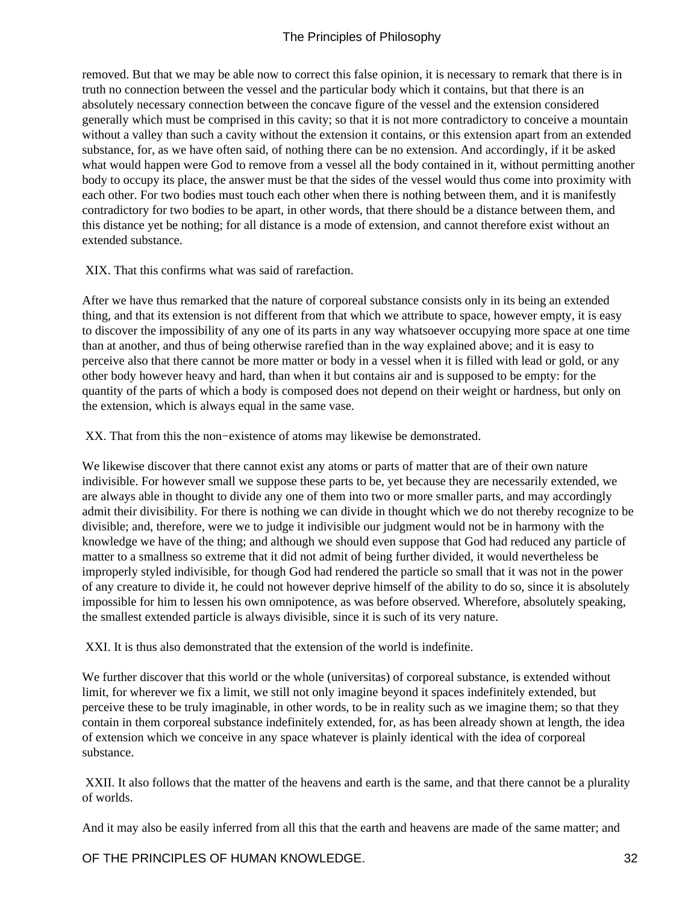removed. But that we may be able now to correct this false opinion, it is necessary to remark that there is in truth no connection between the vessel and the particular body which it contains, but that there is an absolutely necessary connection between the concave figure of the vessel and the extension considered generally which must be comprised in this cavity; so that it is not more contradictory to conceive a mountain without a valley than such a cavity without the extension it contains, or this extension apart from an extended substance, for, as we have often said, of nothing there can be no extension. And accordingly, if it be asked what would happen were God to remove from a vessel all the body contained in it, without permitting another body to occupy its place, the answer must be that the sides of the vessel would thus come into proximity with each other. For two bodies must touch each other when there is nothing between them, and it is manifestly contradictory for two bodies to be apart, in other words, that there should be a distance between them, and this distance yet be nothing; for all distance is a mode of extension, and cannot therefore exist without an extended substance.

XIX. That this confirms what was said of rarefaction.

After we have thus remarked that the nature of corporeal substance consists only in its being an extended thing, and that its extension is not different from that which we attribute to space, however empty, it is easy to discover the impossibility of any one of its parts in any way whatsoever occupying more space at one time than at another, and thus of being otherwise rarefied than in the way explained above; and it is easy to perceive also that there cannot be more matter or body in a vessel when it is filled with lead or gold, or any other body however heavy and hard, than when it but contains air and is supposed to be empty: for the quantity of the parts of which a body is composed does not depend on their weight or hardness, but only on the extension, which is always equal in the same vase.

XX. That from this the non−existence of atoms may likewise be demonstrated.

We likewise discover that there cannot exist any atoms or parts of matter that are of their own nature indivisible. For however small we suppose these parts to be, yet because they are necessarily extended, we are always able in thought to divide any one of them into two or more smaller parts, and may accordingly admit their divisibility. For there is nothing we can divide in thought which we do not thereby recognize to be divisible; and, therefore, were we to judge it indivisible our judgment would not be in harmony with the knowledge we have of the thing; and although we should even suppose that God had reduced any particle of matter to a smallness so extreme that it did not admit of being further divided, it would nevertheless be improperly styled indivisible, for though God had rendered the particle so small that it was not in the power of any creature to divide it, he could not however deprive himself of the ability to do so, since it is absolutely impossible for him to lessen his own omnipotence, as was before observed. Wherefore, absolutely speaking, the smallest extended particle is always divisible, since it is such of its very nature.

XXI. It is thus also demonstrated that the extension of the world is indefinite.

We further discover that this world or the whole (universitas) of corporeal substance, is extended without limit, for wherever we fix a limit, we still not only imagine beyond it spaces indefinitely extended, but perceive these to be truly imaginable, in other words, to be in reality such as we imagine them; so that they contain in them corporeal substance indefinitely extended, for, as has been already shown at length, the idea of extension which we conceive in any space whatever is plainly identical with the idea of corporeal substance.

XXII. It also follows that the matter of the heavens and earth is the same, and that there cannot be a plurality of worlds.

And it may also be easily inferred from all this that the earth and heavens are made of the same matter; and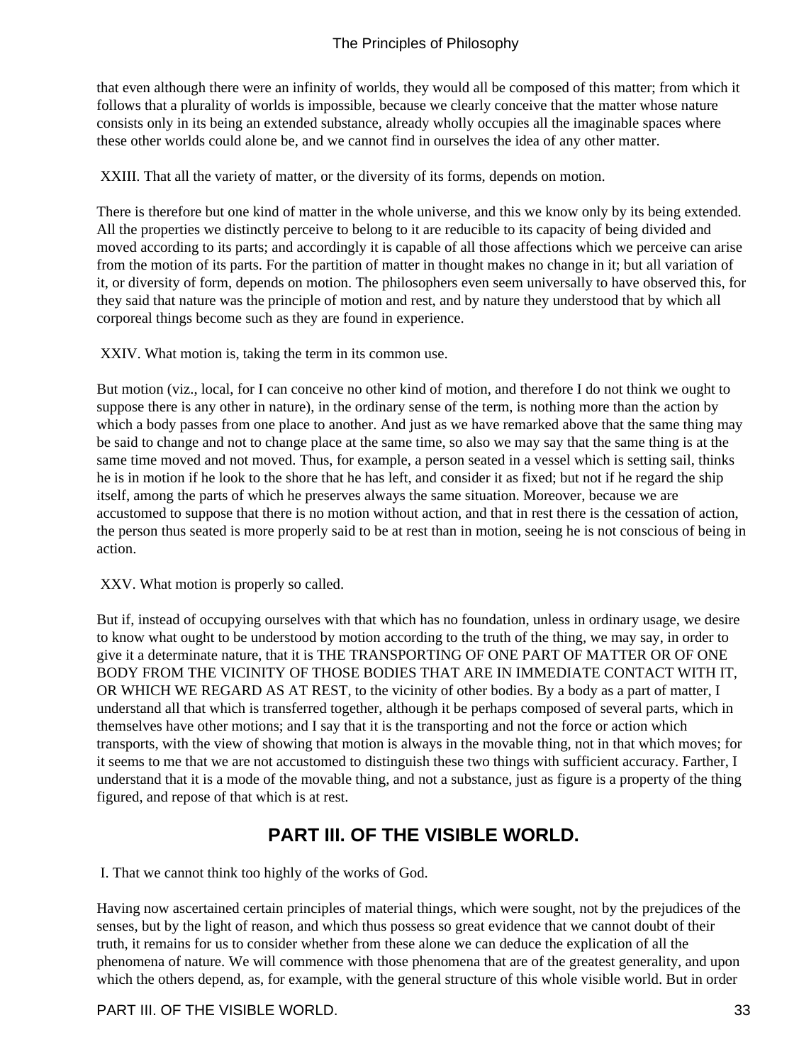that even although there were an infinity of worlds, they would all be composed of this matter; from which it follows that a plurality of worlds is impossible, because we clearly conceive that the matter whose nature consists only in its being an extended substance, already wholly occupies all the imaginable spaces where these other worlds could alone be, and we cannot find in ourselves the idea of any other matter.

XXIII. That all the variety of matter, or the diversity of its forms, depends on motion.

There is therefore but one kind of matter in the whole universe, and this we know only by its being extended. All the properties we distinctly perceive to belong to it are reducible to its capacity of being divided and moved according to its parts; and accordingly it is capable of all those affections which we perceive can arise from the motion of its parts. For the partition of matter in thought makes no change in it; but all variation of it, or diversity of form, depends on motion. The philosophers even seem universally to have observed this, for they said that nature was the principle of motion and rest, and by nature they understood that by which all corporeal things become such as they are found in experience.

XXIV. What motion is, taking the term in its common use.

But motion (viz., local, for I can conceive no other kind of motion, and therefore I do not think we ought to suppose there is any other in nature), in the ordinary sense of the term, is nothing more than the action by which a body passes from one place to another. And just as we have remarked above that the same thing may be said to change and not to change place at the same time, so also we may say that the same thing is at the same time moved and not moved. Thus, for example, a person seated in a vessel which is setting sail, thinks he is in motion if he look to the shore that he has left, and consider it as fixed; but not if he regard the ship itself, among the parts of which he preserves always the same situation. Moreover, because we are accustomed to suppose that there is no motion without action, and that in rest there is the cessation of action, the person thus seated is more properly said to be at rest than in motion, seeing he is not conscious of being in action.

XXV. What motion is properly so called.

But if, instead of occupying ourselves with that which has no foundation, unless in ordinary usage, we desire to know what ought to be understood by motion according to the truth of the thing, we may say, in order to give it a determinate nature, that it is THE TRANSPORTING OF ONE PART OF MATTER OR OF ONE BODY FROM THE VICINITY OF THOSE BODIES THAT ARE IN IMMEDIATE CONTACT WITH IT, OR WHICH WE REGARD AS AT REST, to the vicinity of other bodies. By a body as a part of matter, I understand all that which is transferred together, although it be perhaps composed of several parts, which in themselves have other motions; and I say that it is the transporting and not the force or action which transports, with the view of showing that motion is always in the movable thing, not in that which moves; for it seems to me that we are not accustomed to distinguish these two things with sufficient accuracy. Farther, I understand that it is a mode of the movable thing, and not a substance, just as figure is a property of the thing figured, and repose of that which is at rest.

## PART III. OF THE VISIBLE WORLD.

I. That we cannot think too highly of the works of God.

Having now ascertained certain principles of material things, which were sought, not by the prejudices of the senses, but by the light of reason, and which thus possess so great evidence that we cannot doubt of their truth, it remains for us to consider whether from these alone we can deduce the explication of all the phenomena of nature. We will commence with those phenomena that are of the greatest generality, and upon which the others depend, as, for example, with the general structure of this whole visible world. But in order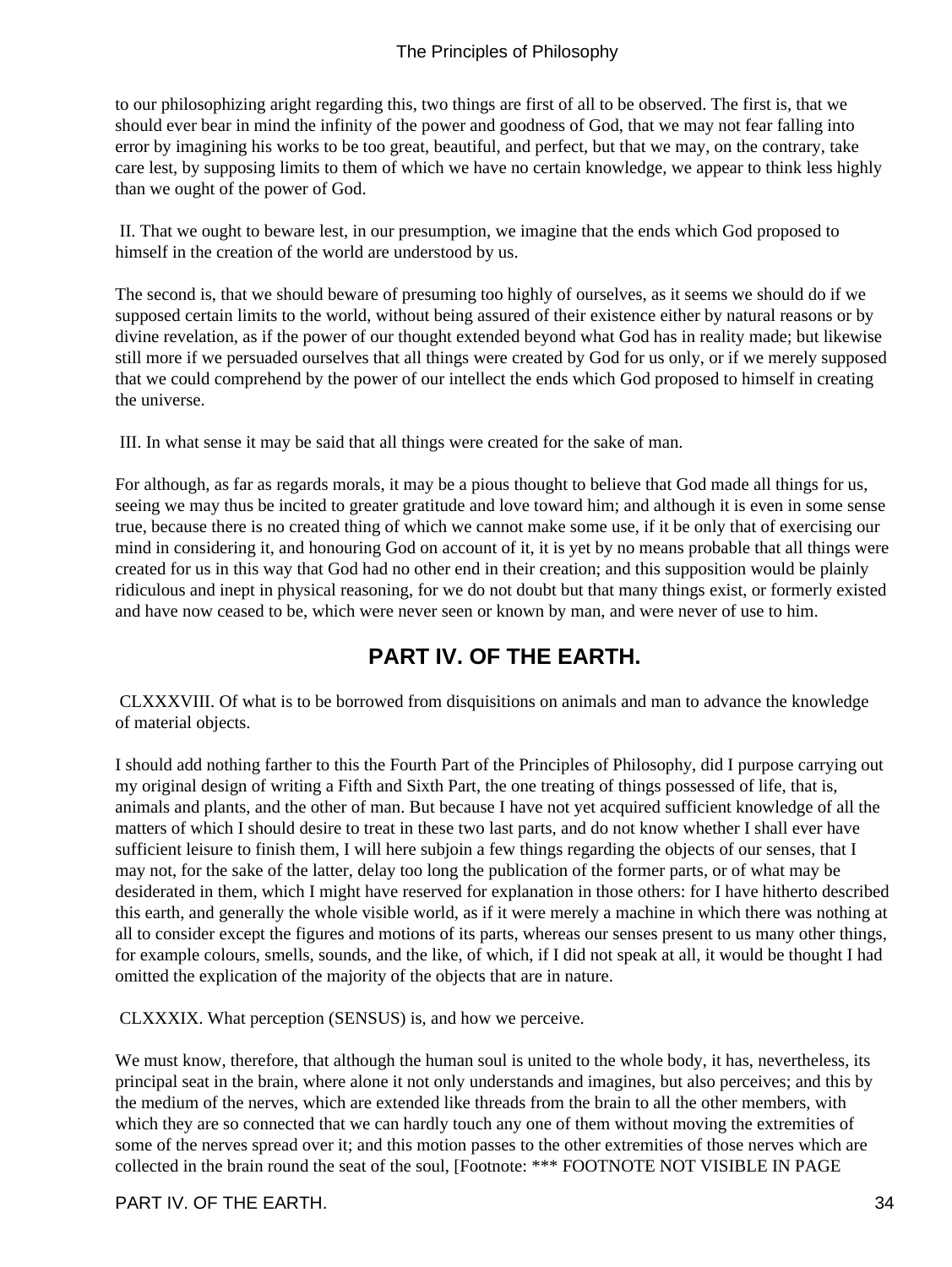to our philosophizing aright regarding this, two things are first of all to be observed. The first is, that we should ever bear in mind the infinity of the power and goodness of God, that we may not fear falling into error by imagining his works to be too great, beautiful, and perfect, but that we may, on the contrary, take care lest, by supposing limits to them of which we have no certain knowledge, we appear to think less highly than we ought of the power of God.

II. That we ought to beware lest, in our presumption, we imagine that the ends which God proposed to himself in the creation of the world are understood by us.

The second is, that we should beware of presuming too highly of ourselves, as it seems we should do if we supposed certain limits to the world, without being assured of their existence either by natural reasons or by divine revelation, as if the power of our thought extended beyond what God has in reality made; but likewise still more if we persuaded ourselves that all things were created by God for us only, or if we merely supposed that we could comprehend by the power of our intellect the ends which God proposed to himself in creating the universe.

III. In what sense it may be said that all things were created for the sake of man.

For although, as far as regards morals, it may be a pious thought to believe that God made all things for us, seeing we may thus be incited to greater gratitude and love toward him; and although it is even in some sense true, because there is no created thing of which we cannot make some use, if it be only that of exercising our mind in considering it, and honouring God on account of it, it is yet by no means probable that all things were created for us in this way that God had no other end in their creation; and this supposition would be plainly ridiculous and inept in physical reasoning, for we do not doubt but that many things exist, or formerly existed and have now ceased to be, which were never seen or known by man, and were never of use to him.

## PART IV. OF THE EARTH.

CLXXXVIII. Of what is to be borrowed from disquisitions on animals and man to advance the knowledge of material objects.

I should add nothing farther to this the Fourth Part of the Principles of Philosophy, did I purpose carrying out my original design of writing a Fifth and Sixth Part, the one treating of things possessed of life, that is, animals and plants, and the other of man. But because I have not yet acquired sufficient knowledge of all the matters of which I should desire to treat in these two last parts, and do not know whether I shall ever have sufficient leisure to finish them, I will here subjoin a few things regarding the objects of our senses, that I may not, for the sake of the latter, delay too long the publication of the former parts, or of what may be desiderated in them, which I might have reserved for explanation in those others: for I have hitherto described this earth, and generally the whole visible world, as if it were merely a machine in which there was nothing at all to consider except the figures and motions of its parts, whereas our senses present to us many other things, for example colours, smells, sounds, and the like, of which, if I did not speak at all, it would be thought I had omitted the explication of the majority of the objects that are in nature.

CLXXXIX. What perception (SENSUS) is, and how we perceive.

We must know, therefore, that although the human soul is united to the whole body, it has, nevertheless, its principal seat in the brain, where alone it not only understands and imagines, but also perceives; and this by the medium of the nerves, which are extended like threads from the brain to all the other members, with which they are so connected that we can hardly touch any one of them without moving the extremities of some of the nerves spread over it; and this motion passes to the other extremities of those nerves which are collected in the brain round the seat of the soul, [Footnote: *** FOOTNOTE NOT VISIBLE IN PAGE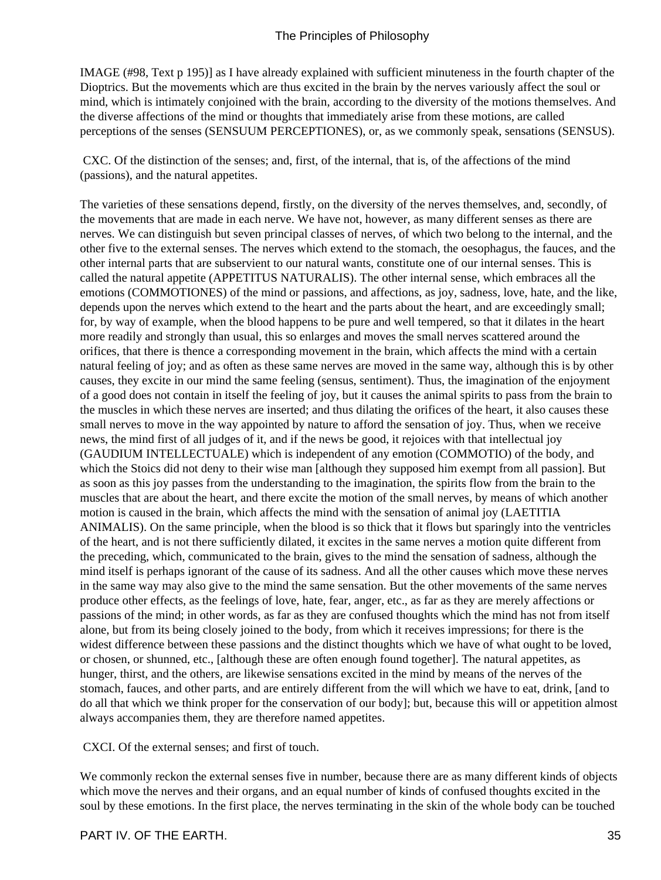IMAGE (#98, Text p 195)] as I have already explained with sufficient minuteness in the fourth chapter of the Dioptrics. But the movements which are thus excited in the brain by the nerves variously affect the soul or mind, which is intimately conjoined with the brain, according to the diversity of the motions themselves. And the diverse affections of the mind or thoughts that immediately arise from these motions, are called perceptions of the senses (SENSUUM PERCEPTIONES), or, as we commonly speak, sensations (SENSUS).

CXC. Of the distinction of the senses; and, first, of the internal, that is, of the affections of the mind (passions), and the natural appetites.

The varieties of these sensations depend, firstly, on the diversity of the nerves themselves, and, secondly, of the movements that are made in each nerve. We have not, however, as many different senses as there are nerves. We can distinguish but seven principal classes of nerves, of which two belong to the internal, and the other five to the external senses. The nerves which extend to the stomach, the oesophagus, the fauces, and the other internal parts that are subservient to our natural wants, constitute one of our internal senses. This is called the natural appetite (APPETITUS NATURALIS). The other internal sense, which embraces all the emotions (COMMOTIONES) of the mind or passions, and affections, as joy, sadness, love, hate, and the like, depends upon the nerves which extend to the heart and the parts about the heart, and are exceedingly small; for, by way of example, when the blood happens to be pure and well tempered, so that it dilates in the heart more readily and strongly than usual, this so enlarges and moves the small nerves scattered around the orifices, that there is thence a corresponding movement in the brain, which affects the mind with a certain natural feeling of joy; and as often as these same nerves are moved in the same way, although this is by other causes, they excite in our mind the same feeling (sensus, sentiment). Thus, the imagination of the enjoyment of a good does not contain in itself the feeling of joy, but it causes the animal spirits to pass from the brain to the muscles in which these nerves are inserted; and thus dilating the orifices of the heart, it also causes these small nerves to move in the way appointed by nature to afford the sensation of joy. Thus, when we receive news, the mind first of all judges of it, and if the news be good, it rejoices with that intellectual joy (GAUDIUM INTELLECTUALE) which is independent of any emotion (COMMOTIO) of the body, and which the Stoics did not deny to their wise man [although they supposed him exempt from all passion]. But as soon as this joy passes from the understanding to the imagination, the spirits flow from the brain to the muscles that are about the heart, and there excite the motion of the small nerves, by means of which another motion is caused in the brain, which affects the mind with the sensation of animal joy (LAETITIA ANIMALIS). On the same principle, when the blood is so thick that it flows but sparingly into the ventricles of the heart, and is not there sufficiently dilated, it excites in the same nerves a motion quite different from the preceding, which, communicated to the brain, gives to the mind the sensation of sadness, although the mind itself is perhaps ignorant of the cause of its sadness. And all the other causes which move these nerves in the same way may also give to the mind the same sensation. But the other movements of the same nerves produce other effects, as the feelings of love, hate, fear, anger, etc., as far as they are merely affections or passions of the mind; in other words, as far as they are confused thoughts which the mind has not from itself alone, but from its being closely joined to the body, from which it receives impressions; for there is the widest difference between these passions and the distinct thoughts which we have of what ought to be loved, or chosen, or shunned, etc., [although these are often enough found together]. The natural appetites, as hunger, thirst, and the others, are likewise sensations excited in the mind by means of the nerves of the stomach, fauces, and other parts, and are entirely different from the will which we have to eat, drink, [and to do all that which we think proper for the conservation of our body]; but, because this will or appetition almost always accompanies them, they are therefore named appetites.

CXCI. Of the external senses; and first of touch.

We commonly reckon the external senses five in number, because there are as many different kinds of objects which move the nerves and their organs, and an equal number of kinds of confused thoughts excited in the soul by these emotions. In the first place, the nerves terminating in the skin of the whole body can be touched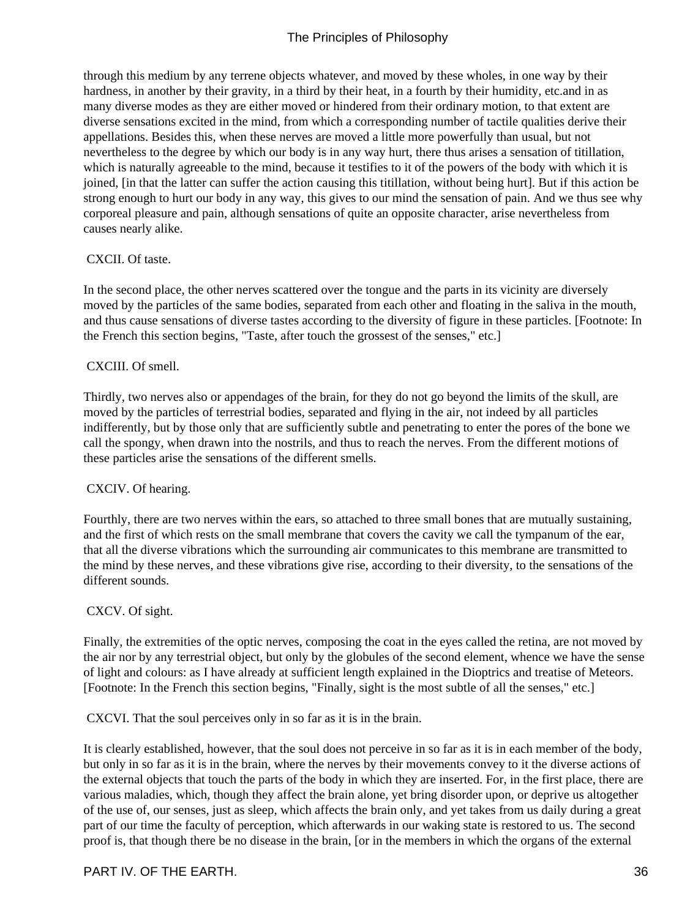through this medium by any terrene objects whatever, and moved by these wholes, in one way by their hardness, in another by their gravity, in a third by their heat, in a fourth by their humidity, etc.and in as many diverse modes as they are either moved or hindered from their ordinary motion, to that extent are diverse sensations excited in the mind, from which a corresponding number of tactile qualities derive their appellations. Besides this, when these nerves are moved a little more powerfully than usual, but not nevertheless to the degree by which our body is in any way hurt, there thus arises a sensation of titillation, which is naturally agreeable to the mind, because it testifies to it of the powers of the body with which it is joined, [in that the latter can suffer the action causing this titillation, without being hurt]. But if this action be strong enough to hurt our body in any way, this gives to our mind the sensation of pain. And we thus see why corporeal pleasure and pain, although sensations of quite an opposite character, arise nevertheless from causes nearly alike.

CXCII. Of taste.

In the second place, the other nerves scattered over the tongue and the parts in its vicinity are diversely moved by the particles of the same bodies, separated from each other and floating in the saliva in the mouth, and thus cause sensations of diverse tastes according to the diversity of figure in these particles. [Footnote: In the French this section begins, "Taste, after touch the grossest of the senses," etc.]

CXCIII. Of smell.

Thirdly, two nerves also or appendages of the brain, for they do not go beyond the limits of the skull, are moved by the particles of terrestrial bodies, separated and flying in the air, not indeed by all particles indifferently, but by those only that are sufficiently subtle and penetrating to enter the pores of the bone we call the spongy, when drawn into the nostrils, and thus to reach the nerves. From the different motions of these particles arise the sensations of the different smells.

CXCIV. Of hearing.

Fourthly, there are two nerves within the ears, so attached to three small bones that are mutually sustaining, and the first of which rests on the small membrane that covers the cavity we call the tympanum of the ear, that all the diverse vibrations which the surrounding air communicates to this membrane are transmitted to the mind by these nerves, and these vibrations give rise, according to their diversity, to the sensations of the different sounds.

CXCV. Of sight.

Finally, the extremities of the optic nerves, composing the coat in the eyes called the retina, are not moved by the air nor by any terrestrial object, but only by the globules of the second element, whence we have the sense of light and colours: as I have already at sufficient length explained in the Dioptrics and treatise of Meteors. [Footnote: In the French this section begins, "Finally, sight is the most subtle of all the senses," etc.]

CXCVI. That the soul perceives only in so far as it is in the brain.

It is clearly established, however, that the soul does not perceive in so far as it is in each member of the body, but only in so far as it is in the brain, where the nerves by their movements convey to it the diverse actions of the external objects that touch the parts of the body in which they are inserted. For, in the first place, there are various maladies, which, though they affect the brain alone, yet bring disorder upon, or deprive us altogether of the use of, our senses, just as sleep, which affects the brain only, and yet takes from us daily during a great part of our time the faculty of perception, which afterwards in our waking state is restored to us. The second proof is, that though there be no disease in the brain, [or in the members in which the organs of the external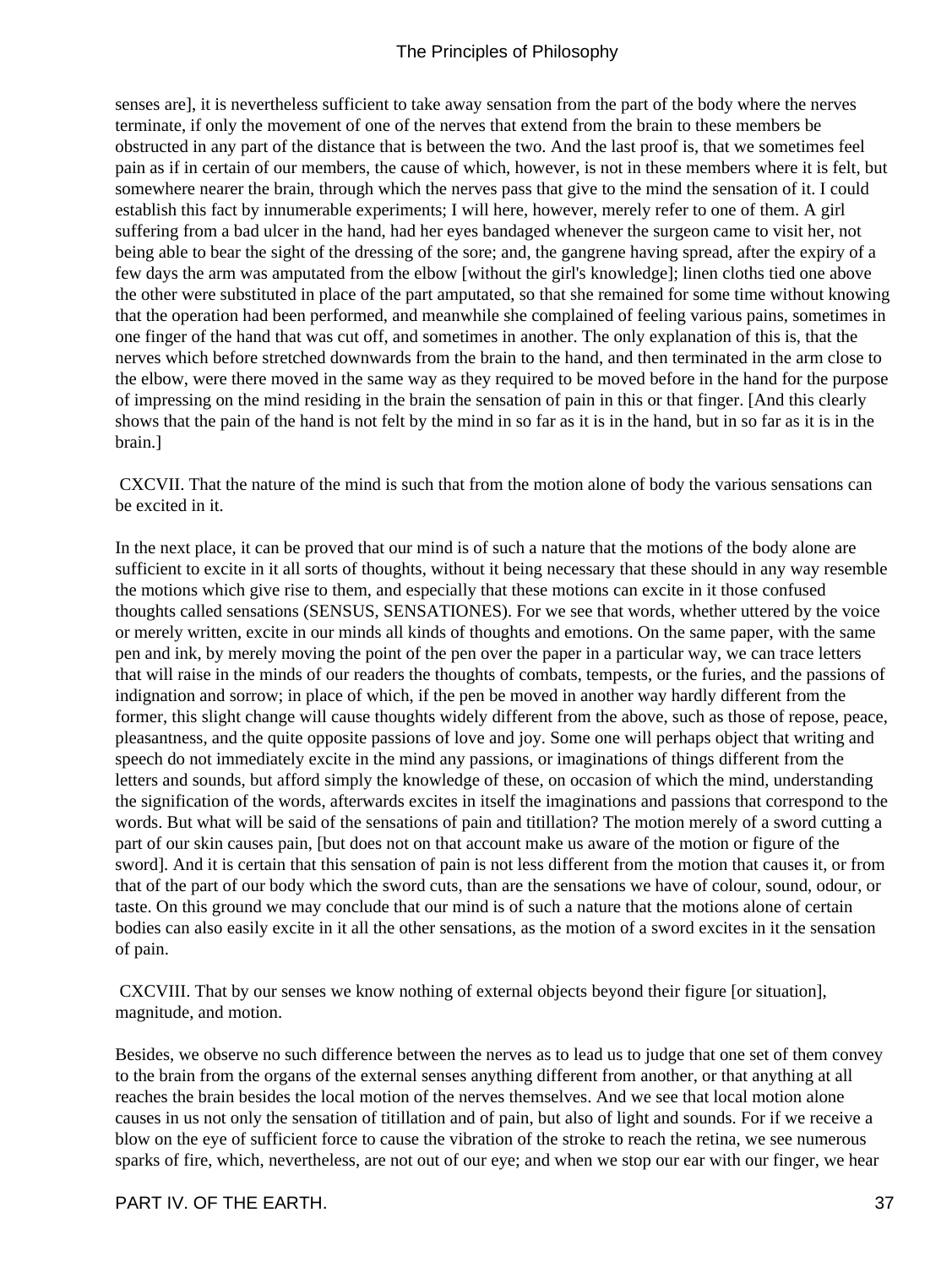senses are], it is nevertheless sufficient to take away sensation from the part of the body where the nerves terminate, if only the movement of one of the nerves that extend from the brain to these members be obstructed in any part of the distance that is between the two. And the last proof is, that we sometimes feel pain as if in certain of our members, the cause of which, however, is not in these members where it is felt, but somewhere nearer the brain, through which the nerves pass that give to the mind the sensation of it. I could establish this fact by innumerable experiments; I will here, however, merely refer to one of them. A girl suffering from a bad ulcer in the hand, had her eyes bandaged whenever the surgeon came to visit her, not being able to bear the sight of the dressing of the sore; and, the gangrene having spread, after the expiry of a few days the arm was amputated from the elbow [without the girl's knowledge]; linen cloths tied one above the other were substituted in place of the part amputated, so that she remained for some time without knowing that the operation had been performed, and meanwhile she complained of feeling various pains, sometimes in one finger of the hand that was cut off, and sometimes in another. The only explanation of this is, that the nerves which before stretched downwards from the brain to the hand, and then terminated in the arm close to the elbow, were there moved in the same way as they required to be moved before in the hand for the purpose of impressing on the mind residing in the brain the sensation of pain in this or that finger. [And this clearly shows that the pain of the hand is not felt by the mind in so far as it is in the hand, but in so far as it is in the brain.]

CXCVII. That the nature of the mind is such that from the motion alone of body the various sensations can be excited in it.

In the next place, it can be proved that our mind is of such a nature that the motions of the body alone are sufficient to excite in it all sorts of thoughts, without it being necessary that these should in any way resemble the motions which give rise to them, and especially that these motions can excite in it those confused thoughts called sensations (SENSUS, SENSATIONES). For we see that words, whether uttered by the voice or merely written, excite in our minds all kinds of thoughts and emotions. On the same paper, with the same pen and ink, by merely moving the point of the pen over the paper in a particular way, we can trace letters that will raise in the minds of our readers the thoughts of combats, tempests, or the furies, and the passions of indignation and sorrow; in place of which, if the pen be moved in another way hardly different from the former, this slight change will cause thoughts widely different from the above, such as those of repose, peace, pleasantness, and the quite opposite passions of love and joy. Some one will perhaps object that writing and speech do not immediately excite in the mind any passions, or imaginations of things different from the letters and sounds, but afford simply the knowledge of these, on occasion of which the mind, understanding the signification of the words, afterwards excites in itself the imaginations and passions that correspond to the words. But what will be said of the sensations of pain and titillation? The motion merely of a sword cutting a part of our skin causes pain, [but does not on that account make us aware of the motion or figure of the sword]. And it is certain that this sensation of pain is not less different from the motion that causes it, or from that of the part of our body which the sword cuts, than are the sensations we have of colour, sound, odour, or taste. On this ground we may conclude that our mind is of such a nature that the motions alone of certain bodies can also easily excite in it all the other sensations, as the motion of a sword excites in it the sensation of pain.

CXCVIII. That by our senses we know nothing of external objects beyond their figure [or situation], magnitude, and motion.

Besides, we observe no such difference between the nerves as to lead us to judge that one set of them convey to the brain from the organs of the external senses anything different from another, or that anything at all reaches the brain besides the local motion of the nerves themselves. And we see that local motion alone causes in us not only the sensation of titillation and of pain, but also of light and sounds. For if we receive a blow on the eye of sufficient force to cause the vibration of the stroke to reach the retina, we see numerous sparks of fire, which, nevertheless, are not out of our eye; and when we stop our ear with our finger, we hear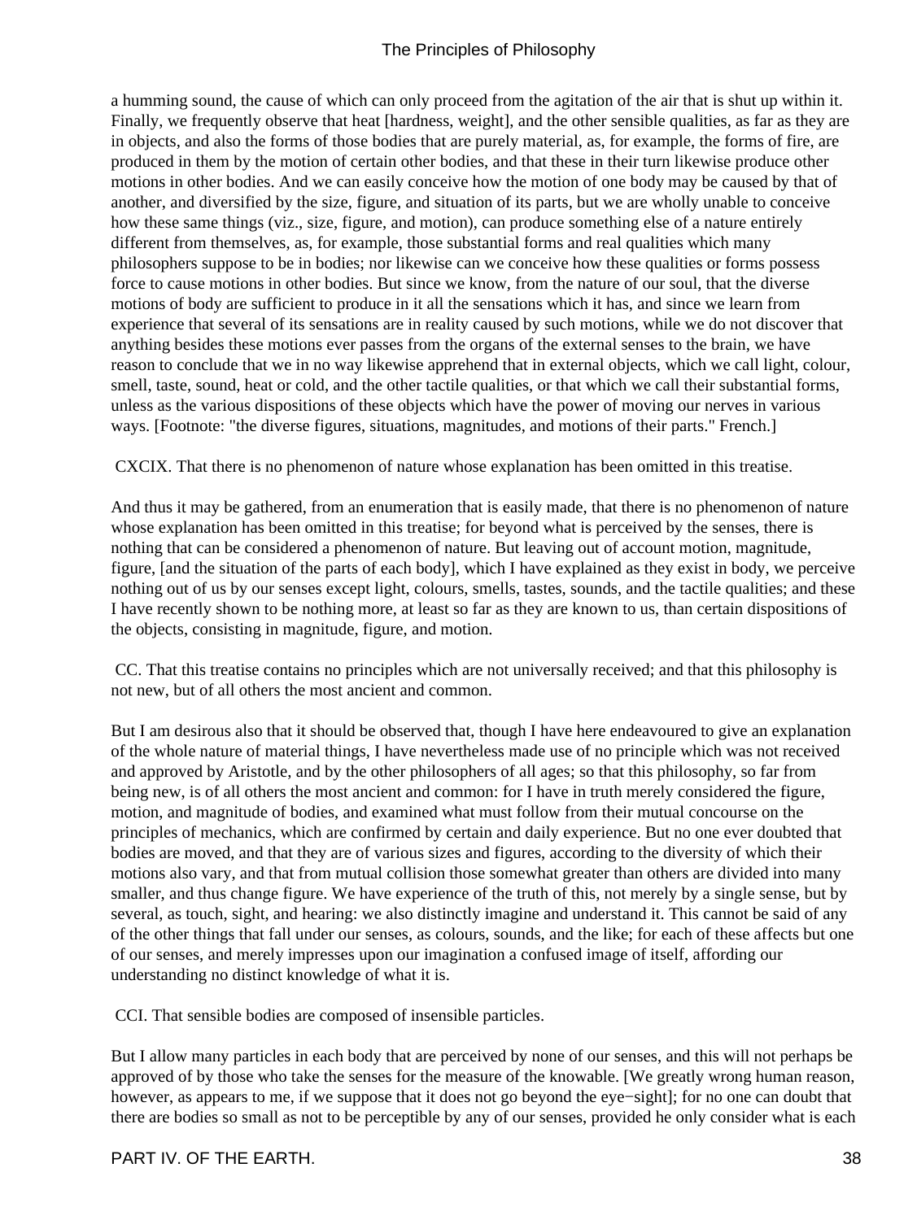a humming sound, the cause of which can only proceed from the agitation of the air that is shut up within it. Finally, we frequently observe that heat [hardness, weight], and the other sensible qualities, as far as they are in objects, and also the forms of those bodies that are purely material, as, for example, the forms of fire, are produced in them by the motion of certain other bodies, and that these in their turn likewise produce other motions in other bodies. And we can easily conceive how the motion of one body may be caused by that of another, and diversified by the size, figure, and situation of its parts, but we are wholly unable to conceive how these same things (viz., size, figure, and motion), can produce something else of a nature entirely different from themselves, as, for example, those substantial forms and real qualities which many philosophers suppose to be in bodies; nor likewise can we conceive how these qualities or forms possess force to cause motions in other bodies. But since we know, from the nature of our soul, that the diverse motions of body are sufficient to produce in it all the sensations which it has, and since we learn from experience that several of its sensations are in reality caused by such motions, while we do not discover that anything besides these motions ever passes from the organs of the external senses to the brain, we have reason to conclude that we in no way likewise apprehend that in external objects, which we call light, colour, smell, taste, sound, heat or cold, and the other tactile qualities, or that which we call their substantial forms, unless as the various dispositions of these objects which have the power of moving our nerves in various ways. [Footnote: "the diverse figures, situations, magnitudes, and motions of their parts." French.]

CXCIX. That there is no phenomenon of nature whose explanation has been omitted in this treatise.

And thus it may be gathered, from an enumeration that is easily made, that there is no phenomenon of nature whose explanation has been omitted in this treatise; for beyond what is perceived by the senses, there is nothing that can be considered a phenomenon of nature. But leaving out of account motion, magnitude, figure, [and the situation of the parts of each body], which I have explained as they exist in body, we perceive nothing out of us by our senses except light, colours, smells, tastes, sounds, and the tactile qualities; and these I have recently shown to be nothing more, at least so far as they are known to us, than certain dispositions of the objects, consisting in magnitude, figure, and motion.

CC. That this treatise contains no principles which are not universally received; and that this philosophy is not new, but of all others the most ancient and common.

But I am desirous also that it should be observed that, though I have here endeavoured to give an explanation of the whole nature of material things, I have nevertheless made use of no principle which was not received and approved by Aristotle, and by the other philosophers of all ages; so that this philosophy, so far from being new, is of all others the most ancient and common: for I have in truth merely considered the figure, motion, and magnitude of bodies, and examined what must follow from their mutual concourse on the principles of mechanics, which are confirmed by certain and daily experience. But no one ever doubted that bodies are moved, and that they are of various sizes and figures, according to the diversity of which their motions also vary, and that from mutual collision those somewhat greater than others are divided into many smaller, and thus change figure. We have experience of the truth of this, not merely by a single sense, but by several, as touch, sight, and hearing: we also distinctly imagine and understand it. This cannot be said of any of the other things that fall under our senses, as colours, sounds, and the like; for each of these affects but one of our senses, and merely impresses upon our imagination a confused image of itself, affording our understanding no distinct knowledge of what it is.

CCI. That sensible bodies are composed of insensible particles.

But I allow many particles in each body that are perceived by none of our senses, and this will not perhaps be approved of by those who take the senses for the measure of the knowable. [We greatly wrong human reason, however, as appears to me, if we suppose that it does not go beyond the eye-sight]; for no one can doubt that there are bodies so small as not to be perceptible by any of our senses, provided he only consider what is each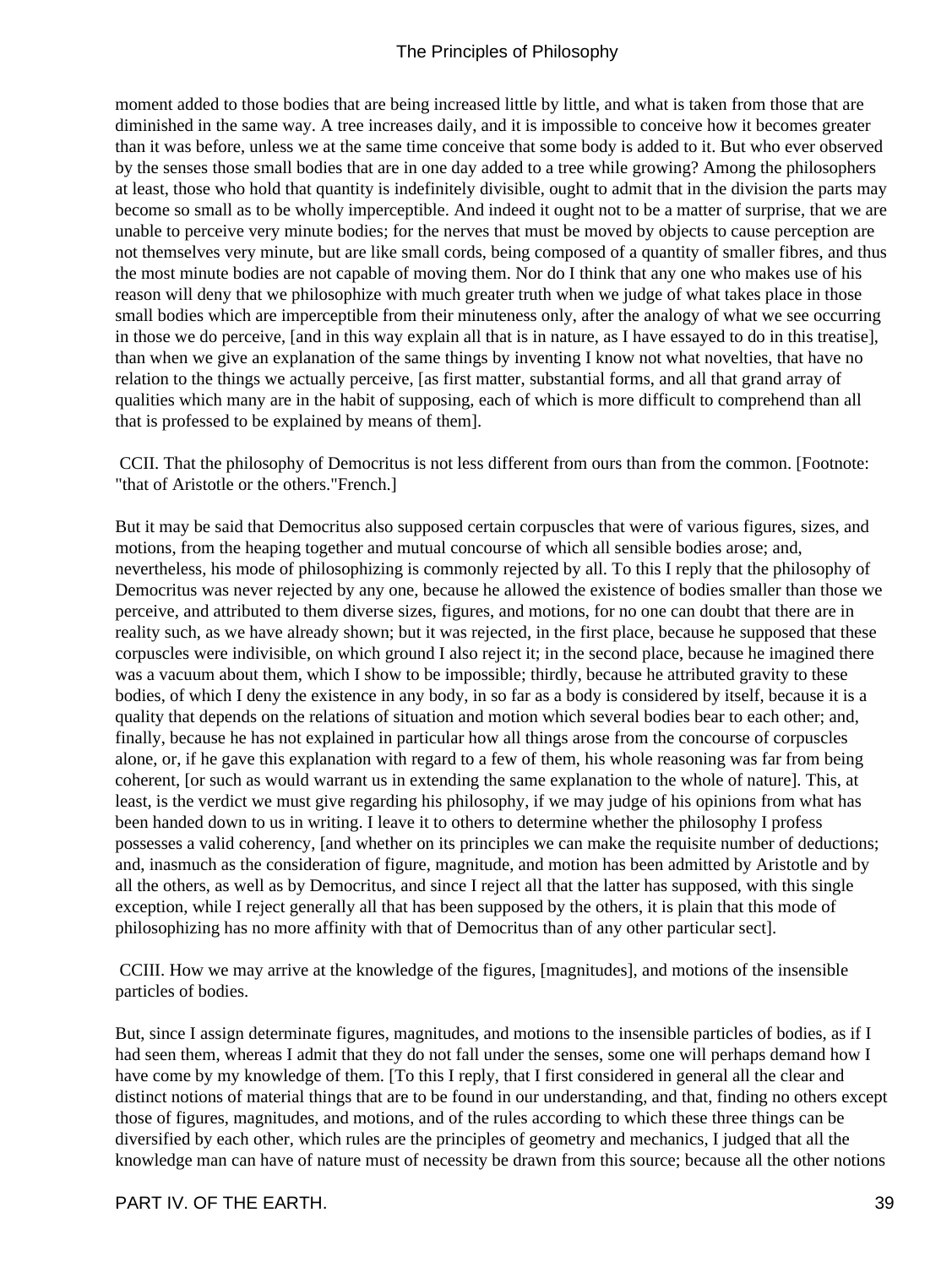moment added to those bodies that are being increased little by little, and what is taken from those that are diminished in the same way. A tree increases daily, and it is impossible to conceive how it becomes greater than it was before, unless we at the same time conceive that some body is added to it. But who ever observed by the senses those small bodies that are in one day added to a tree while growing? Among the philosophers at least, those who hold that quantity is indefinitely divisible, ought to admit that in the division the parts may become so small as to be wholly imperceptible. And indeed it ought not to be a matter of surprise, that we are unable to perceive very minute bodies; for the nerves that must be moved by objects to cause perception are not themselves very minute, but are like small cords, being composed of a quantity of smaller fibres, and thus the most minute bodies are not capable of moving them. Nor do I think that any one who makes use of his reason will deny that we philosophize with much greater truth when we judge of what takes place in those small bodies which are imperceptible from their minuteness only, after the analogy of what we see occurring in those we do perceive, [and in this way explain all that is in nature, as I have essayed to do in this treatise], than when we give an explanation of the same things by inventing I know not what novelties, that have no relation to the things we actually perceive, [as first matter, substantial forms, and all that grand array of qualities which many are in the habit of supposing, each of which is more difficult to comprehend than all that is professed to be explained by means of them].

CCII. That the philosophy of Democritus is not less different from ours than from the common. [Footnote: "that of Aristotle or the others."French.]

But it may be said that Democritus also supposed certain corpuscles that were of various figures, sizes, and motions, from the heaping together and mutual concourse of which all sensible bodies arose; and, nevertheless, his mode of philosophizing is commonly rejected by all. To this I reply that the philosophy of Democritus was never rejected by any one, because he allowed the existence of bodies smaller than those we perceive, and attributed to them diverse sizes, figures, and motions, for no one can doubt that there are in reality such, as we have already shown; but it was rejected, in the first place, because he supposed that these corpuscles were indivisible, on which ground I also reject it; in the second place, because he imagined there was a vacuum about them, which I show to be impossible; thirdly, because he attributed gravity to these bodies, of which I deny the existence in any body, in so far as a body is considered by itself, because it is a quality that depends on the relations of situation and motion which several bodies bear to each other; and, finally, because he has not explained in particular how all things arose from the concourse of corpuscles alone, or, if he gave this explanation with regard to a few of them, his whole reasoning was far from being coherent, [or such as would warrant us in extending the same explanation to the whole of nature]. This, at least, is the verdict we must give regarding his philosophy, if we may judge of his opinions from what has been handed down to us in writing. I leave it to others to determine whether the philosophy I profess possesses a valid coherency, [and whether on its principles we can make the requisite number of deductions; and, inasmuch as the consideration of figure, magnitude, and motion has been admitted by Aristotle and by all the others, as well as by Democritus, and since I reject all that the latter has supposed, with this single exception, while I reject generally all that has been supposed by the others, it is plain that this mode of philosophizing has no more affinity with that of Democritus than of any other particular sect].

CCIII. How we may arrive at the knowledge of the figures, [magnitudes], and motions of the insensible particles of bodies.

But, since I assign determinate figures, magnitudes, and motions to the insensible particles of bodies, as if I had seen them, whereas I admit that they do not fall under the senses, some one will perhaps demand how I have come by my knowledge of them. [To this I reply, that I first considered in general all the clear and distinct notions of material things that are to be found in our understanding, and that, finding no others except those of figures, magnitudes, and motions, and of the rules according to which these three things can be diversified by each other, which rules are the principles of geometry and mechanics, I judged that all the knowledge man can have of nature must of necessity be drawn from this source; because all the other notions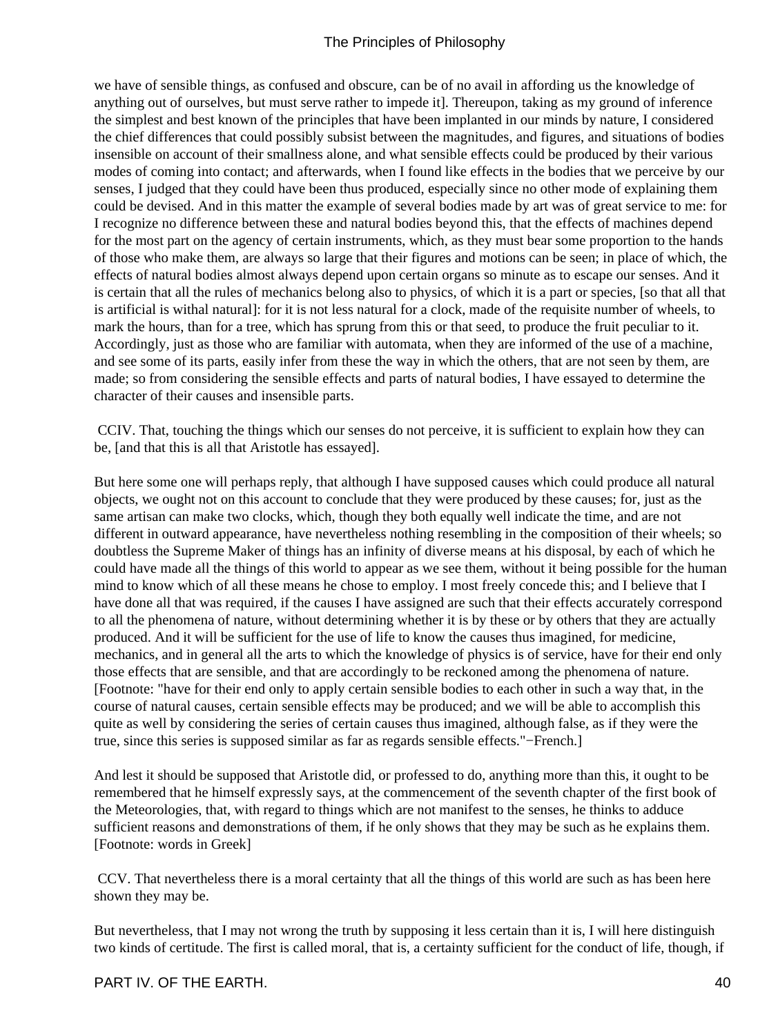we have of sensible things, as confused and obscure, can be of no avail in affording us the knowledge of anything out of ourselves, but must serve rather to impede it]. Thereupon, taking as my ground of inference the simplest and best known of the principles that have been implanted in our minds by nature, I considered the chief differences that could possibly subsist between the magnitudes, and figures, and situations of bodies insensible on account of their smallness alone, and what sensible effects could be produced by their various modes of coming into contact; and afterwards, when I found like effects in the bodies that we perceive by our senses, I judged that they could have been thus produced, especially since no other mode of explaining them could be devised. And in this matter the example of several bodies made by art was of great service to me: for I recognize no difference between these and natural bodies beyond this, that the effects of machines depend for the most part on the agency of certain instruments, which, as they must bear some proportion to the hands of those who make them, are always so large that their figures and motions can be seen; in place of which, the effects of natural bodies almost always depend upon certain organs so minute as to escape our senses. And it is certain that all the rules of mechanics belong also to physics, of which it is a part or species, [so that all that is artificial is withal natural]: for it is not less natural for a clock, made of the requisite number of wheels, to mark the hours, than for a tree, which has sprung from this or that seed, to produce the fruit peculiar to it. Accordingly, just as those who are familiar with automata, when they are informed of the use of a machine, and see some of its parts, easily infer from these the way in which the others, that are not seen by them, are made; so from considering the sensible effects and parts of natural bodies, I have essayed to determine the character of their causes and insensible parts.

CCIV. That, touching the things which our senses do not perceive, it is sufficient to explain how they can be, [and that this is all that Aristotle has essayed].

But here some one will perhaps reply, that although I have supposed causes which could produce all natural objects, we ought not on this account to conclude that they were produced by these causes; for, just as the same artisan can make two clocks, which, though they both equally well indicate the time, and are not different in outward appearance, have nevertheless nothing resembling in the composition of their wheels; so doubtless the Supreme Maker of things has an infinity of diverse means at his disposal, by each of which he could have made all the things of this world to appear as we see them, without it being possible for the human mind to know which of all these means he chose to employ. I most freely concede this; and I believe that I have done all that was required, if the causes I have assigned are such that their effects accurately correspond to all the phenomena of nature, without determining whether it is by these or by others that they are actually produced. And it will be sufficient for the use of life to know the causes thus imagined, for medicine, mechanics, and in general all the arts to which the knowledge of physics is of service, have for their end only those effects that are sensible, and that are accordingly to be reckoned among the phenomena of nature. [Footnote: "have for their end only to apply certain sensible bodies to each other in such a way that, in the course of natural causes, certain sensible effects may be produced; and we will be able to accomplish this quite as well by considering the series of certain causes thus imagined, although false, as if they were the true, since this series is supposed similar as far as regards sensible effects."−French.]

And lest it should be supposed that Aristotle did, or professed to do, anything more than this, it ought to be remembered that he himself expressly says, at the commencement of the seventh chapter of the first book of the Meteorologies, that, with regard to things which are not manifest to the senses, he thinks to adduce sufficient reasons and demonstrations of them, if he only shows that they may be such as he explains them. [Footnote: words in Greek]

CCV. That nevertheless there is a moral certainty that all the things of this world are such as has been here shown they may be.

But nevertheless, that I may not wrong the truth by supposing it less certain than it is, I will here distinguish two kinds of certitude. The first is called moral, that is, a certainty sufficient for the conduct of life, though, if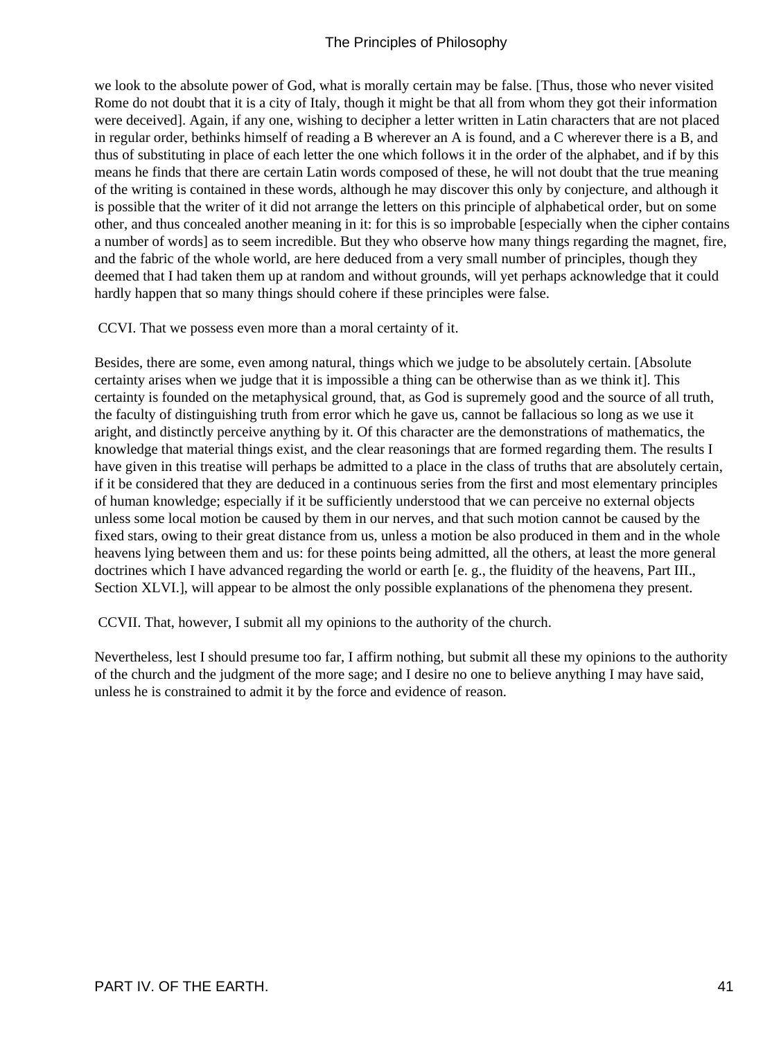we look to the absolute power of God, what is morally certain may be false. [Thus, those who never visited Rome do not doubt that it is a city of Italy, though it might be that all from whom they got their information were deceived]. Again, if any one, wishing to decipher a letter written in Latin characters that are not placed in regular order, bethinks himself of reading a B wherever an A is found, and a C wherever there is a B, and thus of substituting in place of each letter the one which follows it in the order of the alphabet, and if by this means he finds that there are certain Latin words composed of these, he will not doubt that the true meaning of the writing is contained in these words, although he may discover this only by conjecture, and although it is possible that the writer of it did not arrange the letters on this principle of alphabetical order, but on some other, and thus concealed another meaning in it: for this is so improbable [especially when the cipher contains a number of words] as to seem incredible. But they who observe how many things regarding the magnet, fire, and the fabric of the whole world, are here deduced from a very small number of principles, though they deemed that I had taken them up at random and without grounds, will yet perhaps acknowledge that it could hardly happen that so many things should cohere if these principles were false.

CCVI. That we possess even more than a moral certainty of it.

Besides, there are some, even among natural, things which we judge to be absolutely certain. [Absolute certainty arises when we judge that it is impossible a thing can be otherwise than as we think it]. This certainty is founded on the metaphysical ground, that, as God is supremely good and the source of all truth, the faculty of distinguishing truth from error which he gave us, cannot be fallacious so long as we use it aright, and distinctly perceive anything by it. Of this character are the demonstrations of mathematics, the knowledge that material things exist, and the clear reasonings that are formed regarding them. The results I have given in this treatise will perhaps be admitted to a place in the class of truths that are absolutely certain, if it be considered that they are deduced in a continuous series from the first and most elementary principles of human knowledge; especially if it be sufficiently understood that we can perceive no external objects unless some local motion be caused by them in our nerves, and that such motion cannot be caused by the fixed stars, owing to their great distance from us, unless a motion be also produced in them and in the whole heavens lying between them and us: for these points being admitted, all the others, at least the more general doctrines which I have advanced regarding the world or earth [e. g., the fluidity of the heavens, Part III., Section XLVI.], will appear to be almost the only possible explanations of the phenomena they present.

CCVII. That, however, I submit all my opinions to the authority of the church.

Nevertheless, lest I should presume too far, I affirm nothing, but submit all these my opinions to the authority of the church and the judgment of the more sage; and I desire no one to believe anything I may have said, unless he is constrained to admit it by the force and evidence of reason.